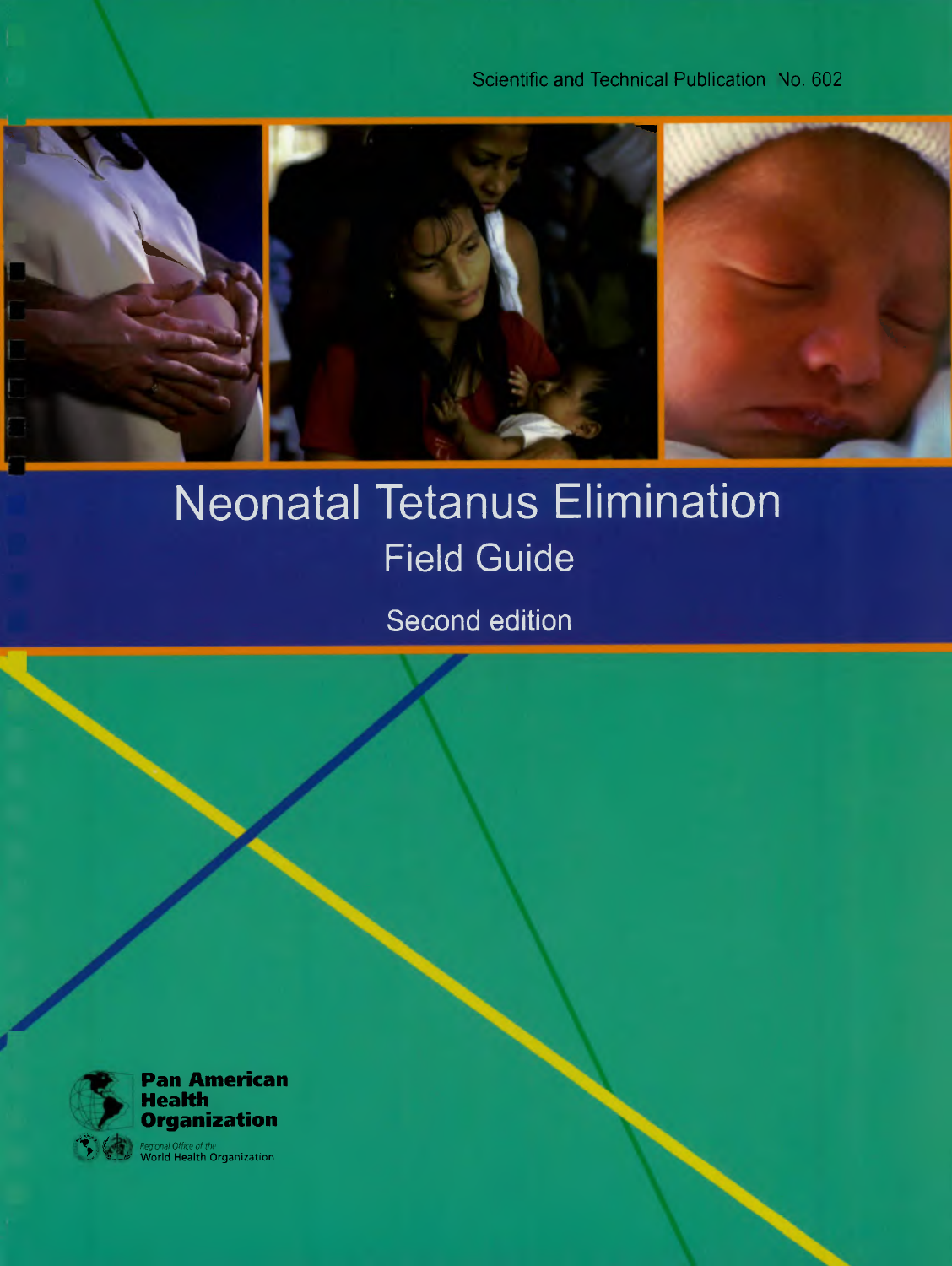Scientific and Technical Publication No. 602

# Neonatal Tetanus Elimination

## Field Guide

Second edition

**Pan American Health Organization**

Regional Office of the World Health Organization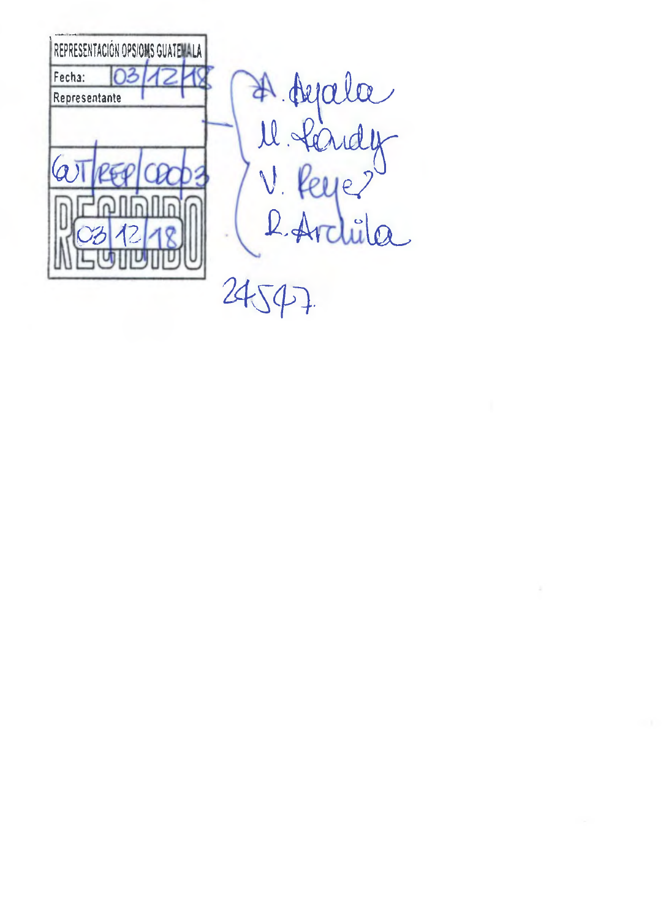| REPRESENTACIÓN OPS/OMS GUATEMALA | |
| --- | --- |
| Fecha: | 03/12/18 |
| Representante | |
| | |
| GUT/REP/CDC03 | |
| RECIBIDO 03/12/18 | |

A. Ayala
M. Pardy
V. Reyes
R. Archila

24547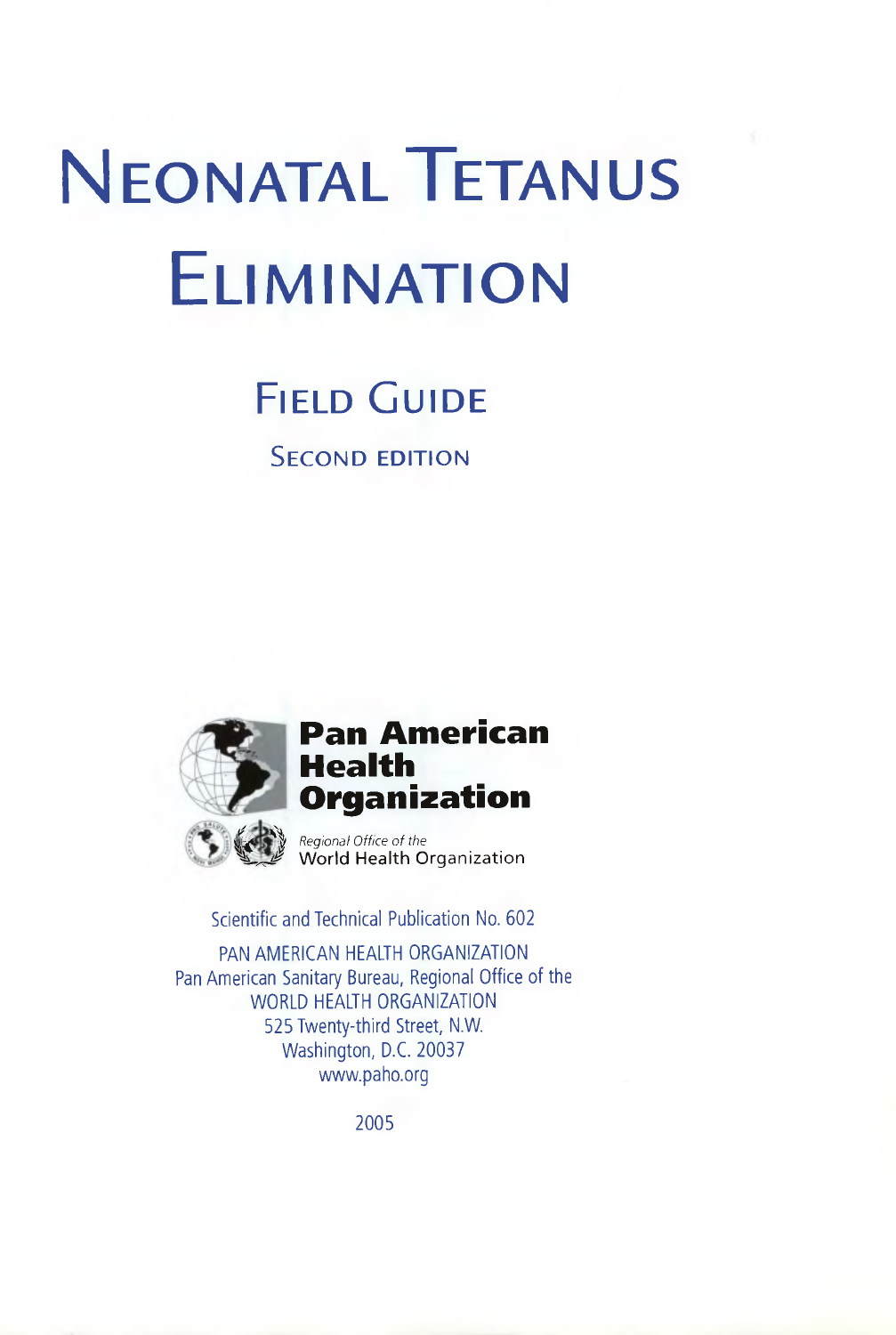# Neonatal Tetanus Elimination

## Field Guide

### Second edition

**Pan American Health Organization**

*Regional Office of the*
World Health Organization

Scientific and Technical Publication No. 602

PAN AMERICAN HEALTH ORGANIZATION
Pan American Sanitary Bureau, Regional Office of the
WORLD HEALTH ORGANIZATION
525 Twenty-third Street, N.W.
Washington, D.C. 20037
www.paho.org

2005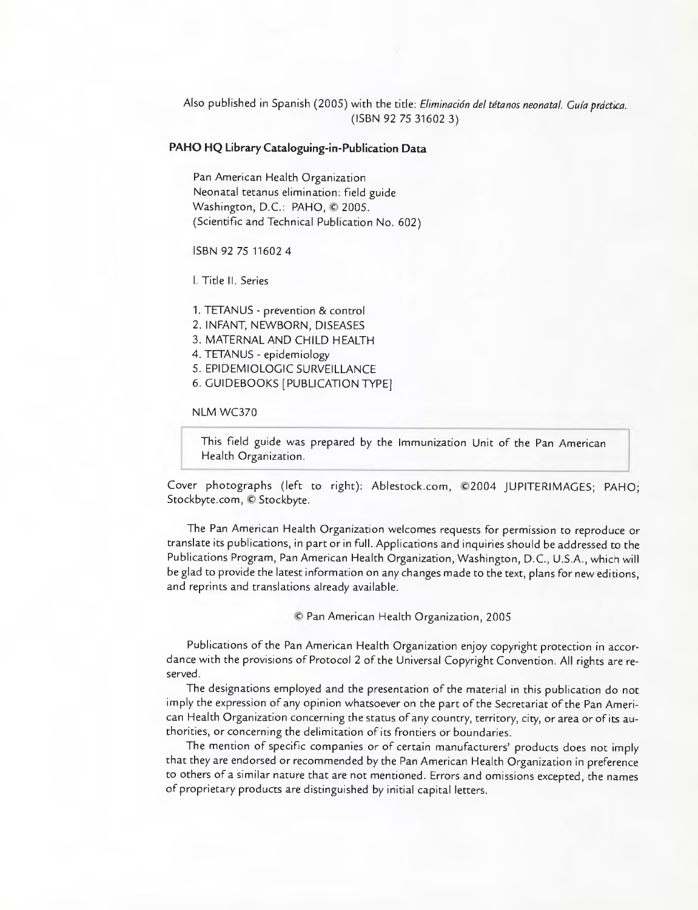Also published in Spanish (2005) with the title: *Eliminación del tétanos neonatal. Guía práctica.* (ISBN 92 75 31602 3)

**PAHO HQ Library Cataloguing-in-Publication Data**

Pan American Health Organization
Neonatal tetanus elimination: field guide
Washington, D.C.: PAHO, © 2005.
(Scientific and Technical Publication No. 602)

ISBN 92 75 11602 4

I. Title II. Series

1. TETANUS - prevention & control
2. INFANT, NEWBORN, DISEASES
3. MATERNAL AND CHILD HEALTH
4. TETANUS - epidemiology
5. EPIDEMIOLOGIC SURVEILLANCE
6. GUIDEBOOKS [PUBLICATION TYPE]

NLM WC370

This field guide was prepared by the Immunization Unit of the Pan American Health Organization.

Cover photographs (left to right): Ablestock.com, ©2004 JUPITERIMAGES; PAHO; Stockbyte.com, © Stockbyte.

The Pan American Health Organization welcomes requests for permission to reproduce or translate its publications, in part or in full. Applications and inquiries should be addressed to the Publications Program, Pan American Health Organization, Washington, D.C., U.S.A., which will be glad to provide the latest information on any changes made to the text, plans for new editions, and reprints and translations already available.

© Pan American Health Organization, 2005

Publications of the Pan American Health Organization enjoy copyright protection in accordance with the provisions of Protocol 2 of the Universal Copyright Convention. All rights are reserved.

The designations employed and the presentation of the material in this publication do not imply the expression of any opinion whatsoever on the part of the Secretariat of the Pan American Health Organization concerning the status of any country, territory, city, or area or of its authorities, or concerning the delimitation of its frontiers or boundaries.

The mention of specific companies or of certain manufacturers' products does not imply that they are endorsed or recommended by the Pan American Health Organization in preference to others of a similar nature that are not mentioned. Errors and omissions excepted, the names of proprietary products are distinguished by initial capital letters.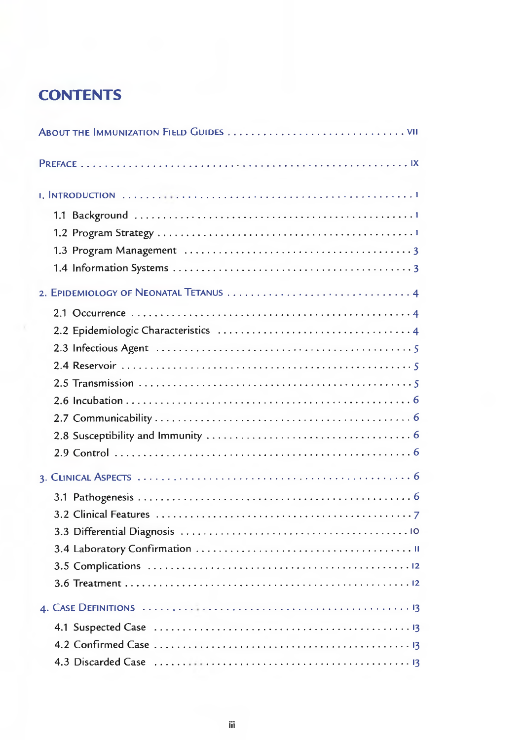# CONTENTS

About the Immunization Field Guides . . . . . . . . . . . . . . . . . . . . . . . . . . . . . vii

Preface . . . . . . . . . . . . . . . . . . . . . . . . . . . . . . . . . . . . . . . . . . . . . . . . . . . . . ix

1. Introduction . . . . . . . . . . . . . . . . . . . . . . . . . . . . . . . . . . . . . . . . . . . . . . . 1
   - 1.1 Background . . . . . . . . . . . . . . . . . . . . . . . . . . . . . . . . . . . . . . . . . . . 1
   - 1.2 Program Strategy . . . . . . . . . . . . . . . . . . . . . . . . . . . . . . . . . . . . . . . 1
   - 1.3 Program Management . . . . . . . . . . . . . . . . . . . . . . . . . . . . . . . . . . . 3
   - 1.4 Information Systems . . . . . . . . . . . . . . . . . . . . . . . . . . . . . . . . . . . . 3

2. Epidemiology of Neonatal Tetanus . . . . . . . . . . . . . . . . . . . . . . . . . . . . . . 4
   - 2.1 Occurrence . . . . . . . . . . . . . . . . . . . . . . . . . . . . . . . . . . . . . . . . . . . 4
   - 2.2 Epidemiologic Characteristics . . . . . . . . . . . . . . . . . . . . . . . . . . . . . . 4
   - 2.3 Infectious Agent . . . . . . . . . . . . . . . . . . . . . . . . . . . . . . . . . . . . . . . 5
   - 2.4 Reservoir . . . . . . . . . . . . . . . . . . . . . . . . . . . . . . . . . . . . . . . . . . . . 5
   - 2.5 Transmission . . . . . . . . . . . . . . . . . . . . . . . . . . . . . . . . . . . . . . . . . 5
   - 2.6 Incubation . . . . . . . . . . . . . . . . . . . . . . . . . . . . . . . . . . . . . . . . . . . 6
   - 2.7 Communicability . . . . . . . . . . . . . . . . . . . . . . . . . . . . . . . . . . . . . . 6
   - 2.8 Susceptibility and Immunity . . . . . . . . . . . . . . . . . . . . . . . . . . . . . . . 6
   - 2.9 Control . . . . . . . . . . . . . . . . . . . . . . . . . . . . . . . . . . . . . . . . . . . . . 6

3. Clinical Aspects . . . . . . . . . . . . . . . . . . . . . . . . . . . . . . . . . . . . . . . . . . . 6
   - 3.1 Pathogenesis . . . . . . . . . . . . . . . . . . . . . . . . . . . . . . . . . . . . . . . . . 6
   - 3.2 Clinical Features . . . . . . . . . . . . . . . . . . . . . . . . . . . . . . . . . . . . . . 7
   - 3.3 Differential Diagnosis . . . . . . . . . . . . . . . . . . . . . . . . . . . . . . . . . . . 10
   - 3.4 Laboratory Confirmation . . . . . . . . . . . . . . . . . . . . . . . . . . . . . . . . . 11
   - 3.5 Complications . . . . . . . . . . . . . . . . . . . . . . . . . . . . . . . . . . . . . . . . 12
   - 3.6 Treatment . . . . . . . . . . . . . . . . . . . . . . . . . . . . . . . . . . . . . . . . . . . 12

4. Case Definitions . . . . . . . . . . . . . . . . . . . . . . . . . . . . . . . . . . . . . . . . . . 13
   - 4.1 Suspected Case . . . . . . . . . . . . . . . . . . . . . . . . . . . . . . . . . . . . . . . 13
   - 4.2 Confirmed Case . . . . . . . . . . . . . . . . . . . . . . . . . . . . . . . . . . . . . . . 13
   - 4.3 Discarded Case . . . . . . . . . . . . . . . . . . . . . . . . . . . . . . . . . . . . . . . 13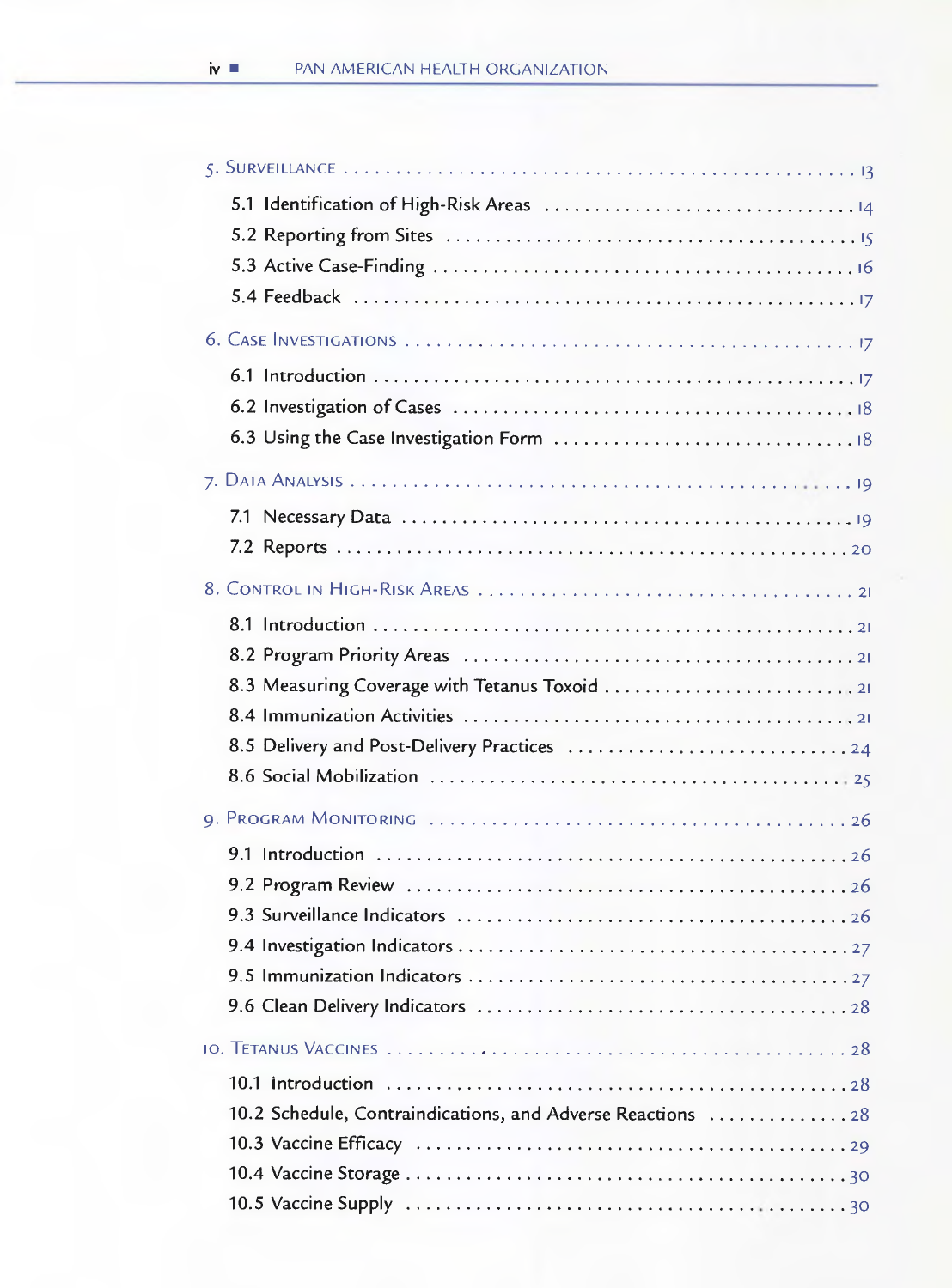5. Surveillance . . . . . . . . . . . . . . . . . . . . . . . . . . . . . . . . . . . . . . . . . . . . . 13

- 5.1 Identification of High-Risk Areas . . . . . . . . . . . . . . . . . . . . . . . . . . . . . . . 14
- 5.2 Reporting from Sites . . . . . . . . . . . . . . . . . . . . . . . . . . . . . . . . . . . . . . . . 15
- 5.3 Active Case-Finding . . . . . . . . . . . . . . . . . . . . . . . . . . . . . . . . . . . . . . . . 16
- 5.4 Feedback . . . . . . . . . . . . . . . . . . . . . . . . . . . . . . . . . . . . . . . . . . . . . . . . 17

6. Case Investigations . . . . . . . . . . . . . . . . . . . . . . . . . . . . . . . . . . . . . . . . 17

- 6.1 Introduction . . . . . . . . . . . . . . . . . . . . . . . . . . . . . . . . . . . . . . . . . . . . . 17
- 6.2 Investigation of Cases . . . . . . . . . . . . . . . . . . . . . . . . . . . . . . . . . . . . . . 18
- 6.3 Using the Case Investigation Form . . . . . . . . . . . . . . . . . . . . . . . . . . . . . 18

7. Data Analysis . . . . . . . . . . . . . . . . . . . . . . . . . . . . . . . . . . . . . . . . . . . . 19

- 7.1 Necessary Data . . . . . . . . . . . . . . . . . . . . . . . . . . . . . . . . . . . . . . . . . . . 19
- 7.2 Reports . . . . . . . . . . . . . . . . . . . . . . . . . . . . . . . . . . . . . . . . . . . . . . . . . 20

8. Control in High-Risk Areas . . . . . . . . . . . . . . . . . . . . . . . . . . . . . . . . . . . 21

- 8.1 Introduction . . . . . . . . . . . . . . . . . . . . . . . . . . . . . . . . . . . . . . . . . . . . . 21
- 8.2 Program Priority Areas . . . . . . . . . . . . . . . . . . . . . . . . . . . . . . . . . . . . . 21
- 8.3 Measuring Coverage with Tetanus Toxoid . . . . . . . . . . . . . . . . . . . . . . . . 21
- 8.4 Immunization Activities . . . . . . . . . . . . . . . . . . . . . . . . . . . . . . . . . . . . . 21
- 8.5 Delivery and Post-Delivery Practices . . . . . . . . . . . . . . . . . . . . . . . . . . . 24
- 8.6 Social Mobilization . . . . . . . . . . . . . . . . . . . . . . . . . . . . . . . . . . . . . . . . 25

9. Program Monitoring . . . . . . . . . . . . . . . . . . . . . . . . . . . . . . . . . . . . . . . . 26

- 9.1 Introduction . . . . . . . . . . . . . . . . . . . . . . . . . . . . . . . . . . . . . . . . . . . . . 26
- 9.2 Program Review . . . . . . . . . . . . . . . . . . . . . . . . . . . . . . . . . . . . . . . . . . 26
- 9.3 Surveillance Indicators . . . . . . . . . . . . . . . . . . . . . . . . . . . . . . . . . . . . . 26
- 9.4 Investigation Indicators . . . . . . . . . . . . . . . . . . . . . . . . . . . . . . . . . . . . 27
- 9.5 Immunization Indicators . . . . . . . . . . . . . . . . . . . . . . . . . . . . . . . . . . . . 27
- 9.6 Clean Delivery Indicators . . . . . . . . . . . . . . . . . . . . . . . . . . . . . . . . . . . 28

10. Tetanus Vaccines . . . . . . . . . . . . . . . . . . . . . . . . . . . . . . . . . . . . . . . . . 28

- 10.1 Introduction . . . . . . . . . . . . . . . . . . . . . . . . . . . . . . . . . . . . . . . . . . . . 28
- 10.2 Schedule, Contraindications, and Adverse Reactions . . . . . . . . . . . . . . 28
- 10.3 Vaccine Efficacy . . . . . . . . . . . . . . . . . . . . . . . . . . . . . . . . . . . . . . . . . 29
- 10.4 Vaccine Storage . . . . . . . . . . . . . . . . . . . . . . . . . . . . . . . . . . . . . . . . . 30
- 10.5 Vaccine Supply . . . . . . . . . . . . . . . . . . . . . . . . . . . . . . . . . . . . . . . . . . 30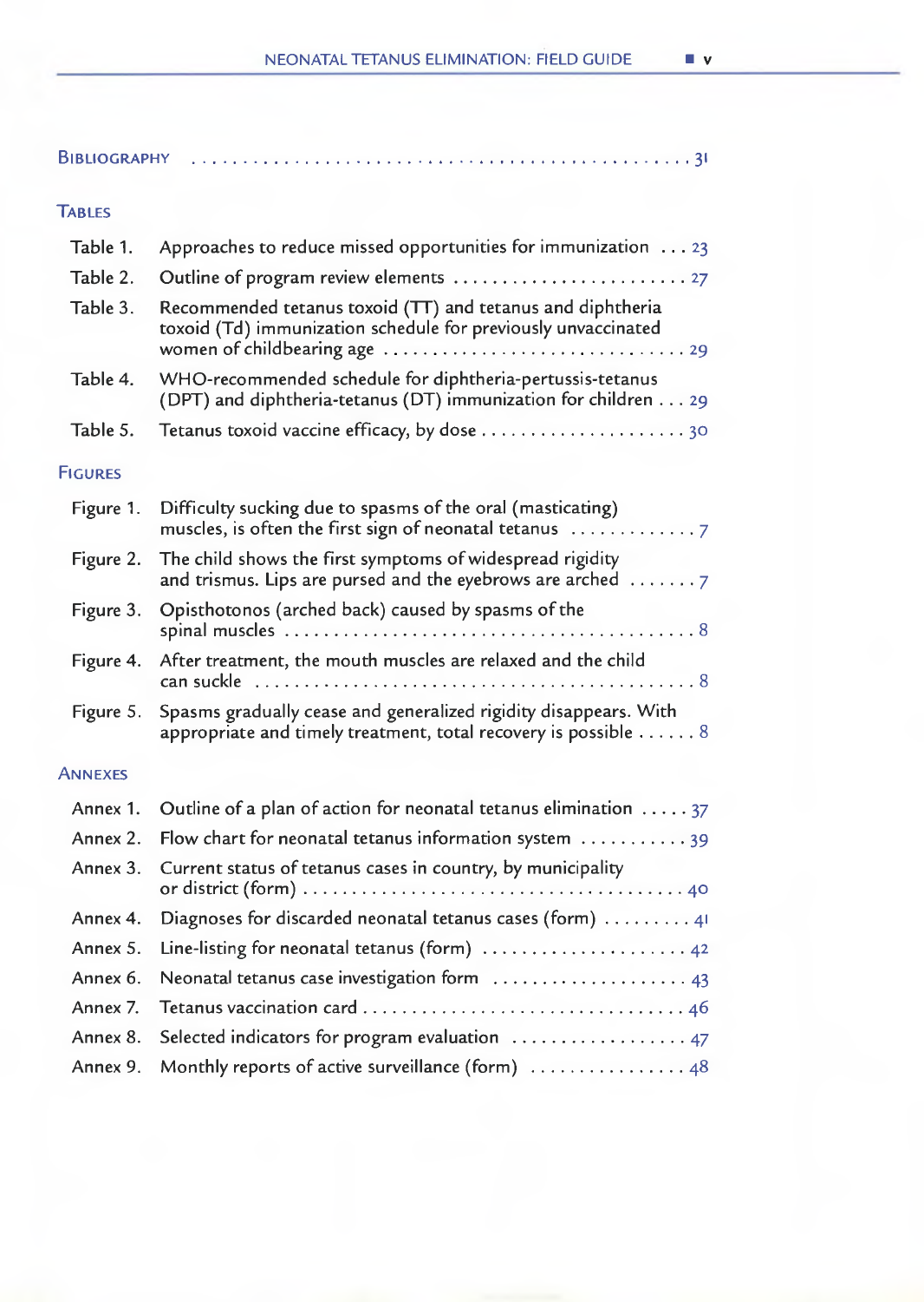Bibliography . . . . . . . . . . . . . . . . . . . . . . . . . . . . . . . . . . . . . . . . . . . . . . . . 31

## Tables

Table 1. Approaches to reduce missed opportunities for immunization . . . 23

Table 2. Outline of program review elements . . . . . . . . . . . . . . . . . . . . . . . . 27

Table 3. Recommended tetanus toxoid (TT) and tetanus and diphtheria toxoid (Td) immunization schedule for previously unvaccinated women of childbearing age . . . . . . . . . . . . . . . . . . . . . . . . . . . . . . 29

Table 4. WHO-recommended schedule for diphtheria-pertussis-tetanus (DPT) and diphtheria-tetanus (DT) immunization for children . . . 29

Table 5. Tetanus toxoid vaccine efficacy, by dose . . . . . . . . . . . . . . . . . . . . . 30

## Figures

Figure 1. Difficulty sucking due to spasms of the oral (masticating) muscles, is often the first sign of neonatal tetanus . . . . . . . . . . . . . 7

Figure 2. The child shows the first symptoms of widespread rigidity and trismus. Lips are pursed and the eyebrows are arched . . . . . . . 7

Figure 3. Opisthotonos (arched back) caused by spasms of the spinal muscles . . . . . . . . . . . . . . . . . . . . . . . . . . . . . . . . . . . . . . . . . . 8

Figure 4. After treatment, the mouth muscles are relaxed and the child can suckle . . . . . . . . . . . . . . . . . . . . . . . . . . . . . . . . . . . . . . . . . . . . . 8

Figure 5. Spasms gradually cease and generalized rigidity disappears. With appropriate and timely treatment, total recovery is possible . . . . . . 8

## Annexes

Annex 1. Outline of a plan of action for neonatal tetanus elimination . . . . . 37

Annex 2. Flow chart for neonatal tetanus information system . . . . . . . . . . . 39

Annex 3. Current status of tetanus cases in country, by municipality or district (form) . . . . . . . . . . . . . . . . . . . . . . . . . . . . . . . . . . . . . . . . 40

Annex 4. Diagnoses for discarded neonatal tetanus cases (form) . . . . . . . . . 41

Annex 5. Line-listing for neonatal tetanus (form) . . . . . . . . . . . . . . . . . . . . . . 42

Annex 6. Neonatal tetanus case investigation form . . . . . . . . . . . . . . . . . . . . 43

Annex 7. Tetanus vaccination card . . . . . . . . . . . . . . . . . . . . . . . . . . . . . . . . . 46

Annex 8. Selected indicators for program evaluation . . . . . . . . . . . . . . . . . . . 47

Annex 9. Monthly reports of active surveillance (form) . . . . . . . . . . . . . . . . 48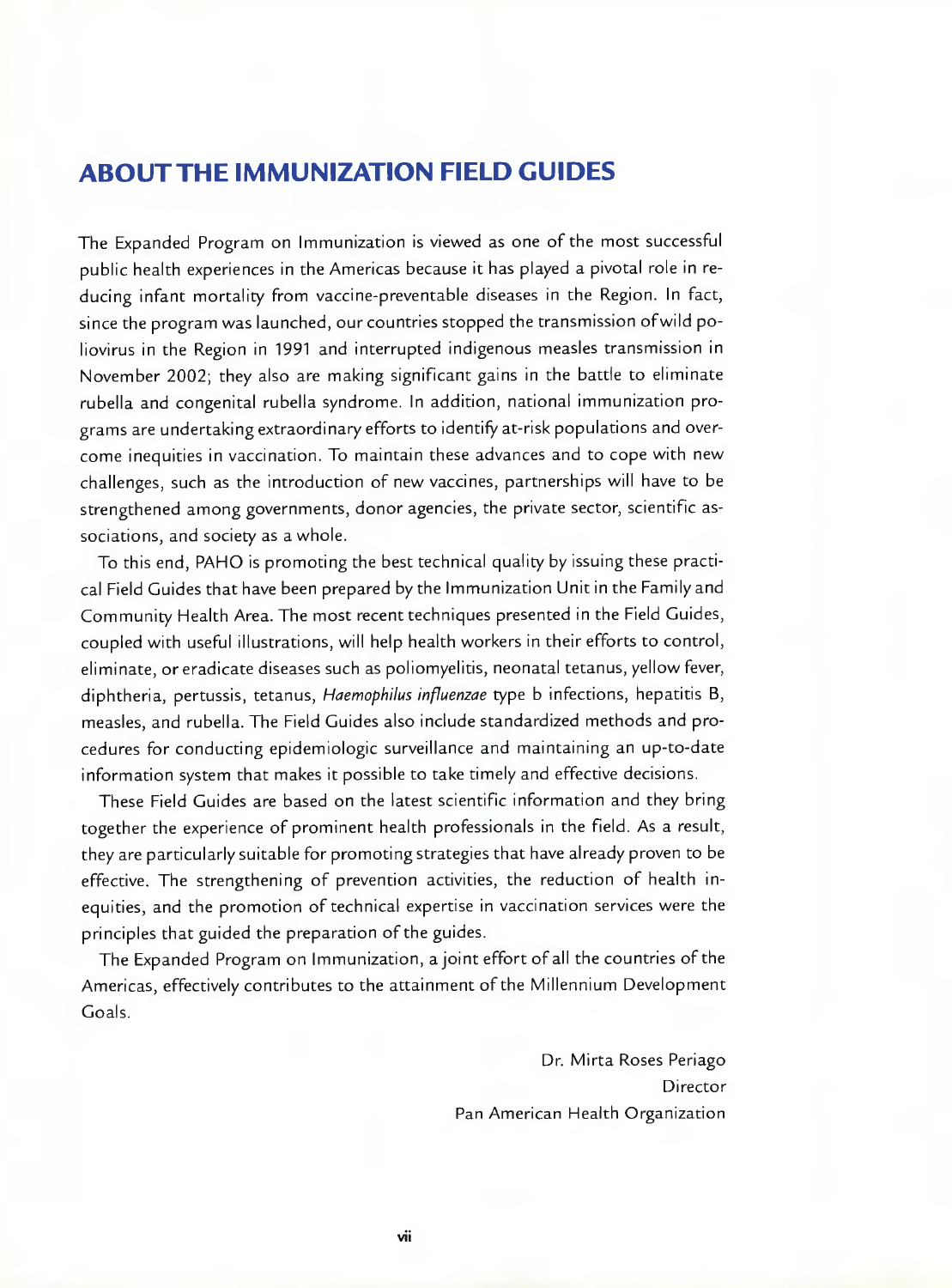# ABOUT THE IMMUNIZATION FIELD GUIDES

The Expanded Program on Immunization is viewed as one of the most successful public health experiences in the Americas because it has played a pivotal role in reducing infant mortality from vaccine-preventable diseases in the Region. In fact, since the program was launched, our countries stopped the transmission of wild poliovirus in the Region in 1991 and interrupted indigenous measles transmission in November 2002; they also are making significant gains in the battle to eliminate rubella and congenital rubella syndrome. In addition, national immunization programs are undertaking extraordinary efforts to identify at-risk populations and overcome inequities in vaccination. To maintain these advances and to cope with new challenges, such as the introduction of new vaccines, partnerships will have to be strengthened among governments, donor agencies, the private sector, scientific associations, and society as a whole.

To this end, PAHO is promoting the best technical quality by issuing these practical Field Guides that have been prepared by the Immunization Unit in the Family and Community Health Area. The most recent techniques presented in the Field Guides, coupled with useful illustrations, will help health workers in their efforts to control, eliminate, or eradicate diseases such as poliomyelitis, neonatal tetanus, yellow fever, diphtheria, pertussis, tetanus, *Haemophilus influenzae* type b infections, hepatitis B, measles, and rubella. The Field Guides also include standardized methods and procedures for conducting epidemiologic surveillance and maintaining an up-to-date information system that makes it possible to take timely and effective decisions.

These Field Guides are based on the latest scientific information and they bring together the experience of prominent health professionals in the field. As a result, they are particularly suitable for promoting strategies that have already proven to be effective. The strengthening of prevention activities, the reduction of health inequities, and the promotion of technical expertise in vaccination services were the principles that guided the preparation of the guides.

The Expanded Program on Immunization, a joint effort of all the countries of the Americas, effectively contributes to the attainment of the Millennium Development Goals.

Dr. Mirta Roses Periago
Director
Pan American Health Organization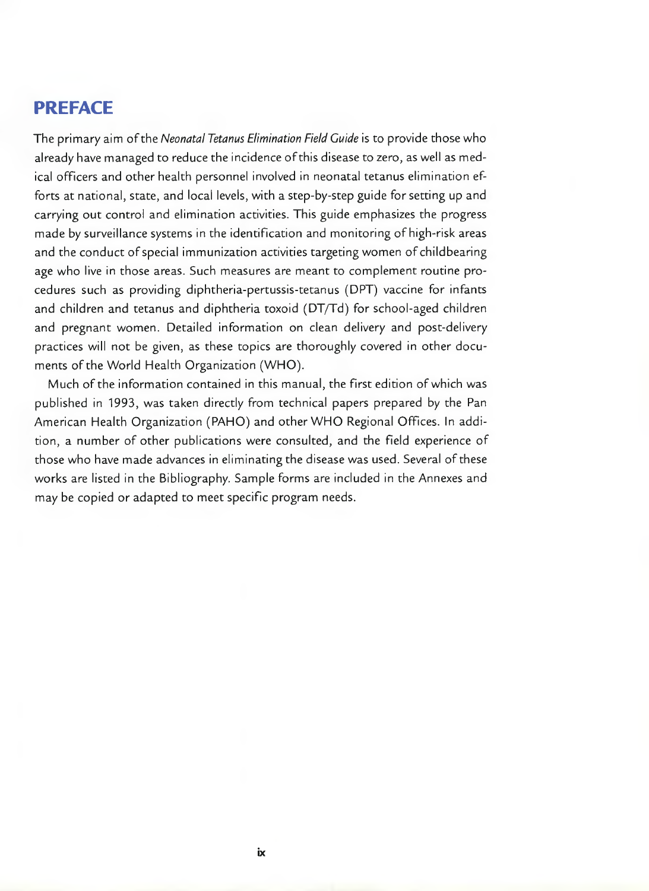# PREFACE

The primary aim of the *Neonatal Tetanus Elimination Field Guide* is to provide those who already have managed to reduce the incidence of this disease to zero, as well as medical officers and other health personnel involved in neonatal tetanus elimination efforts at national, state, and local levels, with a step-by-step guide for setting up and carrying out control and elimination activities. This guide emphasizes the progress made by surveillance systems in the identification and monitoring of high-risk areas and the conduct of special immunization activities targeting women of childbearing age who live in those areas. Such measures are meant to complement routine procedures such as providing diphtheria-pertussis-tetanus (DPT) vaccine for infants and children and tetanus and diphtheria toxoid (DT/Td) for school-aged children and pregnant women. Detailed information on clean delivery and post-delivery practices will not be given, as these topics are thoroughly covered in other documents of the World Health Organization (WHO).

Much of the information contained in this manual, the first edition of which was published in 1993, was taken directly from technical papers prepared by the Pan American Health Organization (PAHO) and other WHO Regional Offices. In addition, a number of other publications were consulted, and the field experience of those who have made advances in eliminating the disease was used. Several of these works are listed in the Bibliography. Sample forms are included in the Annexes and may be copied or adapted to meet specific program needs.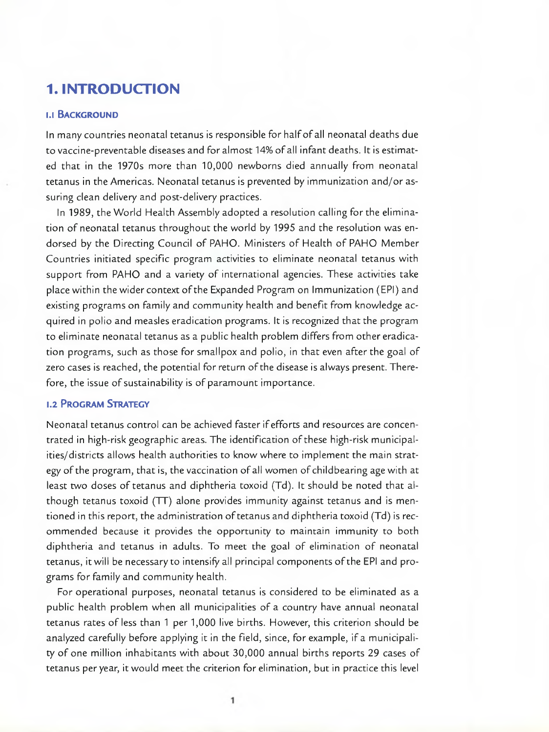# 1. INTRODUCTION

## 1.1 Background

In many countries neonatal tetanus is responsible for half of all neonatal deaths due to vaccine-preventable diseases and for almost 14% of all infant deaths. It is estimated that in the 1970s more than 10,000 newborns died annually from neonatal tetanus in the Americas. Neonatal tetanus is prevented by immunization and/or assuring clean delivery and post-delivery practices.

In 1989, the World Health Assembly adopted a resolution calling for the elimination of neonatal tetanus throughout the world by 1995 and the resolution was endorsed by the Directing Council of PAHO. Ministers of Health of PAHO Member Countries initiated specific program activities to eliminate neonatal tetanus with support from PAHO and a variety of international agencies. These activities take place within the wider context of the Expanded Program on Immunization (EPI) and existing programs on family and community health and benefit from knowledge acquired in polio and measles eradication programs. It is recognized that the program to eliminate neonatal tetanus as a public health problem differs from other eradication programs, such as those for smallpox and polio, in that even after the goal of zero cases is reached, the potential for return of the disease is always present. Therefore, the issue of sustainability is of paramount importance.

## 1.2 Program Strategy

Neonatal tetanus control can be achieved faster if efforts and resources are concentrated in high-risk geographic areas. The identification of these high-risk municipalities/districts allows health authorities to know where to implement the main strategy of the program, that is, the vaccination of all women of childbearing age with at least two doses of tetanus and diphtheria toxoid (Td). It should be noted that although tetanus toxoid (TT) alone provides immunity against tetanus and is mentioned in this report, the administration of tetanus and diphtheria toxoid (Td) is recommended because it provides the opportunity to maintain immunity to both diphtheria and tetanus in adults. To meet the goal of elimination of neonatal tetanus, it will be necessary to intensify all principal components of the EPI and programs for family and community health.

For operational purposes, neonatal tetanus is considered to be eliminated as a public health problem when all municipalities of a country have annual neonatal tetanus rates of less than 1 per 1,000 live births. However, this criterion should be analyzed carefully before applying it in the field, since, for example, if a municipality of one million inhabitants with about 30,000 annual births reports 29 cases of tetanus per year, it would meet the criterion for elimination, but in practice this level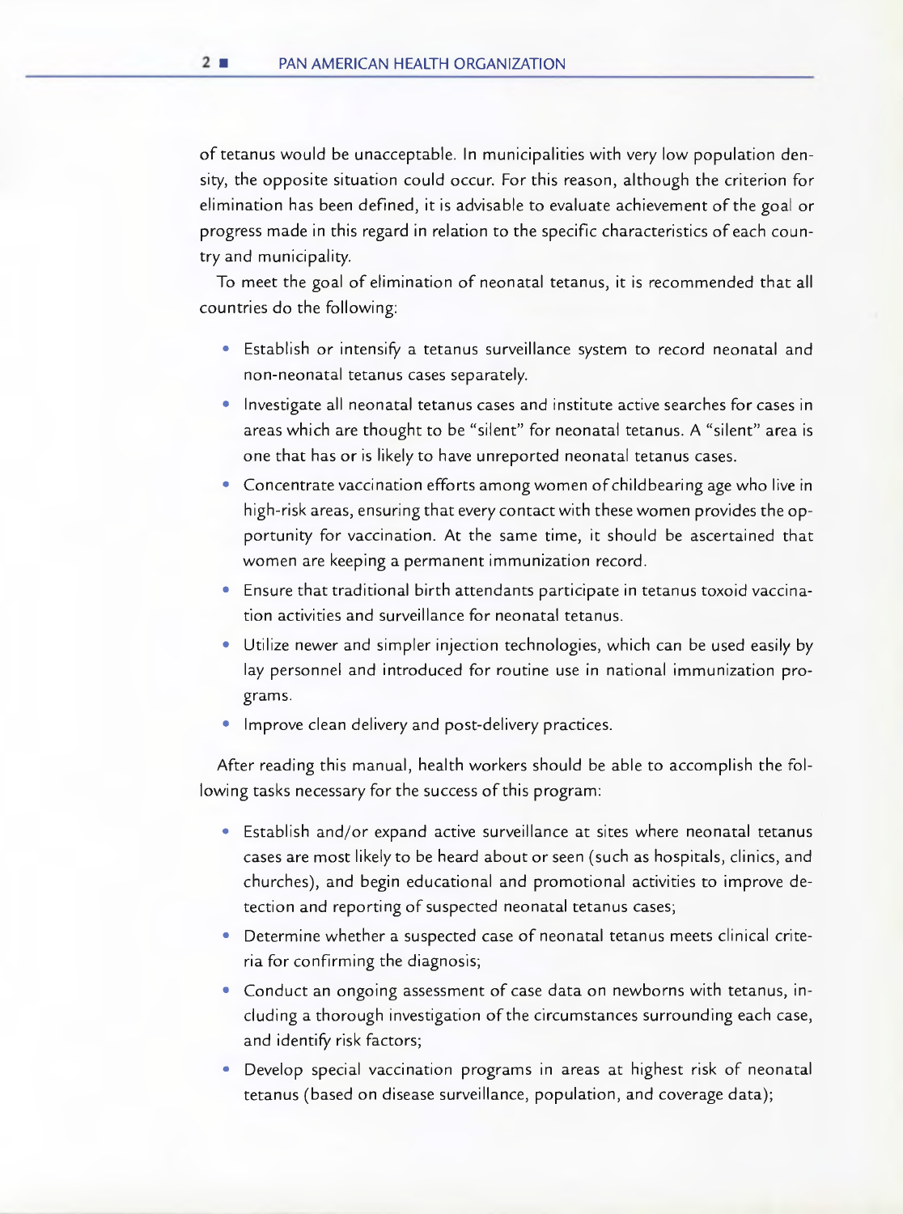of tetanus would be unacceptable. In municipalities with very low population density, the opposite situation could occur. For this reason, although the criterion for elimination has been defined, it is advisable to evaluate achievement of the goal or progress made in this regard in relation to the specific characteristics of each country and municipality.

To meet the goal of elimination of neonatal tetanus, it is recommended that all countries do the following:

- Establish or intensify a tetanus surveillance system to record neonatal and non-neonatal tetanus cases separately.
- Investigate all neonatal tetanus cases and institute active searches for cases in areas which are thought to be "silent" for neonatal tetanus. A "silent" area is one that has or is likely to have unreported neonatal tetanus cases.
- Concentrate vaccination efforts among women of childbearing age who live in high-risk areas, ensuring that every contact with these women provides the opportunity for vaccination. At the same time, it should be ascertained that women are keeping a permanent immunization record.
- Ensure that traditional birth attendants participate in tetanus toxoid vaccination activities and surveillance for neonatal tetanus.
- Utilize newer and simpler injection technologies, which can be used easily by lay personnel and introduced for routine use in national immunization programs.
- Improve clean delivery and post-delivery practices.

After reading this manual, health workers should be able to accomplish the following tasks necessary for the success of this program:

- Establish and/or expand active surveillance at sites where neonatal tetanus cases are most likely to be heard about or seen (such as hospitals, clinics, and churches), and begin educational and promotional activities to improve detection and reporting of suspected neonatal tetanus cases;
- Determine whether a suspected case of neonatal tetanus meets clinical criteria for confirming the diagnosis;
- Conduct an ongoing assessment of case data on newborns with tetanus, including a thorough investigation of the circumstances surrounding each case, and identify risk factors;
- Develop special vaccination programs in areas at highest risk of neonatal tetanus (based on disease surveillance, population, and coverage data);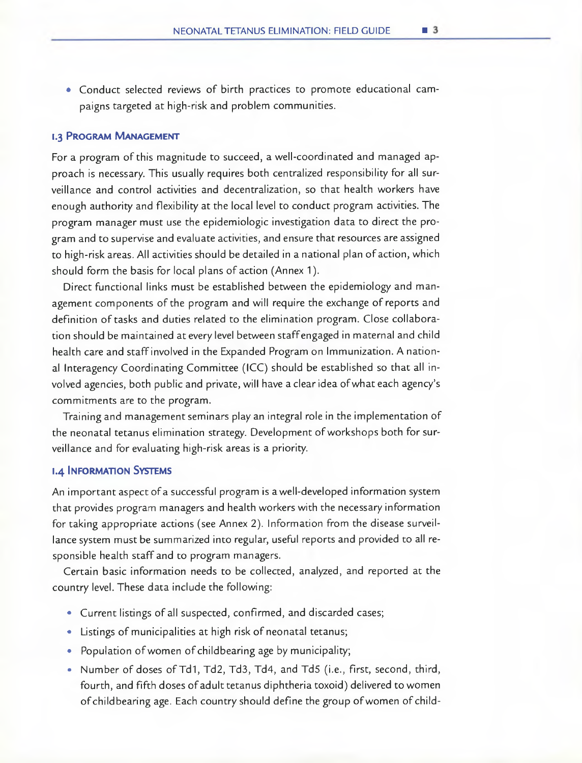- Conduct selected reviews of birth practices to promote educational campaigns targeted at high-risk and problem communities.

### 1.3 Program Management

For a program of this magnitude to succeed, a well-coordinated and managed approach is necessary. This usually requires both centralized responsibility for all surveillance and control activities and decentralization, so that health workers have enough authority and flexibility at the local level to conduct program activities. The program manager must use the epidemiologic investigation data to direct the program and to supervise and evaluate activities, and ensure that resources are assigned to high-risk areas. All activities should be detailed in a national plan of action, which should form the basis for local plans of action (Annex 1).

Direct functional links must be established between the epidemiology and management components of the program and will require the exchange of reports and definition of tasks and duties related to the elimination program. Close collaboration should be maintained at every level between staff engaged in maternal and child health care and staff involved in the Expanded Program on Immunization. A national Interagency Coordinating Committee (ICC) should be established so that all involved agencies, both public and private, will have a clear idea of what each agency's commitments are to the program.

Training and management seminars play an integral role in the implementation of the neonatal tetanus elimination strategy. Development of workshops both for surveillance and for evaluating high-risk areas is a priority.

### 1.4 Information Systems

An important aspect of a successful program is a well-developed information system that provides program managers and health workers with the necessary information for taking appropriate actions (see Annex 2). Information from the disease surveillance system must be summarized into regular, useful reports and provided to all responsible health staff and to program managers.

Certain basic information needs to be collected, analyzed, and reported at the country level. These data include the following:

- Current listings of all suspected, confirmed, and discarded cases;
- Listings of municipalities at high risk of neonatal tetanus;
- Population of women of childbearing age by municipality;
- Number of doses of Td1, Td2, Td3, Td4, and Td5 (i.e., first, second, third, fourth, and fifth doses of adult tetanus diphtheria toxoid) delivered to women of childbearing age. Each country should define the group of women of child-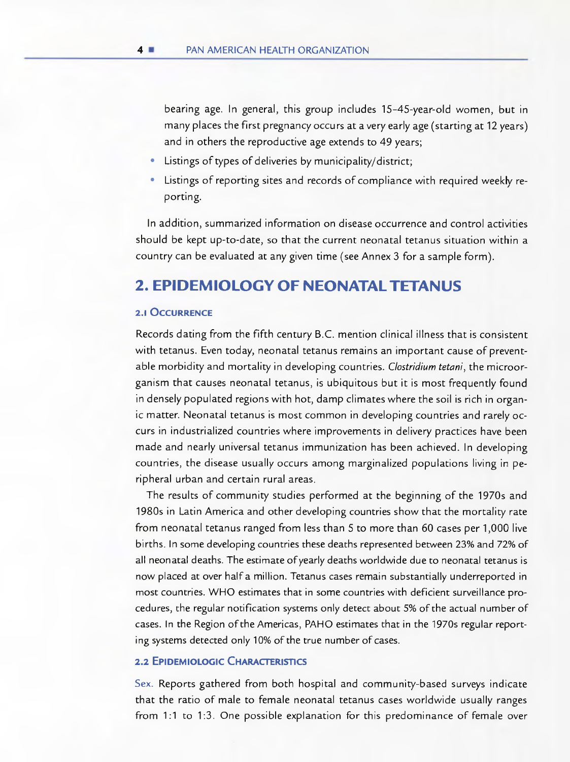bearing age. In general, this group includes 15-45-year-old women, but in many places the first pregnancy occurs at a very early age (starting at 12 years) and in others the reproductive age extends to 49 years;

- Listings of types of deliveries by municipality/district;
- Listings of reporting sites and records of compliance with required weekly reporting.

In addition, summarized information on disease occurrence and control activities should be kept up-to-date, so that the current neonatal tetanus situation within a country can be evaluated at any given time (see Annex 3 for a sample form).

## 2. EPIDEMIOLOGY OF NEONATAL TETANUS

### 2.1 Occurrence

Records dating from the fifth century B.C. mention clinical illness that is consistent with tetanus. Even today, neonatal tetanus remains an important cause of preventable morbidity and mortality in developing countries. *Clostridium tetani*, the microorganism that causes neonatal tetanus, is ubiquitous but it is most frequently found in densely populated regions with hot, damp climates where the soil is rich in organic matter. Neonatal tetanus is most common in developing countries and rarely occurs in industrialized countries where improvements in delivery practices have been made and nearly universal tetanus immunization has been achieved. In developing countries, the disease usually occurs among marginalized populations living in peripheral urban and certain rural areas.

The results of community studies performed at the beginning of the 1970s and 1980s in Latin America and other developing countries show that the mortality rate from neonatal tetanus ranged from less than 5 to more than 60 cases per 1,000 live births. In some developing countries these deaths represented between 23% and 72% of all neonatal deaths. The estimate of yearly deaths worldwide due to neonatal tetanus is now placed at over half a million. Tetanus cases remain substantially underreported in most countries. WHO estimates that in some countries with deficient surveillance procedures, the regular notification systems only detect about 5% of the actual number of cases. In the Region of the Americas, PAHO estimates that in the 1970s regular reporting systems detected only 10% of the true number of cases.

### 2.2 Epidemiologic Characteristics

Sex. Reports gathered from both hospital and community-based surveys indicate that the ratio of male to female neonatal tetanus cases worldwide usually ranges from 1:1 to 1:3. One possible explanation for this predominance of female over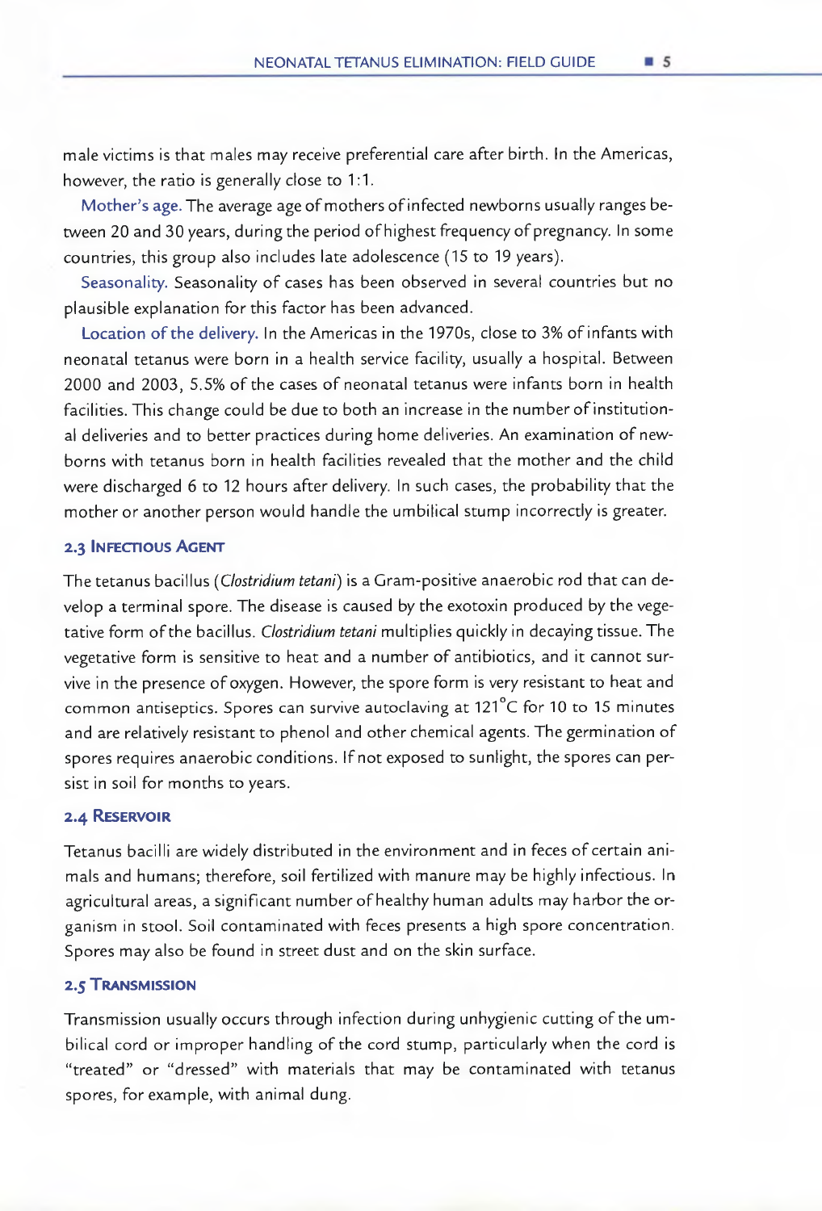male victims is that males may receive preferential care after birth. In the Americas, however, the ratio is generally close to 1:1.

**Mother's age.** The average age of mothers of infected newborns usually ranges between 20 and 30 years, during the period of highest frequency of pregnancy. In some countries, this group also includes late adolescence (15 to 19 years).

**Seasonality.** Seasonality of cases has been observed in several countries but no plausible explanation for this factor has been advanced.

**Location of the delivery.** In the Americas in the 1970s, close to 3% of infants with neonatal tetanus were born in a health service facility, usually a hospital. Between 2000 and 2003, 5.5% of the cases of neonatal tetanus were infants born in health facilities. This change could be due to both an increase in the number of institutional deliveries and to better practices during home deliveries. An examination of newborns with tetanus born in health facilities revealed that the mother and the child were discharged 6 to 12 hours after delivery. In such cases, the probability that the mother or another person would handle the umbilical stump incorrectly is greater.

### 2.3 Infectious Agent

The tetanus bacillus (*Clostridium tetani*) is a Gram-positive anaerobic rod that can develop a terminal spore. The disease is caused by the exotoxin produced by the vegetative form of the bacillus. *Clostridium tetani* multiplies quickly in decaying tissue. The vegetative form is sensitive to heat and a number of antibiotics, and it cannot survive in the presence of oxygen. However, the spore form is very resistant to heat and common antiseptics. Spores can survive autoclaving at 121°C for 10 to 15 minutes and are relatively resistant to phenol and other chemical agents. The germination of spores requires anaerobic conditions. If not exposed to sunlight, the spores can persist in soil for months to years.

### 2.4 Reservoir

Tetanus bacilli are widely distributed in the environment and in feces of certain animals and humans; therefore, soil fertilized with manure may be highly infectious. In agricultural areas, a significant number of healthy human adults may harbor the organism in stool. Soil contaminated with feces presents a high spore concentration. Spores may also be found in street dust and on the skin surface.

### 2.5 Transmission

Transmission usually occurs through infection during unhygienic cutting of the umbilical cord or improper handling of the cord stump, particularly when the cord is "treated" or "dressed" with materials that may be contaminated with tetanus spores, for example, with animal dung.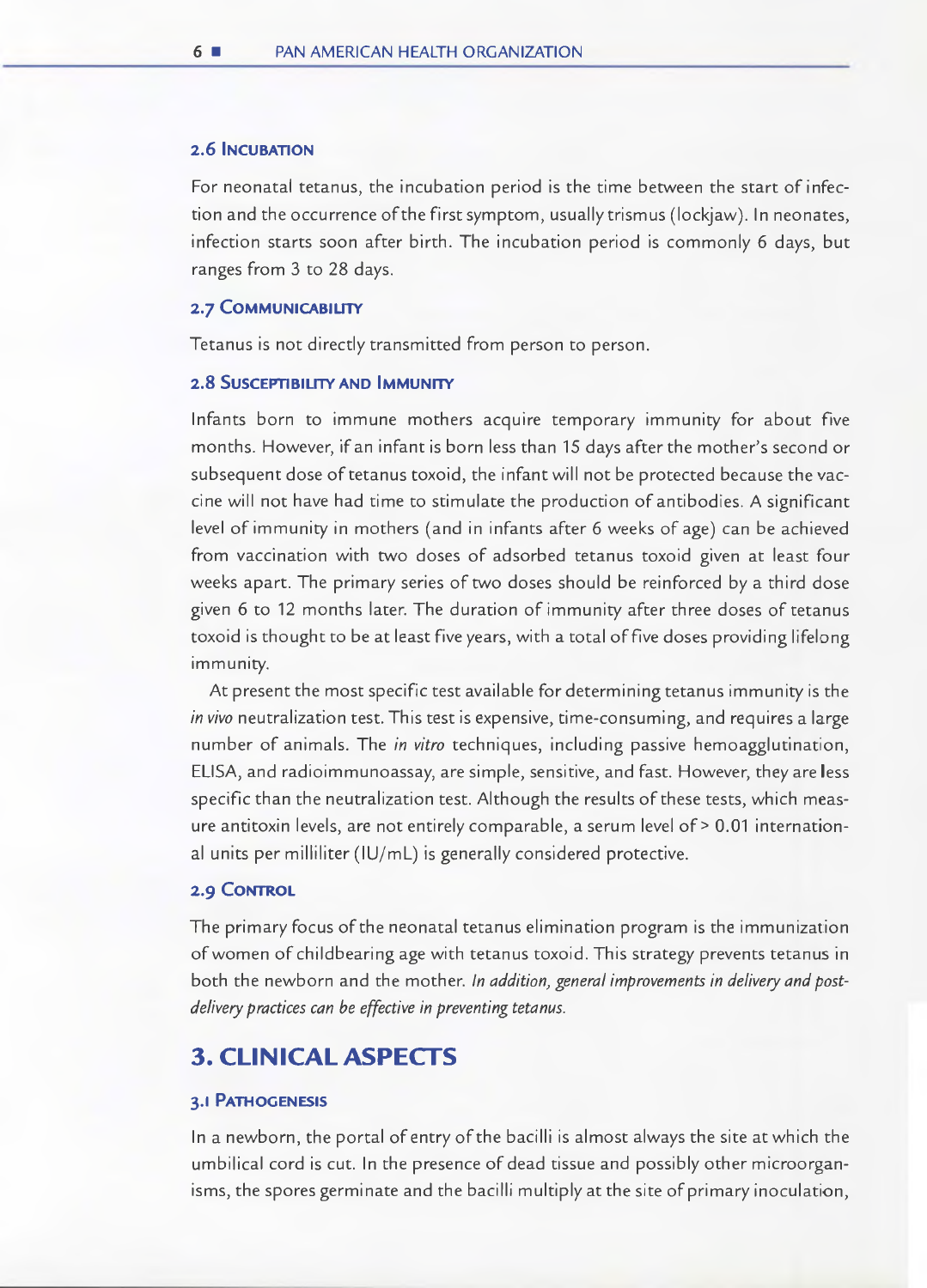### 2.6 Incubation

For neonatal tetanus, the incubation period is the time between the start of infection and the occurrence of the first symptom, usually trismus (lockjaw). In neonates, infection starts soon after birth. The incubation period is commonly 6 days, but ranges from 3 to 28 days.

### 2.7 Communicability

Tetanus is not directly transmitted from person to person.

### 2.8 Susceptibility and Immunity

Infants born to immune mothers acquire temporary immunity for about five months. However, if an infant is born less than 15 days after the mother's second or subsequent dose of tetanus toxoid, the infant will not be protected because the vaccine will not have had time to stimulate the production of antibodies. A significant level of immunity in mothers (and in infants after 6 weeks of age) can be achieved from vaccination with two doses of adsorbed tetanus toxoid given at least four weeks apart. The primary series of two doses should be reinforced by a third dose given 6 to 12 months later. The duration of immunity after three doses of tetanus toxoid is thought to be at least five years, with a total of five doses providing lifelong immunity.

At present the most specific test available for determining tetanus immunity is the *in vivo* neutralization test. This test is expensive, time-consuming, and requires a large number of animals. The *in vitro* techniques, including passive hemoagglutination, ELISA, and radioimmunoassay, are simple, sensitive, and fast. However, they are less specific than the neutralization test. Although the results of these tests, which measure antitoxin levels, are not entirely comparable, a serum level of > 0.01 international units per milliliter (IU/mL) is generally considered protective.

### 2.9 Control

The primary focus of the neonatal tetanus elimination program is the immunization of women of childbearing age with tetanus toxoid. This strategy prevents tetanus in both the newborn and the mother. *In addition, general improvements in delivery and post-delivery practices can be effective in preventing tetanus.*

## 3. CLINICAL ASPECTS

### 3.1 Pathogenesis

In a newborn, the portal of entry of the bacilli is almost always the site at which the umbilical cord is cut. In the presence of dead tissue and possibly other microorganisms, the spores germinate and the bacilli multiply at the site of primary inoculation,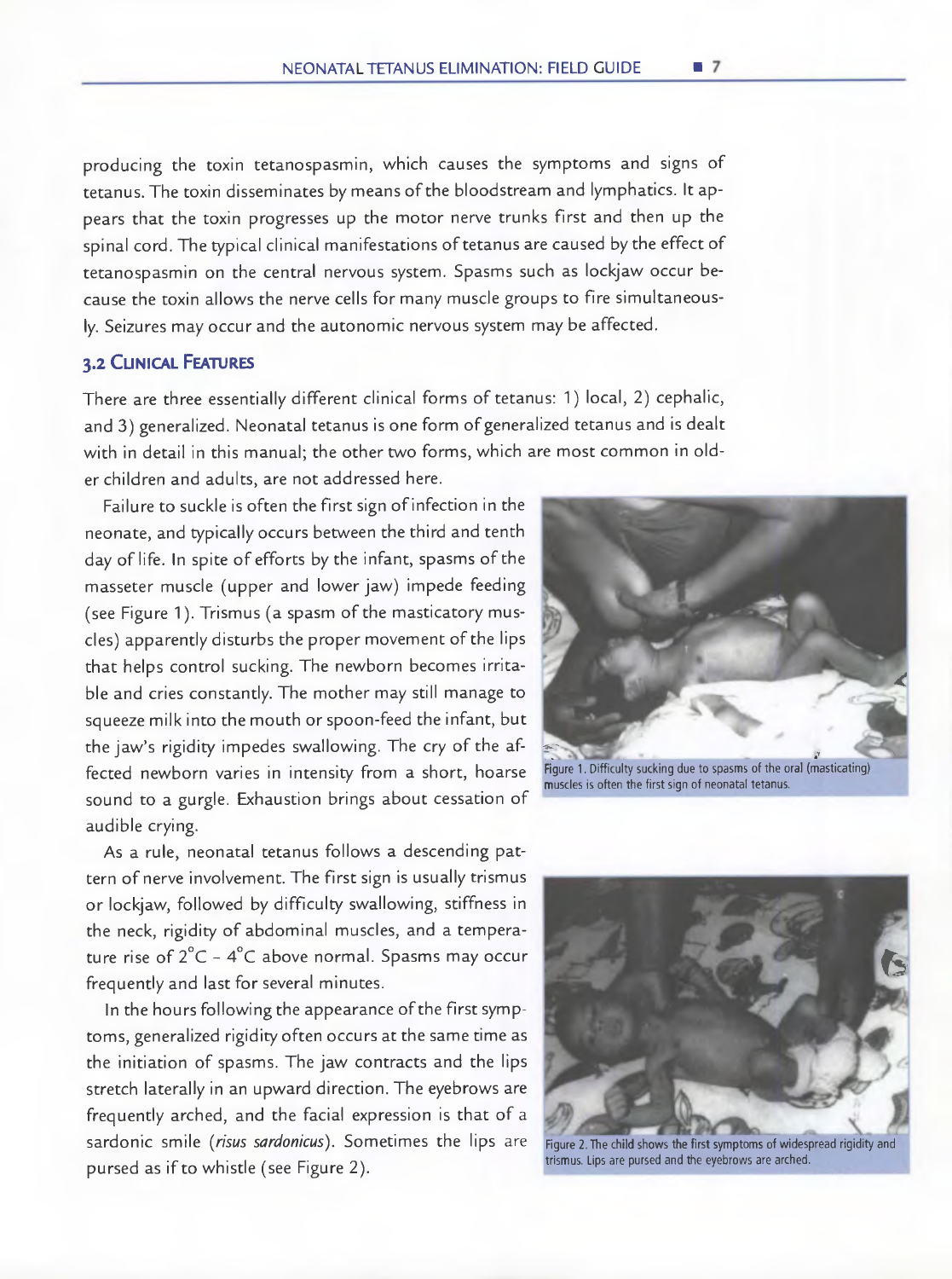producing the toxin tetanospasmin, which causes the symptoms and signs of tetanus. The toxin disseminates by means of the bloodstream and lymphatics. It appears that the toxin progresses up the motor nerve trunks first and then up the spinal cord. The typical clinical manifestations of tetanus are caused by the effect of tetanospasmin on the central nervous system. Spasms such as lockjaw occur because the toxin allows the nerve cells for many muscle groups to fire simultaneously. Seizures may occur and the autonomic nervous system may be affected.

### 3.2 Clinical Features

There are three essentially different clinical forms of tetanus: 1) local, 2) cephalic, and 3) generalized. Neonatal tetanus is one form of generalized tetanus and is dealt with in detail in this manual; the other two forms, which are most common in older children and adults, are not addressed here.

Failure to suckle is often the first sign of infection in the neonate, and typically occurs between the third and tenth day of life. In spite of efforts by the infant, spasms of the masseter muscle (upper and lower jaw) impede feeding (see Figure 1). Trismus (a spasm of the masticatory muscles) apparently disturbs the proper movement of the lips that helps control sucking. The newborn becomes irritable and cries constantly. The mother may still manage to squeeze milk into the mouth or spoon-feed the infant, but the jaw's rigidity impedes swallowing. The cry of the affected newborn varies in intensity from a short, hoarse sound to a gurgle. Exhaustion brings about cessation of audible crying.

Figure 1. Difficulty sucking due to spasms of the oral (masticating) muscles is often the first sign of neonatal tetanus.

As a rule, neonatal tetanus follows a descending pattern of nerve involvement. The first sign is usually trismus or lockjaw, followed by difficulty swallowing, stiffness in the neck, rigidity of abdominal muscles, and a temperature rise of 2°C - 4°C above normal. Spasms may occur frequently and last for several minutes.

In the hours following the appearance of the first symptoms, generalized rigidity often occurs at the same time as the initiation of spasms. The jaw contracts and the lips stretch laterally in an upward direction. The eyebrows are frequently arched, and the facial expression is that of a sardonic smile (*risus sardonicus*). Sometimes the lips are pursed as if to whistle (see Figure 2).

Figure 2. The child shows the first symptoms of widespread rigidity and trismus. Lips are pursed and the eyebrows are arched.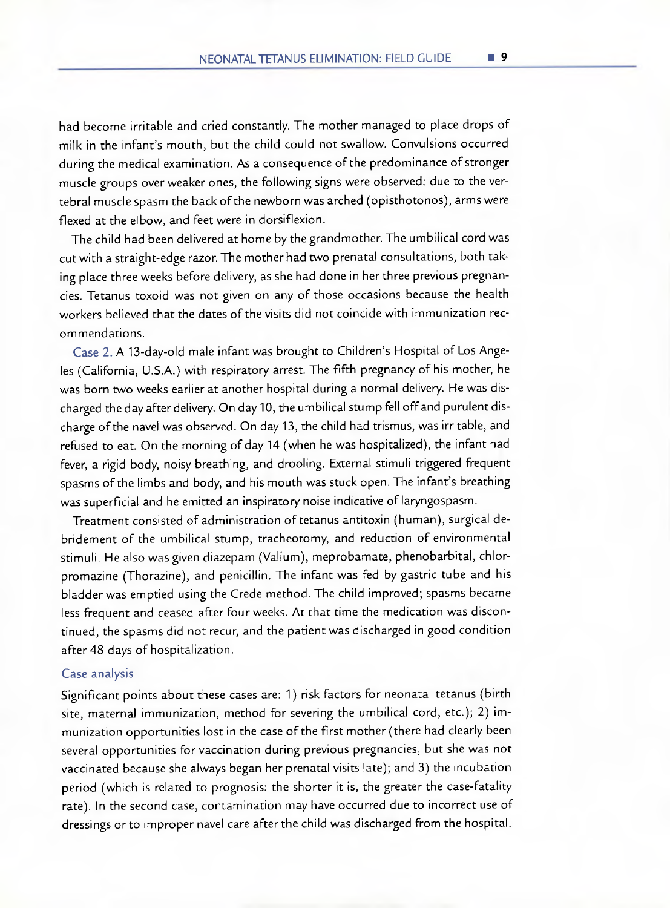had become irritable and cried constantly. The mother managed to place drops of milk in the infant's mouth, but the child could not swallow. Convulsions occurred during the medical examination. As a consequence of the predominance of stronger muscle groups over weaker ones, the following signs were observed: due to the vertebral muscle spasm the back of the newborn was arched (opisthotonos), arms were flexed at the elbow, and feet were in dorsiflexion.

The child had been delivered at home by the grandmother. The umbilical cord was cut with a straight-edge razor. The mother had two prenatal consultations, both taking place three weeks before delivery, as she had done in her three previous pregnancies. Tetanus toxoid was not given on any of those occasions because the health workers believed that the dates of the visits did not coincide with immunization recommendations.

Case 2. A 13-day-old male infant was brought to Children's Hospital of Los Angeles (California, U.S.A.) with respiratory arrest. The fifth pregnancy of his mother, he was born two weeks earlier at another hospital during a normal delivery. He was discharged the day after delivery. On day 10, the umbilical stump fell off and purulent discharge of the navel was observed. On day 13, the child had trismus, was irritable, and refused to eat. On the morning of day 14 (when he was hospitalized), the infant had fever, a rigid body, noisy breathing, and drooling. External stimuli triggered frequent spasms of the limbs and body, and his mouth was stuck open. The infant's breathing was superficial and he emitted an inspiratory noise indicative of laryngospasm.

Treatment consisted of administration of tetanus antitoxin (human), surgical debridement of the umbilical stump, tracheotomy, and reduction of environmental stimuli. He also was given diazepam (Valium), meprobamate, phenobarbital, chlorpromazine (Thorazine), and penicillin. The infant was fed by gastric tube and his bladder was emptied using the Crede method. The child improved; spasms became less frequent and ceased after four weeks. At that time the medication was discontinued, the spasms did not recur, and the patient was discharged in good condition after 48 days of hospitalization.

### Case analysis

Significant points about these cases are: 1) risk factors for neonatal tetanus (birth site, maternal immunization, method for severing the umbilical cord, etc.); 2) immunization opportunities lost in the case of the first mother (there had clearly been several opportunities for vaccination during previous pregnancies, but she was not vaccinated because she always began her prenatal visits late); and 3) the incubation period (which is related to prognosis: the shorter it is, the greater the case-fatality rate). In the second case, contamination may have occurred due to incorrect use of dressings or to improper navel care after the child was discharged from the hospital.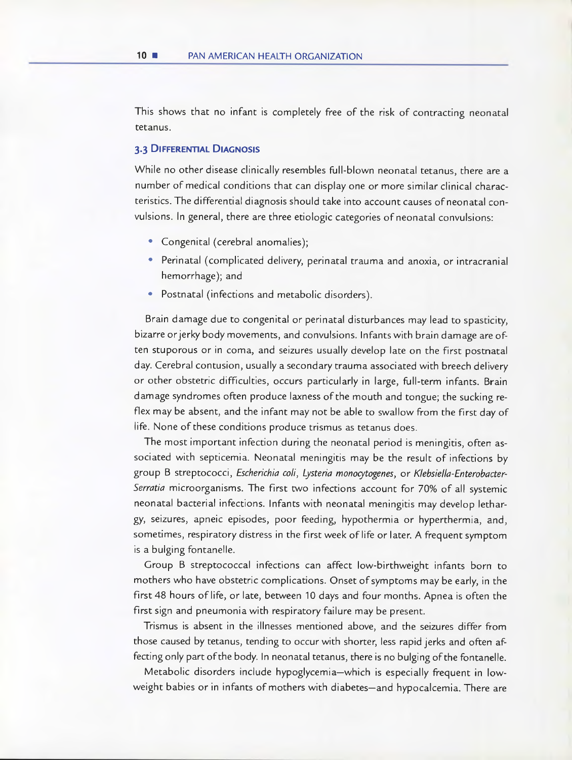This shows that no infant is completely free of the risk of contracting neonatal tetanus.

### 3.3 Differential Diagnosis

While no other disease clinically resembles full-blown neonatal tetanus, there are a number of medical conditions that can display one or more similar clinical characteristics. The differential diagnosis should take into account causes of neonatal convulsions. In general, there are three etiologic categories of neonatal convulsions:

- Congenital (cerebral anomalies);
- Perinatal (complicated delivery, perinatal trauma and anoxia, or intracranial hemorrhage); and
- Postnatal (infections and metabolic disorders).

Brain damage due to congenital or perinatal disturbances may lead to spasticity, bizarre or jerky body movements, and convulsions. Infants with brain damage are often stuporous or in coma, and seizures usually develop late on the first postnatal day. Cerebral contusion, usually a secondary trauma associated with breech delivery or other obstetric difficulties, occurs particularly in large, full-term infants. Brain damage syndromes often produce laxness of the mouth and tongue; the sucking reflex may be absent, and the infant may not be able to swallow from the first day of life. None of these conditions produce trismus as tetanus does.

The most important infection during the neonatal period is meningitis, often associated with septicemia. Neonatal meningitis may be the result of infections by group B streptococci, *Escherichia coli*, *Lysteria monocytogenes*, or *Klebsiella-Enterobacter-Serratia* microorganisms. The first two infections account for 70% of all systemic neonatal bacterial infections. Infants with neonatal meningitis may develop lethargy, seizures, apneic episodes, poor feeding, hypothermia or hyperthermia, and, sometimes, respiratory distress in the first week of life or later. A frequent symptom is a bulging fontanelle.

Group B streptococcal infections can affect low-birthweight infants born to mothers who have obstetric complications. Onset of symptoms may be early, in the first 48 hours of life, or late, between 10 days and four months. Apnea is often the first sign and pneumonia with respiratory failure may be present.

Trismus is absent in the illnesses mentioned above, and the seizures differ from those caused by tetanus, tending to occur with shorter, less rapid jerks and often affecting only part of the body. In neonatal tetanus, there is no bulging of the fontanelle.

Metabolic disorders include hypoglycemia—which is especially frequent in low-weight babies or in infants of mothers with diabetes—and hypocalcemia. There are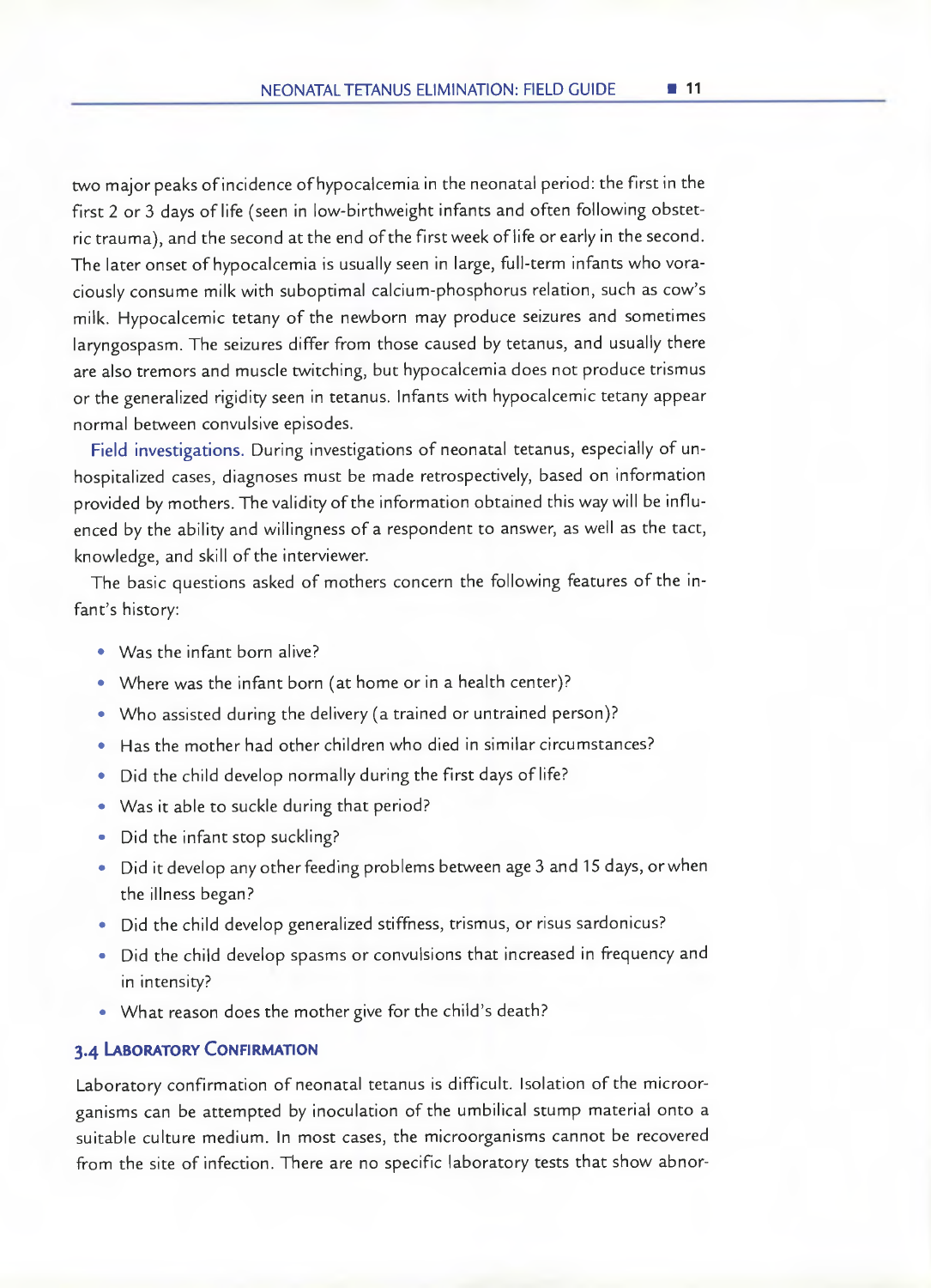two major peaks of incidence of hypocalcemia in the neonatal period: the first in the first 2 or 3 days of life (seen in low-birthweight infants and often following obstetric trauma), and the second at the end of the first week of life or early in the second. The later onset of hypocalcemia is usually seen in large, full-term infants who voraciously consume milk with suboptimal calcium-phosphorus relation, such as cow's milk. Hypocalcemic tetany of the newborn may produce seizures and sometimes laryngospasm. The seizures differ from those caused by tetanus, and usually there are also tremors and muscle twitching, but hypocalcemia does not produce trismus or the generalized rigidity seen in tetanus. Infants with hypocalcemic tetany appear normal between convulsive episodes.

**Field investigations.** During investigations of neonatal tetanus, especially of unhospitalized cases, diagnoses must be made retrospectively, based on information provided by mothers. The validity of the information obtained this way will be influenced by the ability and willingness of a respondent to answer, as well as the tact, knowledge, and skill of the interviewer.

The basic questions asked of mothers concern the following features of the infant's history:

- Was the infant born alive?
- Where was the infant born (at home or in a health center)?
- Who assisted during the delivery (a trained or untrained person)?
- Has the mother had other children who died in similar circumstances?
- Did the child develop normally during the first days of life?
- Was it able to suckle during that period?
- Did the infant stop suckling?
- Did it develop any other feeding problems between age 3 and 15 days, or when the illness began?
- Did the child develop generalized stiffness, trismus, or risus sardonicus?
- Did the child develop spasms or convulsions that increased in frequency and in intensity?
- What reason does the mother give for the child's death?

### 3.4 Laboratory Confirmation

Laboratory confirmation of neonatal tetanus is difficult. Isolation of the microorganisms can be attempted by inoculation of the umbilical stump material onto a suitable culture medium. In most cases, the microorganisms cannot be recovered from the site of infection. There are no specific laboratory tests that show abnor-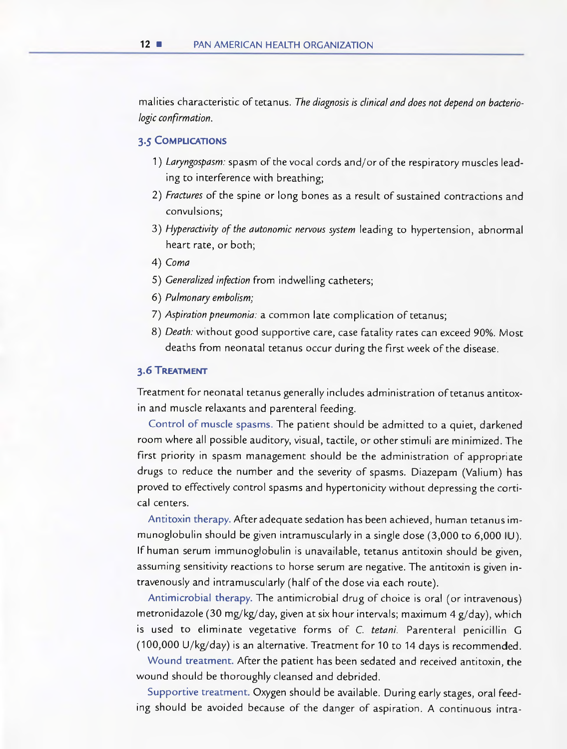malities characteristic of tetanus. *The diagnosis is clinical and does not depend on bacteriologic confirmation.*

### 3.5 Complications

1) *Laryngospasm:* spasm of the vocal cords and/or of the respiratory muscles leading to interference with breathing;
2) *Fractures* of the spine or long bones as a result of sustained contractions and convulsions;
3) *Hyperactivity of the autonomic nervous system* leading to hypertension, abnormal heart rate, or both;
4) *Coma*
5) *Generalized infection* from indwelling catheters;
6) *Pulmonary embolism;*
7) *Aspiration pneumonia:* a common late complication of tetanus;
8) *Death:* without good supportive care, case fatality rates can exceed 90%. Most deaths from neonatal tetanus occur during the first week of the disease.

### 3.6 Treatment

Treatment for neonatal tetanus generally includes administration of tetanus antitoxin and muscle relaxants and parenteral feeding.

Control of muscle spasms. The patient should be admitted to a quiet, darkened room where all possible auditory, visual, tactile, or other stimuli are minimized. The first priority in spasm management should be the administration of appropriate drugs to reduce the number and the severity of spasms. Diazepam (Valium) has proved to effectively control spasms and hypertonicity without depressing the cortical centers.

Antitoxin therapy. After adequate sedation has been achieved, human tetanus immunoglobulin should be given intramuscularly in a single dose (3,000 to 6,000 IU). If human serum immunoglobulin is unavailable, tetanus antitoxin should be given, assuming sensitivity reactions to horse serum are negative. The antitoxin is given intravenously and intramuscularly (half of the dose via each route).

Antimicrobial therapy. The antimicrobial drug of choice is oral (or intravenous) metronidazole (30 mg/kg/day, given at six hour intervals; maximum 4 g/day), which is used to eliminate vegetative forms of *C. tetani*. Parenteral penicillin G (100,000 U/kg/day) is an alternative. Treatment for 10 to 14 days is recommended.

Wound treatment. After the patient has been sedated and received antitoxin, the wound should be thoroughly cleansed and debrided.

Supportive treatment. Oxygen should be available. During early stages, oral feeding should be avoided because of the danger of aspiration. A continuous intra-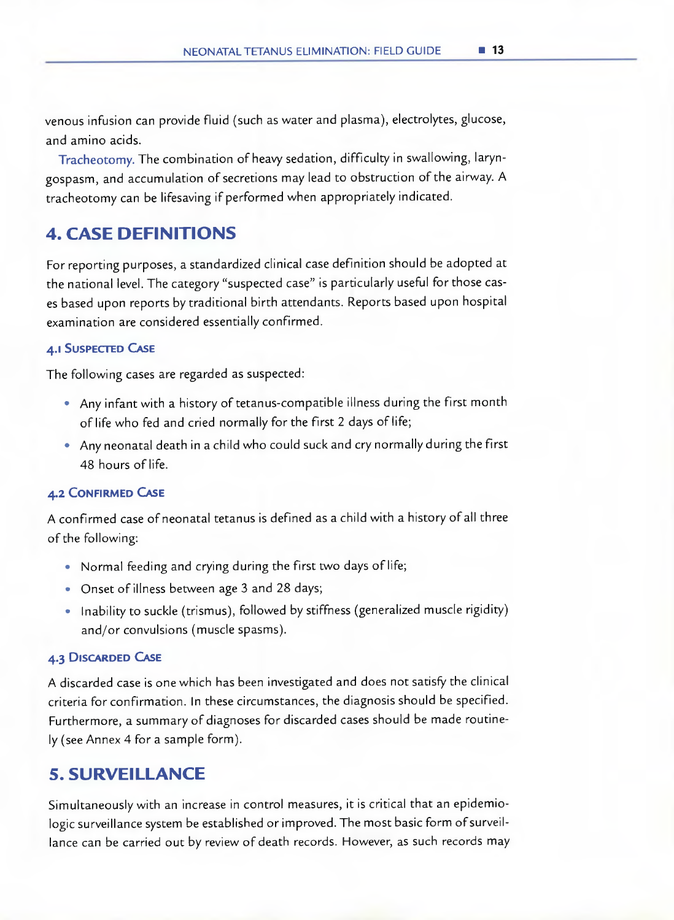venous infusion can provide fluid (such as water and plasma), electrolytes, glucose, and amino acids.

Tracheotomy. The combination of heavy sedation, difficulty in swallowing, laryngospasm, and accumulation of secretions may lead to obstruction of the airway. A tracheotomy can be lifesaving if performed when appropriately indicated.

## 4. CASE DEFINITIONS

For reporting purposes, a standardized clinical case definition should be adopted at the national level. The category "suspected case" is particularly useful for those cases based upon reports by traditional birth attendants. Reports based upon hospital examination are considered essentially confirmed.

### 4.1 Suspected Case

The following cases are regarded as suspected:

- Any infant with a history of tetanus-compatible illness during the first month of life who fed and cried normally for the first 2 days of life;
- Any neonatal death in a child who could suck and cry normally during the first 48 hours of life.

### 4.2 Confirmed Case

A confirmed case of neonatal tetanus is defined as a child with a history of all three of the following:

- Normal feeding and crying during the first two days of life;
- Onset of illness between age 3 and 28 days;
- Inability to suckle (trismus), followed by stiffness (generalized muscle rigidity) and/or convulsions (muscle spasms).

### 4.3 Discarded Case

A discarded case is one which has been investigated and does not satisfy the clinical criteria for confirmation. In these circumstances, the diagnosis should be specified. Furthermore, a summary of diagnoses for discarded cases should be made routinely (see Annex 4 for a sample form).

## 5. SURVEILLANCE

Simultaneously with an increase in control measures, it is critical that an epidemiologic surveillance system be established or improved. The most basic form of surveillance can be carried out by review of death records. However, as such records may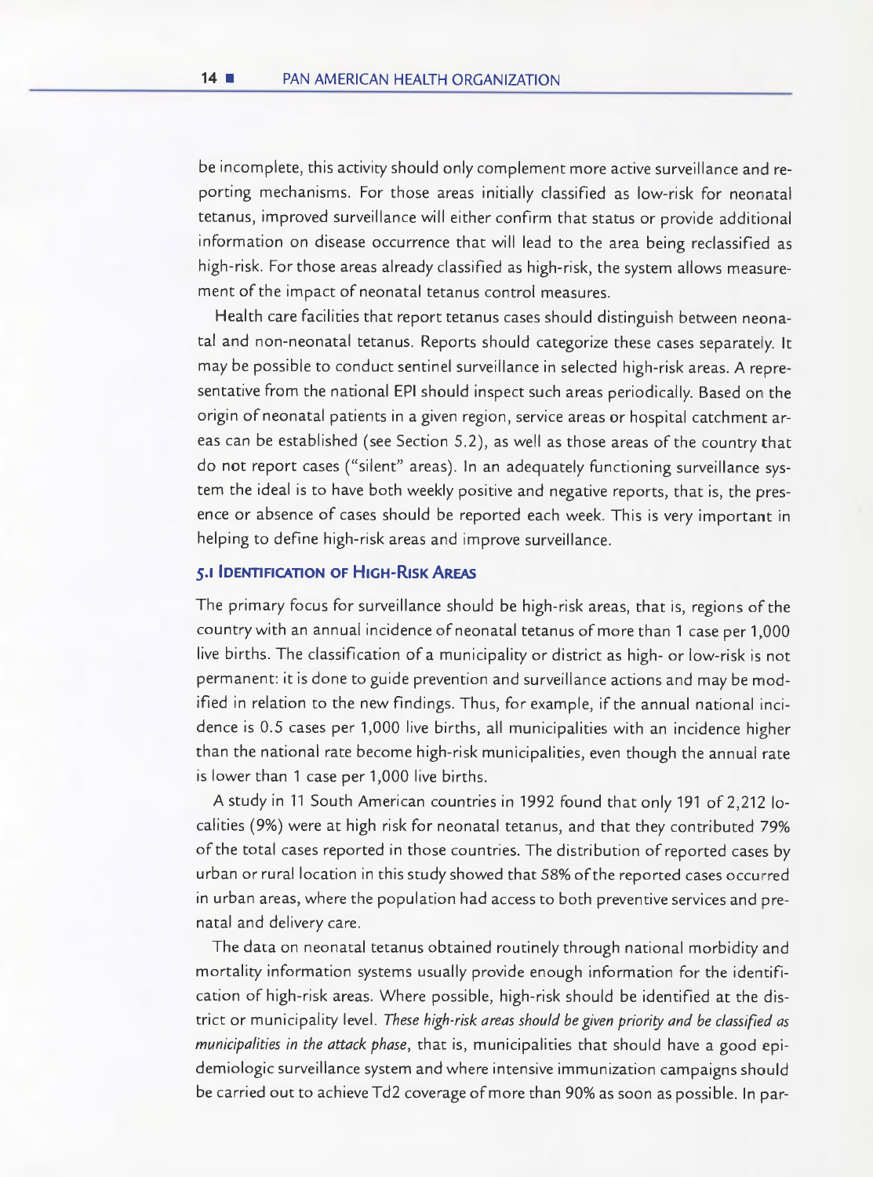be incomplete, this activity should only complement more active surveillance and reporting mechanisms. For those areas initially classified as low-risk for neonatal tetanus, improved surveillance will either confirm that status or provide additional information on disease occurrence that will lead to the area being reclassified as high-risk. For those areas already classified as high-risk, the system allows measurement of the impact of neonatal tetanus control measures.

Health care facilities that report tetanus cases should distinguish between neonatal and non-neonatal tetanus. Reports should categorize these cases separately. It may be possible to conduct sentinel surveillance in selected high-risk areas. A representative from the national EPI should inspect such areas periodically. Based on the origin of neonatal patients in a given region, service areas or hospital catchment areas can be established (see Section 5.2), as well as those areas of the country that do not report cases ("silent" areas). In an adequately functioning surveillance system the ideal is to have both weekly positive and negative reports, that is, the presence or absence of cases should be reported each week. This is very important in helping to define high-risk areas and improve surveillance.

### 5.1 Identification of High-Risk Areas

The primary focus for surveillance should be high-risk areas, that is, regions of the country with an annual incidence of neonatal tetanus of more than 1 case per 1,000 live births. The classification of a municipality or district as high- or low-risk is not permanent: it is done to guide prevention and surveillance actions and may be modified in relation to the new findings. Thus, for example, if the annual national incidence is 0.5 cases per 1,000 live births, all municipalities with an incidence higher than the national rate become high-risk municipalities, even though the annual rate is lower than 1 case per 1,000 live births.

A study in 11 South American countries in 1992 found that only 191 of 2,212 localities (9%) were at high risk for neonatal tetanus, and that they contributed 79% of the total cases reported in those countries. The distribution of reported cases by urban or rural location in this study showed that 58% of the reported cases occurred in urban areas, where the population had access to both preventive services and prenatal and delivery care.

The data on neonatal tetanus obtained routinely through national morbidity and mortality information systems usually provide enough information for the identification of high-risk areas. Where possible, high-risk should be identified at the district or municipality level. *These high-risk areas should be given priority and be classified as municipalities in the attack phase*, that is, municipalities that should have a good epidemiologic surveillance system and where intensive immunization campaigns should be carried out to achieve Td2 coverage of more than 90% as soon as possible. In par-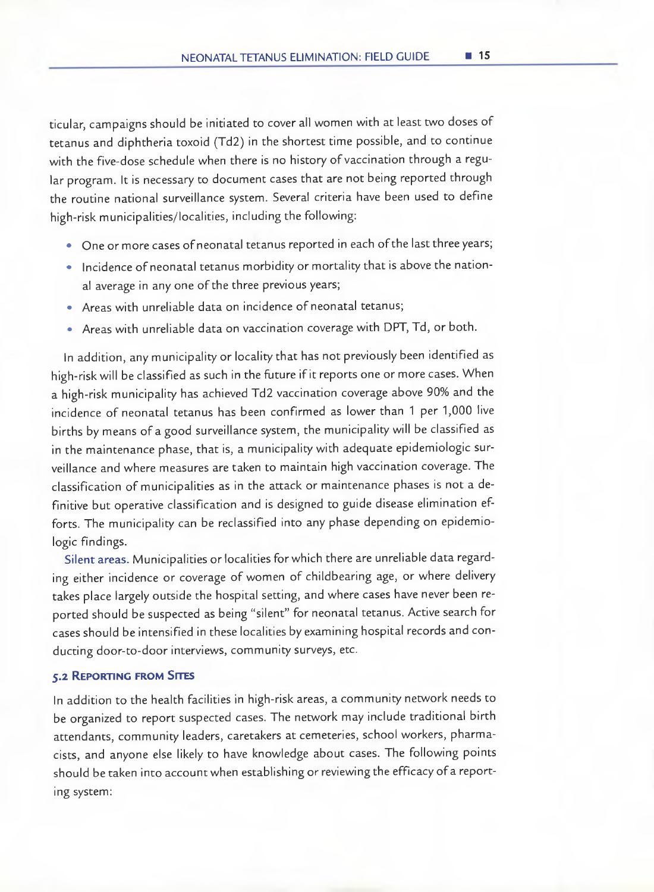ticular, campaigns should be initiated to cover all women with at least two doses of tetanus and diphtheria toxoid (Td2) in the shortest time possible, and to continue with the five-dose schedule when there is no history of vaccination through a regular program. It is necessary to document cases that are not being reported through the routine national surveillance system. Several criteria have been used to define high-risk municipalities/localities, including the following:

- One or more cases of neonatal tetanus reported in each of the last three years;
- Incidence of neonatal tetanus morbidity or mortality that is above the national average in any one of the three previous years;
- Areas with unreliable data on incidence of neonatal tetanus;
- Areas with unreliable data on vaccination coverage with DPT, Td, or both.

In addition, any municipality or locality that has not previously been identified as high-risk will be classified as such in the future if it reports one or more cases. When a high-risk municipality has achieved Td2 vaccination coverage above 90% and the incidence of neonatal tetanus has been confirmed as lower than 1 per 1,000 live births by means of a good surveillance system, the municipality will be classified as in the maintenance phase, that is, a municipality with adequate epidemiologic surveillance and where measures are taken to maintain high vaccination coverage. The classification of municipalities as in the attack or maintenance phases is not a definitive but operative classification and is designed to guide disease elimination efforts. The municipality can be reclassified into any phase depending on epidemiologic findings.

**Silent areas.** Municipalities or localities for which there are unreliable data regarding either incidence or coverage of women of childbearing age, or where delivery takes place largely outside the hospital setting, and where cases have never been reported should be suspected as being "silent" for neonatal tetanus. Active search for cases should be intensified in these localities by examining hospital records and conducting door-to-door interviews, community surveys, etc.

### 5.2 Reporting from Sites

In addition to the health facilities in high-risk areas, a community network needs to be organized to report suspected cases. The network may include traditional birth attendants, community leaders, caretakers at cemeteries, school workers, pharmacists, and anyone else likely to have knowledge about cases. The following points should be taken into account when establishing or reviewing the efficacy of a reporting system: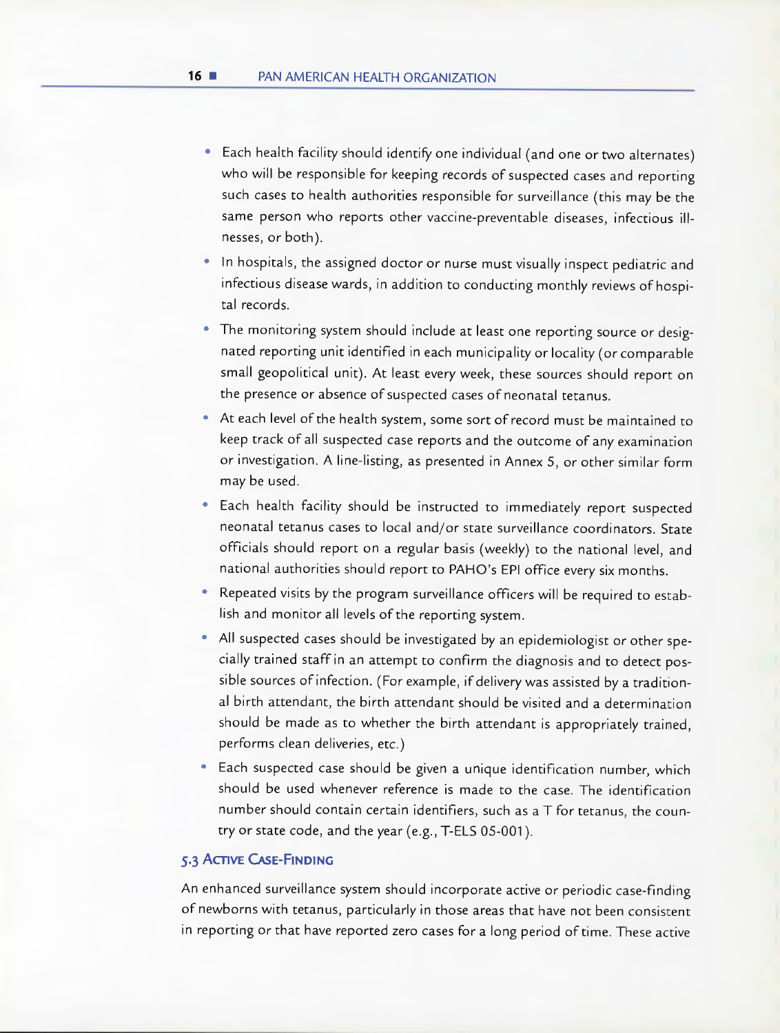- Each health facility should identify one individual (and one or two alternates) who will be responsible for keeping records of suspected cases and reporting such cases to health authorities responsible for surveillance (this may be the same person who reports other vaccine-preventable diseases, infectious illnesses, or both).
- In hospitals, the assigned doctor or nurse must visually inspect pediatric and infectious disease wards, in addition to conducting monthly reviews of hospital records.
- The monitoring system should include at least one reporting source or designated reporting unit identified in each municipality or locality (or comparable small geopolitical unit). At least every week, these sources should report on the presence or absence of suspected cases of neonatal tetanus.
- At each level of the health system, some sort of record must be maintained to keep track of all suspected case reports and the outcome of any examination or investigation. A line-listing, as presented in Annex 5, or other similar form may be used.
- Each health facility should be instructed to immediately report suspected neonatal tetanus cases to local and/or state surveillance coordinators. State officials should report on a regular basis (weekly) to the national level, and national authorities should report to PAHO's EPI office every six months.
- Repeated visits by the program surveillance officers will be required to establish and monitor all levels of the reporting system.
- All suspected cases should be investigated by an epidemiologist or other specially trained staff in an attempt to confirm the diagnosis and to detect possible sources of infection. (For example, if delivery was assisted by a traditional birth attendant, the birth attendant should be visited and a determination should be made as to whether the birth attendant is appropriately trained, performs clean deliveries, etc.)
- Each suspected case should be given a unique identification number, which should be used whenever reference is made to the case. The identification number should contain certain identifiers, such as a T for tetanus, the country or state code, and the year (e.g., T-ELS 05-001).

### 5.3 Active Case-Finding

An enhanced surveillance system should incorporate active or periodic case-finding of newborns with tetanus, particularly in those areas that have not been consistent in reporting or that have reported zero cases for a long period of time. These active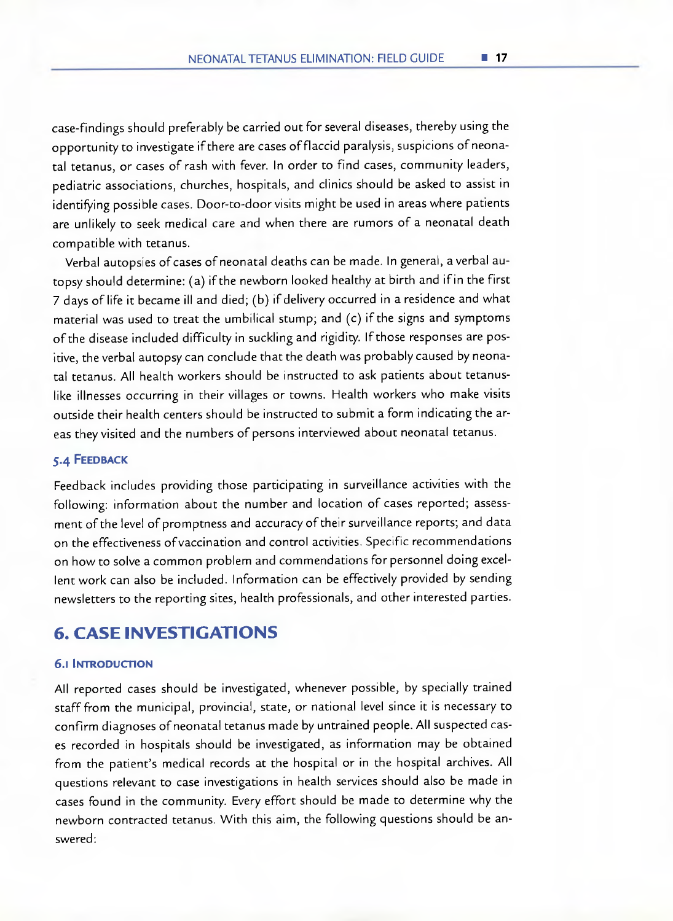case-findings should preferably be carried out for several diseases, thereby using the opportunity to investigate if there are cases of flaccid paralysis, suspicions of neonatal tetanus, or cases of rash with fever. In order to find cases, community leaders, pediatric associations, churches, hospitals, and clinics should be asked to assist in identifying possible cases. Door-to-door visits might be used in areas where patients are unlikely to seek medical care and when there are rumors of a neonatal death compatible with tetanus.

Verbal autopsies of cases of neonatal deaths can be made. In general, a verbal autopsy should determine: (a) if the newborn looked healthy at birth and if in the first 7 days of life it became ill and died; (b) if delivery occurred in a residence and what material was used to treat the umbilical stump; and (c) if the signs and symptoms of the disease included difficulty in suckling and rigidity. If those responses are positive, the verbal autopsy can conclude that the death was probably caused by neonatal tetanus. All health workers should be instructed to ask patients about tetanus-like illnesses occurring in their villages or towns. Health workers who make visits outside their health centers should be instructed to submit a form indicating the areas they visited and the numbers of persons interviewed about neonatal tetanus.

### 5.4 Feedback

Feedback includes providing those participating in surveillance activities with the following: information about the number and location of cases reported; assessment of the level of promptness and accuracy of their surveillance reports; and data on the effectiveness of vaccination and control activities. Specific recommendations on how to solve a common problem and commendations for personnel doing excellent work can also be included. Information can be effectively provided by sending newsletters to the reporting sites, health professionals, and other interested parties.

## 6. CASE INVESTIGATIONS

### 6.1 Introduction

All reported cases should be investigated, whenever possible, by specially trained staff from the municipal, provincial, state, or national level since it is necessary to confirm diagnoses of neonatal tetanus made by untrained people. All suspected cases recorded in hospitals should be investigated, as information may be obtained from the patient's medical records at the hospital or in the hospital archives. All questions relevant to case investigations in health services should also be made in cases found in the community. Every effort should be made to determine why the newborn contracted tetanus. With this aim, the following questions should be answered: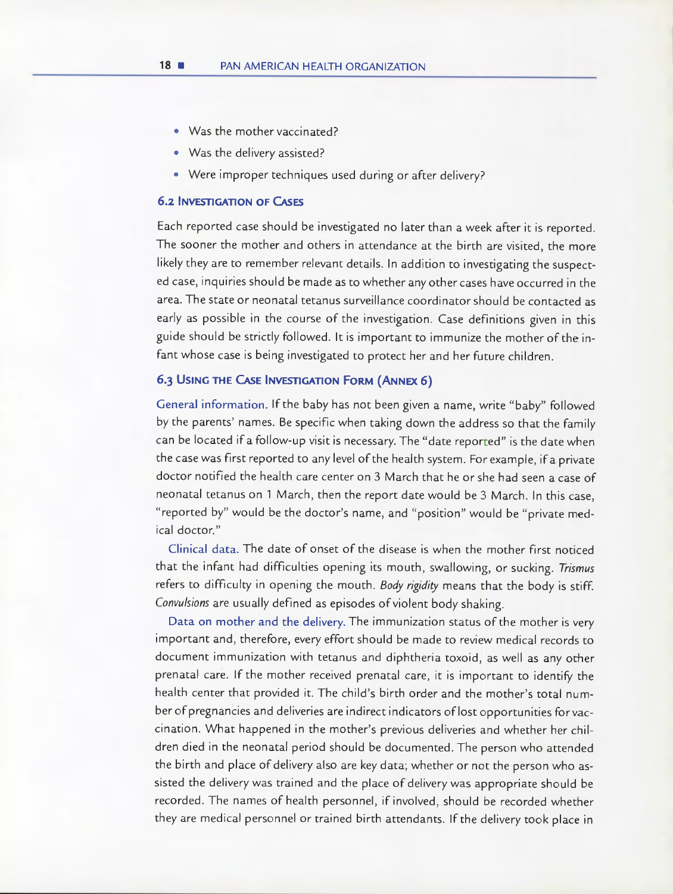- Was the mother vaccinated?
- Was the delivery assisted?
- Were improper techniques used during or after delivery?

### 6.2 Investigation of Cases

Each reported case should be investigated no later than a week after it is reported. The sooner the mother and others in attendance at the birth are visited, the more likely they are to remember relevant details. In addition to investigating the suspected case, inquiries should be made as to whether any other cases have occurred in the area. The state or neonatal tetanus surveillance coordinator should be contacted as early as possible in the course of the investigation. Case definitions given in this guide should be strictly followed. It is important to immunize the mother of the infant whose case is being investigated to protect her and her future children.

### 6.3 Using the Case Investigation Form (Annex 6)

General information. If the baby has not been given a name, write "baby" followed by the parents' names. Be specific when taking down the address so that the family can be located if a follow-up visit is necessary. The "date reported" is the date when the case was first reported to any level of the health system. For example, if a private doctor notified the health care center on 3 March that he or she had seen a case of neonatal tetanus on 1 March, then the report date would be 3 March. In this case, "reported by" would be the doctor's name, and "position" would be "private medical doctor."

Clinical data. The date of onset of the disease is when the mother first noticed that the infant had difficulties opening its mouth, swallowing, or sucking. *Trismus* refers to difficulty in opening the mouth. *Body rigidity* means that the body is stiff. *Convulsions* are usually defined as episodes of violent body shaking.

Data on mother and the delivery. The immunization status of the mother is very important and, therefore, every effort should be made to review medical records to document immunization with tetanus and diphtheria toxoid, as well as any other prenatal care. If the mother received prenatal care, it is important to identify the health center that provided it. The child's birth order and the mother's total number of pregnancies and deliveries are indirect indicators of lost opportunities for vaccination. What happened in the mother's previous deliveries and whether her children died in the neonatal period should be documented. The person who attended the birth and place of delivery also are key data; whether or not the person who assisted the delivery was trained and the place of delivery was appropriate should be recorded. The names of health personnel, if involved, should be recorded whether they are medical personnel or trained birth attendants. If the delivery took place in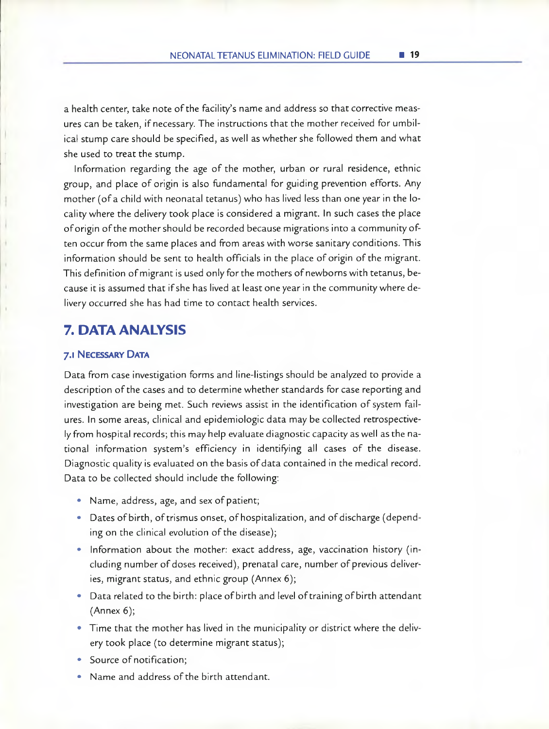a health center, take note of the facility's name and address so that corrective measures can be taken, if necessary. The instructions that the mother received for umbilical stump care should be specified, as well as whether she followed them and what she used to treat the stump.

Information regarding the age of the mother, urban or rural residence, ethnic group, and place of origin is also fundamental for guiding prevention efforts. Any mother (of a child with neonatal tetanus) who has lived less than one year in the locality where the delivery took place is considered a migrant. In such cases the place of origin of the mother should be recorded because migrations into a community often occur from the same places and from areas with worse sanitary conditions. This information should be sent to health officials in the place of origin of the migrant. This definition of migrant is used only for the mothers of newborns with tetanus, because it is assumed that if she has lived at least one year in the community where delivery occurred she has had time to contact health services.

# 7. DATA ANALYSIS

## 7.1 Necessary Data

Data from case investigation forms and line-listings should be analyzed to provide a description of the cases and to determine whether standards for case reporting and investigation are being met. Such reviews assist in the identification of system failures. In some areas, clinical and epidemiologic data may be collected retrospectively from hospital records; this may help evaluate diagnostic capacity as well as the national information system's efficiency in identifying all cases of the disease. Diagnostic quality is evaluated on the basis of data contained in the medical record. Data to be collected should include the following:

- Name, address, age, and sex of patient;
- Dates of birth, of trismus onset, of hospitalization, and of discharge (depending on the clinical evolution of the disease);
- Information about the mother: exact address, age, vaccination history (including number of doses received), prenatal care, number of previous deliveries, migrant status, and ethnic group (Annex 6);
- Data related to the birth: place of birth and level of training of birth attendant (Annex 6);
- Time that the mother has lived in the municipality or district where the delivery took place (to determine migrant status);
- Source of notification;
- Name and address of the birth attendant.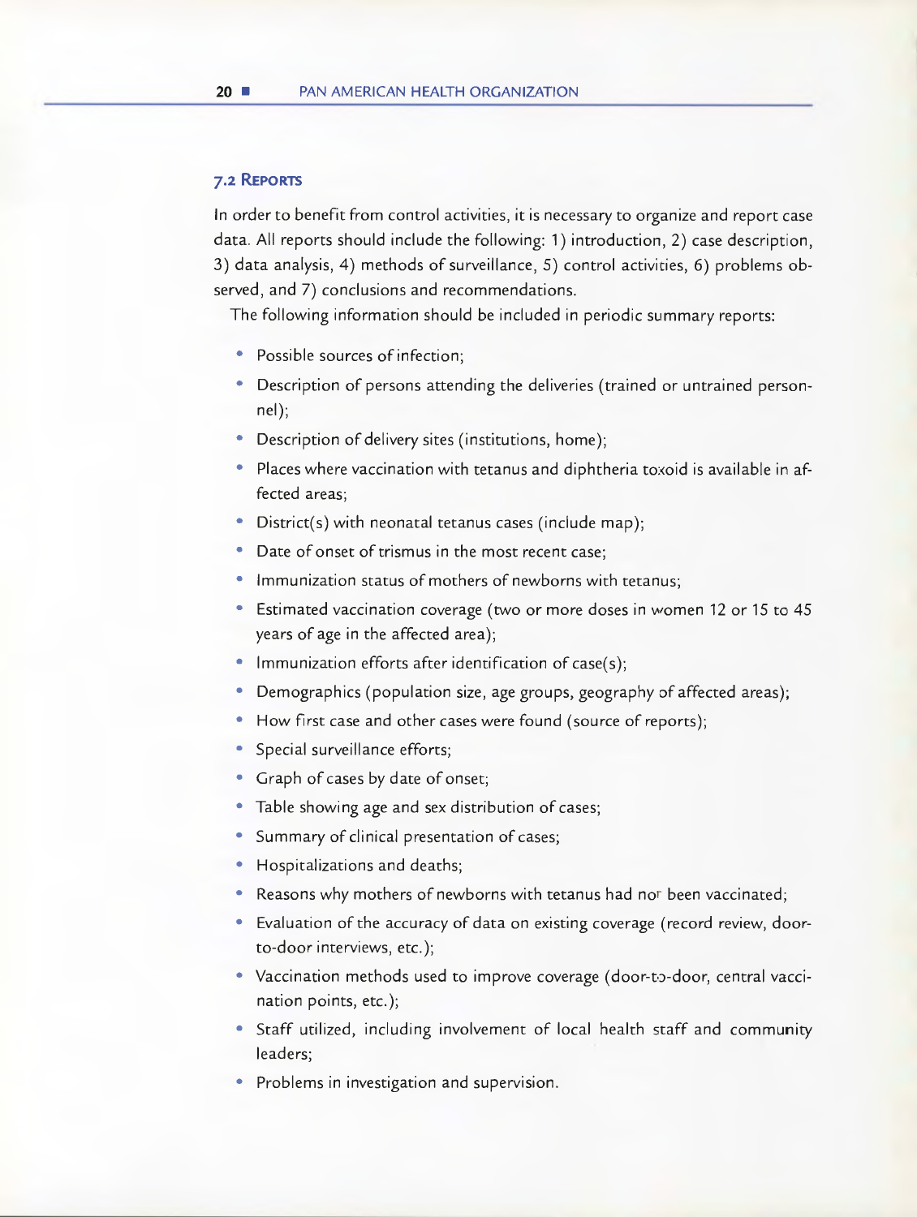### 7.2 Reports

In order to benefit from control activities, it is necessary to organize and report case data. All reports should include the following: 1) introduction, 2) case description, 3) data analysis, 4) methods of surveillance, 5) control activities, 6) problems observed, and 7) conclusions and recommendations.

The following information should be included in periodic summary reports:

- Possible sources of infection;
- Description of persons attending the deliveries (trained or untrained personnel);
- Description of delivery sites (institutions, home);
- Places where vaccination with tetanus and diphtheria toxoid is available in affected areas;
- District(s) with neonatal tetanus cases (include map);
- Date of onset of trismus in the most recent case;
- Immunization status of mothers of newborns with tetanus;
- Estimated vaccination coverage (two or more doses in women 12 or 15 to 45 years of age in the affected area);
- Immunization efforts after identification of case(s);
- Demographics (population size, age groups, geography of affected areas);
- How first case and other cases were found (source of reports);
- Special surveillance efforts;
- Graph of cases by date of onset;
- Table showing age and sex distribution of cases;
- Summary of clinical presentation of cases;
- Hospitalizations and deaths;
- Reasons why mothers of newborns with tetanus had not been vaccinated;
- Evaluation of the accuracy of data on existing coverage (record review, door-to-door interviews, etc.);
- Vaccination methods used to improve coverage (door-to-door, central vaccination points, etc.);
- Staff utilized, including involvement of local health staff and community leaders;
- Problems in investigation and supervision.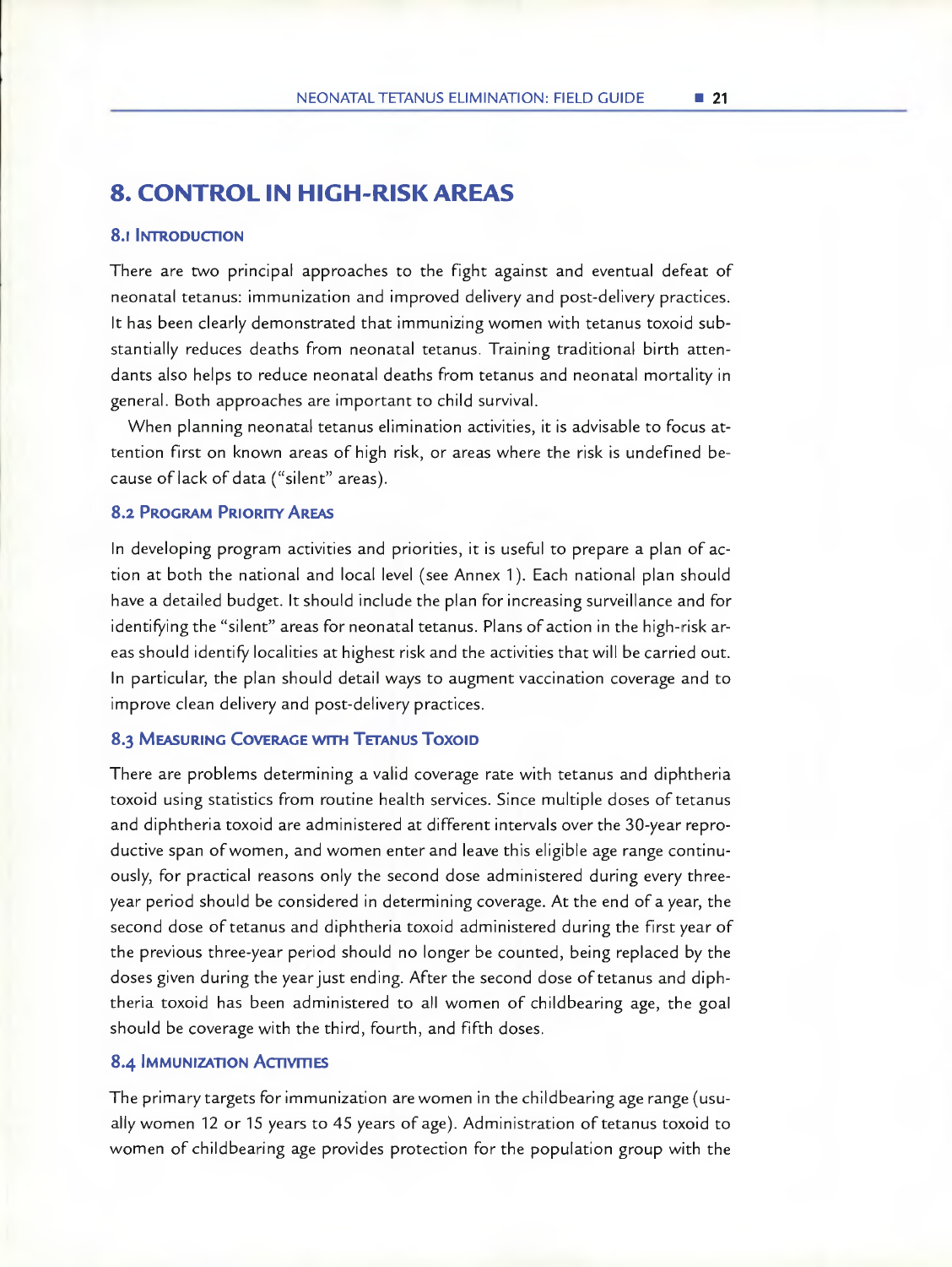# 8. CONTROL IN HIGH-RISK AREAS

## 8.1 Introduction

There are two principal approaches to the fight against and eventual defeat of neonatal tetanus: immunization and improved delivery and post-delivery practices. It has been clearly demonstrated that immunizing women with tetanus toxoid substantially reduces deaths from neonatal tetanus. Training traditional birth attendants also helps to reduce neonatal deaths from tetanus and neonatal mortality in general. Both approaches are important to child survival.

When planning neonatal tetanus elimination activities, it is advisable to focus attention first on known areas of high risk, or areas where the risk is undefined because of lack of data ("silent" areas).

## 8.2 Program Priority Areas

In developing program activities and priorities, it is useful to prepare a plan of action at both the national and local level (see Annex 1). Each national plan should have a detailed budget. It should include the plan for increasing surveillance and for identifying the "silent" areas for neonatal tetanus. Plans of action in the high-risk areas should identify localities at highest risk and the activities that will be carried out. In particular, the plan should detail ways to augment vaccination coverage and to improve clean delivery and post-delivery practices.

## 8.3 Measuring Coverage with Tetanus Toxoid

There are problems determining a valid coverage rate with tetanus and diphtheria toxoid using statistics from routine health services. Since multiple doses of tetanus and diphtheria toxoid are administered at different intervals over the 30-year reproductive span of women, and women enter and leave this eligible age range continuously, for practical reasons only the second dose administered during every three-year period should be considered in determining coverage. At the end of a year, the second dose of tetanus and diphtheria toxoid administered during the first year of the previous three-year period should no longer be counted, being replaced by the doses given during the year just ending. After the second dose of tetanus and diphtheria toxoid has been administered to all women of childbearing age, the goal should be coverage with the third, fourth, and fifth doses.

## 8.4 Immunization Activities

The primary targets for immunization are women in the childbearing age range (usually women 12 or 15 years to 45 years of age). Administration of tetanus toxoid to women of childbearing age provides protection for the population group with the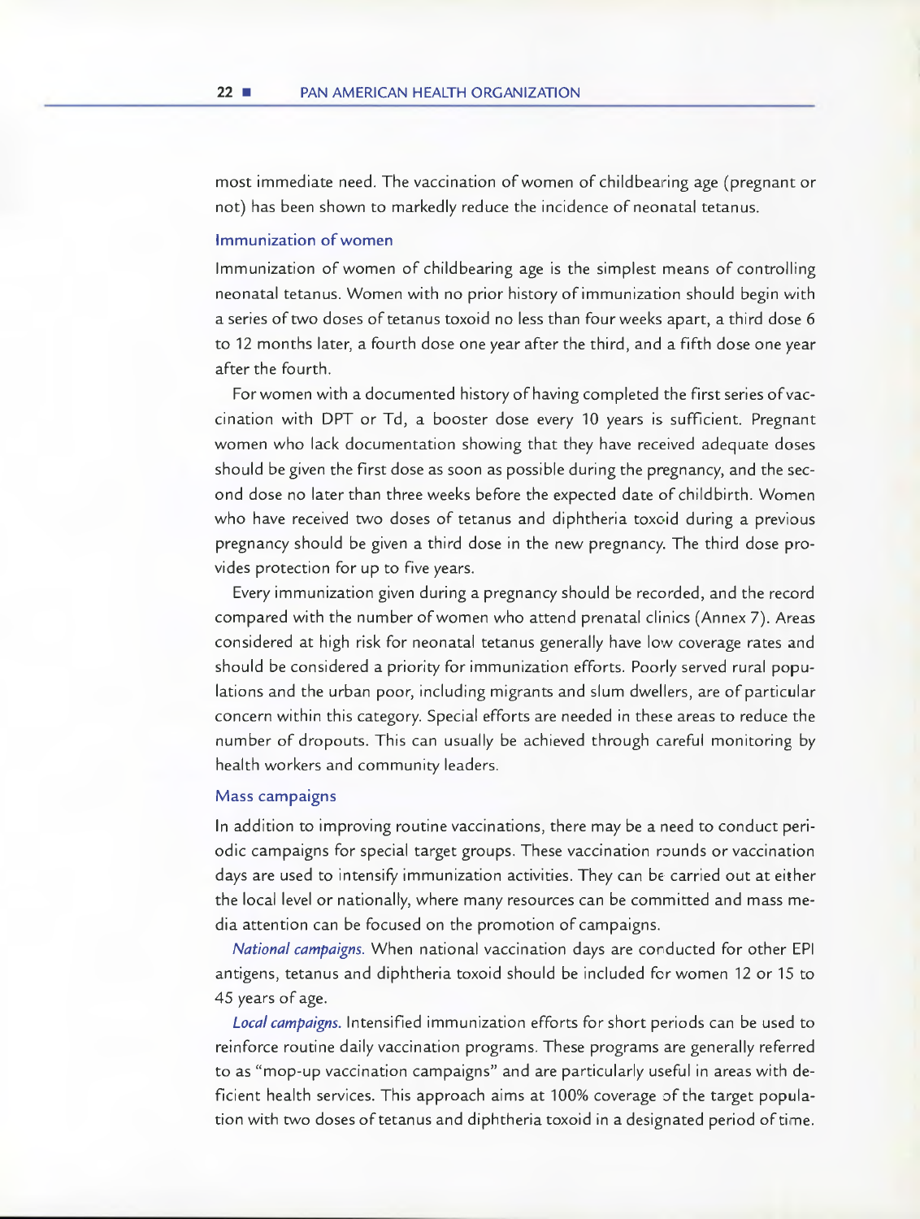most immediate need. The vaccination of women of childbearing age (pregnant or not) has been shown to markedly reduce the incidence of neonatal tetanus.

### Immunization of women

Immunization of women of childbearing age is the simplest means of controlling neonatal tetanus. Women with no prior history of immunization should begin with a series of two doses of tetanus toxoid no less than four weeks apart, a third dose 6 to 12 months later, a fourth dose one year after the third, and a fifth dose one year after the fourth.

For women with a documented history of having completed the first series of vaccination with DPT or Td, a booster dose every 10 years is sufficient. Pregnant women who lack documentation showing that they have received adequate doses should be given the first dose as soon as possible during the pregnancy, and the second dose no later than three weeks before the expected date of childbirth. Women who have received two doses of tetanus and diphtheria toxoid during a previous pregnancy should be given a third dose in the new pregnancy. The third dose provides protection for up to five years.

Every immunization given during a pregnancy should be recorded, and the record compared with the number of women who attend prenatal clinics (Annex 7). Areas considered at high risk for neonatal tetanus generally have low coverage rates and should be considered a priority for immunization efforts. Poorly served rural populations and the urban poor, including migrants and slum dwellers, are of particular concern within this category. Special efforts are needed in these areas to reduce the number of dropouts. This can usually be achieved through careful monitoring by health workers and community leaders.

### Mass campaigns

In addition to improving routine vaccinations, there may be a need to conduct periodic campaigns for special target groups. These vaccination rounds or vaccination days are used to intensify immunization activities. They can be carried out at either the local level or nationally, where many resources can be committed and mass media attention can be focused on the promotion of campaigns.

*National campaigns.* When national vaccination days are conducted for other EPI antigens, tetanus and diphtheria toxoid should be included for women 12 or 15 to 45 years of age.

*Local campaigns.* Intensified immunization efforts for short periods can be used to reinforce routine daily vaccination programs. These programs are generally referred to as "mop-up vaccination campaigns" and are particularly useful in areas with deficient health services. This approach aims at 100% coverage of the target population with two doses of tetanus and diphtheria toxoid in a designated period of time.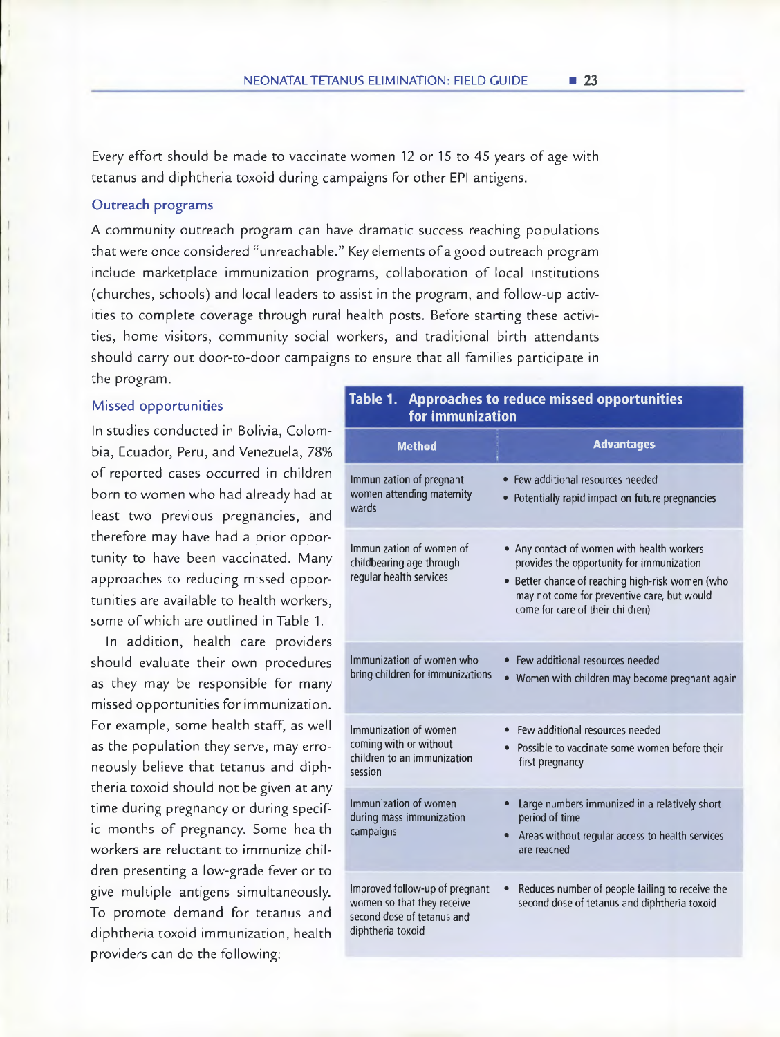Every effort should be made to vaccinate women 12 or 15 to 45 years of age with tetanus and diphtheria toxoid during campaigns for other EPI antigens.

### Outreach programs

A community outreach program can have dramatic success reaching populations that were once considered "unreachable." Key elements of a good outreach program include marketplace immunization programs, collaboration of local institutions (churches, schools) and local leaders to assist in the program, and follow-up activities to complete coverage through rural health posts. Before starting these activities, home visitors, community social workers, and traditional birth attendants should carry out door-to-door campaigns to ensure that all families participate in the program.

### Missed opportunities

In studies conducted in Bolivia, Colombia, Ecuador, Peru, and Venezuela, 78% of reported cases occurred in children born to women who had already had at least two previous pregnancies, and therefore may have had a prior opportunity to have been vaccinated. Many approaches to reducing missed opportunities are available to health workers, some of which are outlined in Table 1.

In addition, health care providers should evaluate their own procedures as they may be responsible for many missed opportunities for immunization. For example, some health staff, as well as the population they serve, may erroneously believe that tetanus and diphtheria toxoid should not be given at any time during pregnancy or during specific months of pregnancy. Some health workers are reluctant to immunize children presenting a low-grade fever or to give multiple antigens simultaneously. To promote demand for tetanus and diphtheria toxoid immunization, health providers can do the following:

**Table 1. Approaches to reduce missed opportunities for immunization**

| Method | Advantages |
|---|---|
| Immunization of pregnant women attending maternity wards | • Few additional resources needed<br>• Potentially rapid impact on future pregnancies |
| Immunization of women of childbearing age through regular health services | • Any contact of women with health workers provides the opportunity for immunization<br>• Better chance of reaching high-risk women (who may not come for preventive care, but would come for care of their children) |
| Immunization of women who bring children for immunizations | • Few additional resources needed<br>• Women with children may become pregnant again |
| Immunization of women coming with or without children to an immunization session | • Few additional resources needed<br>• Possible to vaccinate some women before their first pregnancy |
| Immunization of women during mass immunization campaigns | • Large numbers immunized in a relatively short period of time<br>• Areas without regular access to health services are reached |
| Improved follow-up of pregnant women so that they receive second dose of tetanus and diphtheria toxoid | • Reduces number of people failing to receive the second dose of tetanus and diphtheria toxoid |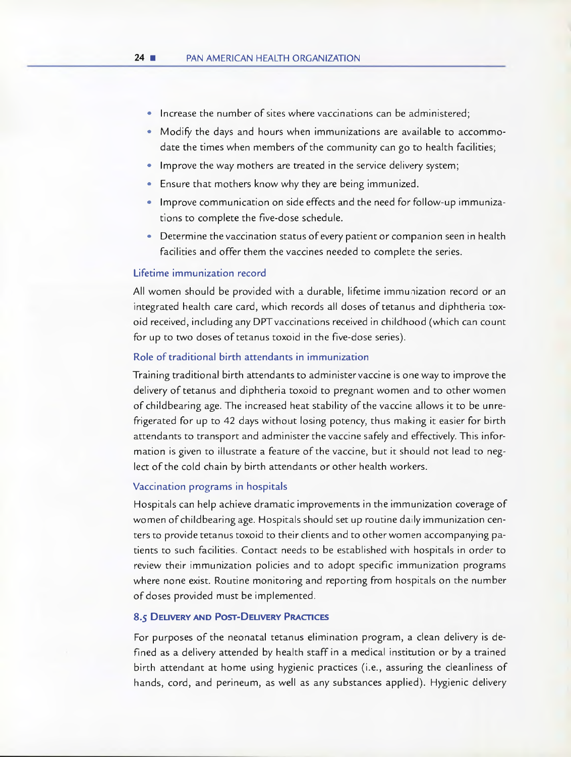- Increase the number of sites where vaccinations can be administered;
- Modify the days and hours when immunizations are available to accommodate the times when members of the community can go to health facilities;
- Improve the way mothers are treated in the service delivery system;
- Ensure that mothers know why they are being immunized.
- Improve communication on side effects and the need for follow-up immunizations to complete the five-dose schedule.
- Determine the vaccination status of every patient or companion seen in health facilities and offer them the vaccines needed to complete the series.

### Lifetime immunization record

All women should be provided with a durable, lifetime immunization record or an integrated health care card, which records all doses of tetanus and diphtheria toxoid received, including any DPT vaccinations received in childhood (which can count for up to two doses of tetanus toxoid in the five-dose series).

### Role of traditional birth attendants in immunization

Training traditional birth attendants to administer vaccine is one way to improve the delivery of tetanus and diphtheria toxoid to pregnant women and to other women of childbearing age. The increased heat stability of the vaccine allows it to be unrefrigerated for up to 42 days without losing potency, thus making it easier for birth attendants to transport and administer the vaccine safely and effectively. This information is given to illustrate a feature of the vaccine, but it should not lead to neglect of the cold chain by birth attendants or other health workers.

### Vaccination programs in hospitals

Hospitals can help achieve dramatic improvements in the immunization coverage of women of childbearing age. Hospitals should set up routine daily immunization centers to provide tetanus toxoid to their clients and to other women accompanying patients to such facilities. Contact needs to be established with hospitals in order to review their immunization policies and to adopt specific immunization programs where none exist. Routine monitoring and reporting from hospitals on the number of doses provided must be implemented.

## 8.5 Delivery and Post-Delivery Practices

For purposes of the neonatal tetanus elimination program, a clean delivery is defined as a delivery attended by health staff in a medical institution or by a trained birth attendant at home using hygienic practices (i.e., assuring the cleanliness of hands, cord, and perineum, as well as any substances applied). Hygienic delivery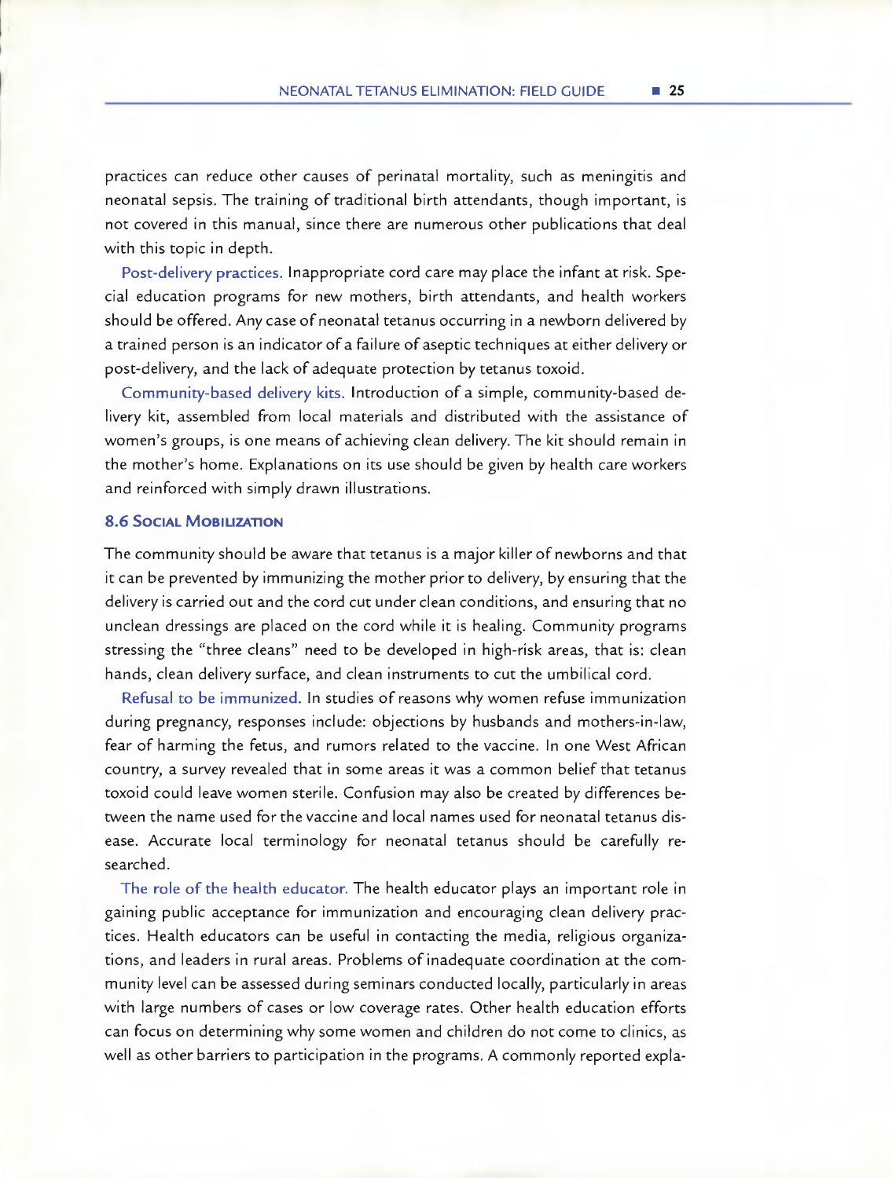practices can reduce other causes of perinatal mortality, such as meningitis and neonatal sepsis. The training of traditional birth attendants, though important, is not covered in this manual, since there are numerous other publications that deal with this topic in depth.

**Post-delivery practices.** Inappropriate cord care may place the infant at risk. Special education programs for new mothers, birth attendants, and health workers should be offered. Any case of neonatal tetanus occurring in a newborn delivered by a trained person is an indicator of a failure of aseptic techniques at either delivery or post-delivery, and the lack of adequate protection by tetanus toxoid.

**Community-based delivery kits.** Introduction of a simple, community-based delivery kit, assembled from local materials and distributed with the assistance of women's groups, is one means of achieving clean delivery. The kit should remain in the mother's home. Explanations on its use should be given by health care workers and reinforced with simply drawn illustrations.

### 8.6 Social Mobilization

The community should be aware that tetanus is a major killer of newborns and that it can be prevented by immunizing the mother prior to delivery, by ensuring that the delivery is carried out and the cord cut under clean conditions, and ensuring that no unclean dressings are placed on the cord while it is healing. Community programs stressing the "three cleans" need to be developed in high-risk areas, that is: clean hands, clean delivery surface, and clean instruments to cut the umbilical cord.

**Refusal to be immunized.** In studies of reasons why women refuse immunization during pregnancy, responses include: objections by husbands and mothers-in-law, fear of harming the fetus, and rumors related to the vaccine. In one West African country, a survey revealed that in some areas it was a common belief that tetanus toxoid could leave women sterile. Confusion may also be created by differences between the name used for the vaccine and local names used for neonatal tetanus disease. Accurate local terminology for neonatal tetanus should be carefully researched.

**The role of the health educator.** The health educator plays an important role in gaining public acceptance for immunization and encouraging clean delivery practices. Health educators can be useful in contacting the media, religious organizations, and leaders in rural areas. Problems of inadequate coordination at the community level can be assessed during seminars conducted locally, particularly in areas with large numbers of cases or low coverage rates. Other health education efforts can focus on determining why some women and children do not come to clinics, as well as other barriers to participation in the programs. A commonly reported expla-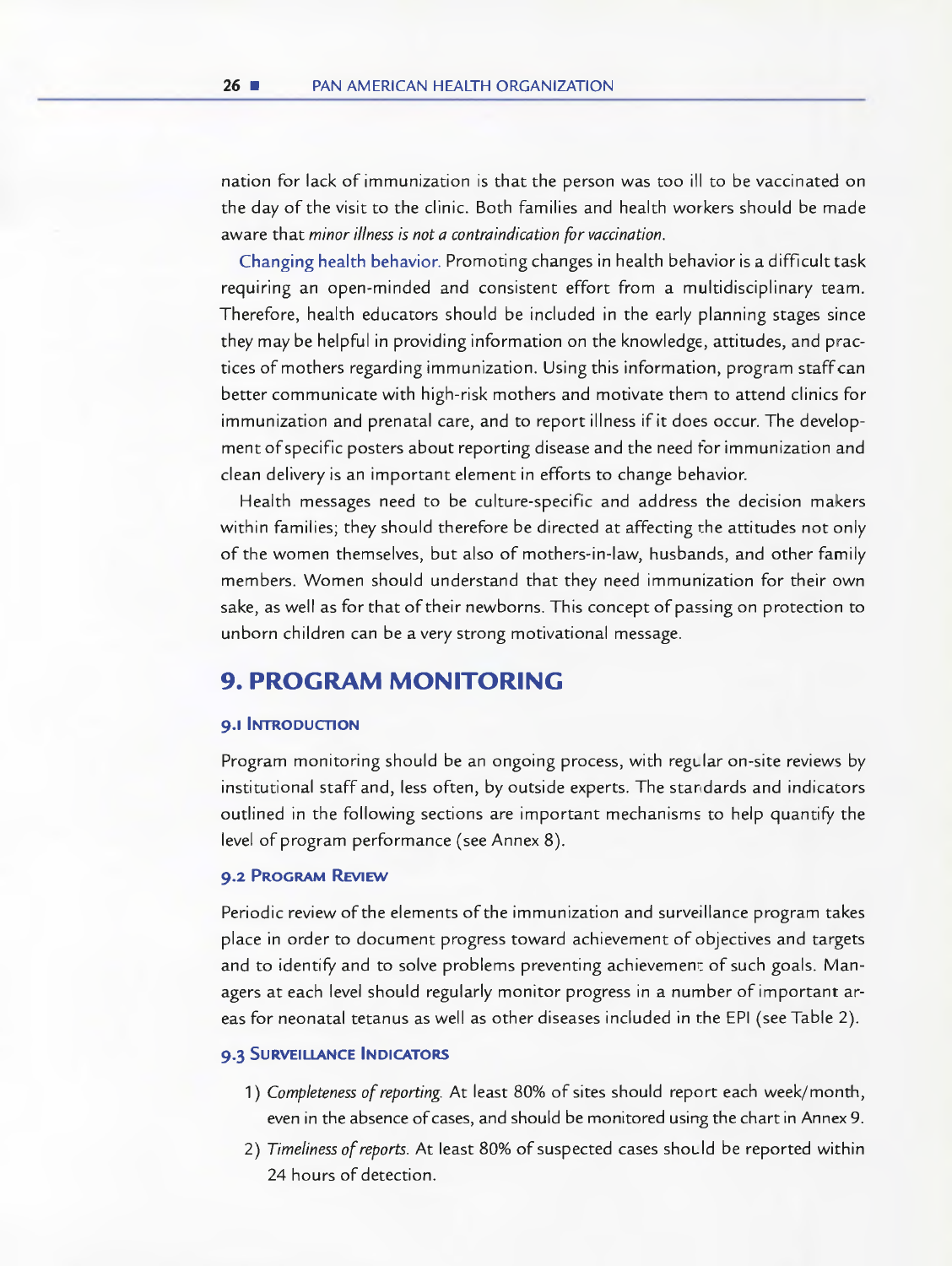nation for lack of immunization is that the person was too ill to be vaccinated on the day of the visit to the clinic. Both families and health workers should be made aware that *minor illness is not a contraindication for vaccination.*

Changing health behavior. Promoting changes in health behavior is a difficult task requiring an open-minded and consistent effort from a multidisciplinary team. Therefore, health educators should be included in the early planning stages since they may be helpful in providing information on the knowledge, attitudes, and practices of mothers regarding immunization. Using this information, program staff can better communicate with high-risk mothers and motivate them to attend clinics for immunization and prenatal care, and to report illness if it does occur. The development of specific posters about reporting disease and the need for immunization and clean delivery is an important element in efforts to change behavior.

Health messages need to be culture-specific and address the decision makers within families; they should therefore be directed at affecting the attitudes not only of the women themselves, but also of mothers-in-law, husbands, and other family members. Women should understand that they need immunization for their own sake, as well as for that of their newborns. This concept of passing on protection to unborn children can be a very strong motivational message.

## 9. PROGRAM MONITORING

### 9.1 Introduction

Program monitoring should be an ongoing process, with regular on-site reviews by institutional staff and, less often, by outside experts. The standards and indicators outlined in the following sections are important mechanisms to help quantify the level of program performance (see Annex 8).

### 9.2 Program Review

Periodic review of the elements of the immunization and surveillance program takes place in order to document progress toward achievement of objectives and targets and to identify and to solve problems preventing achievement of such goals. Managers at each level should regularly monitor progress in a number of important areas for neonatal tetanus as well as other diseases included in the EPI (see Table 2).

### 9.3 Surveillance Indicators

1) *Completeness of reporting.* At least 80% of sites should report each week/month, even in the absence of cases, and should be monitored using the chart in Annex 9.
2) *Timeliness of reports.* At least 80% of suspected cases should be reported within 24 hours of detection.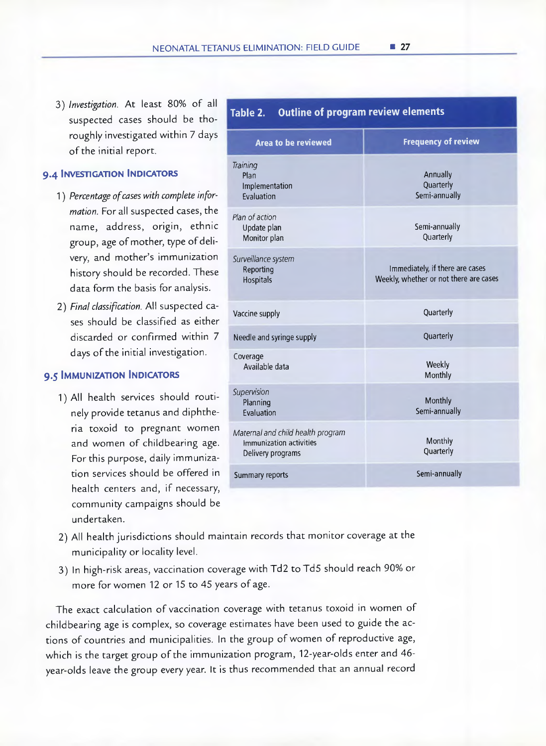3) *Investigation.* At least 80% of all suspected cases should be thoroughly investigated within 7 days of the initial report.

### 9.4 Investigation Indicators

1) *Percentage of cases with complete information.* For all suspected cases, the name, address, origin, ethnic group, age of mother, type of delivery, and mother's immunization history should be recorded. These data form the basis for analysis.
2) *Final classification.* All suspected cases should be classified as either discarded or confirmed within 7 days of the initial investigation.

### 9.5 Immunization Indicators

1) All health services should routinely provide tetanus and diphtheria toxoid to pregnant women and women of childbearing age. For this purpose, daily immunization services should be offered in health centers and, if necessary, community campaigns should be undertaken.
2) All health jurisdictions should maintain records that monitor coverage at the municipality or locality level.
3) In high-risk areas, vaccination coverage with Td2 to Td5 should reach 90% or more for women 12 or 15 to 45 years of age.

**Table 2. Outline of program review elements**

| Area to be reviewed | Frequency of review |
|---|---|
| *Training* | |
| Plan | Annually |
| Implementation | Quarterly |
| Evaluation | Semi-annually |
| *Plan of action* | |
| Update plan | Semi-annually |
| Monitor plan | Quarterly |
| *Surveillance system* | |
| Reporting | Immediately, if there are cases |
| Hospitals | Weekly, whether or not there are cases |
| Vaccine supply | Quarterly |
| Needle and syringe supply | Quarterly |
| Coverage | |
| Available data | Weekly |
| | Monthly |
| *Supervision* | |
| Planning | Monthly |
| Evaluation | Semi-annually |
| *Maternal and child health program* | |
| Immunization activities | Monthly |
| Delivery programs | Quarterly |
| Summary reports | Semi-annually |

The exact calculation of vaccination coverage with tetanus toxoid in women of childbearing age is complex, so coverage estimates have been used to guide the actions of countries and municipalities. In the group of women of reproductive age, which is the target group of the immunization program, 12-year-olds enter and 46-year-olds leave the group every year. It is thus recommended that an annual record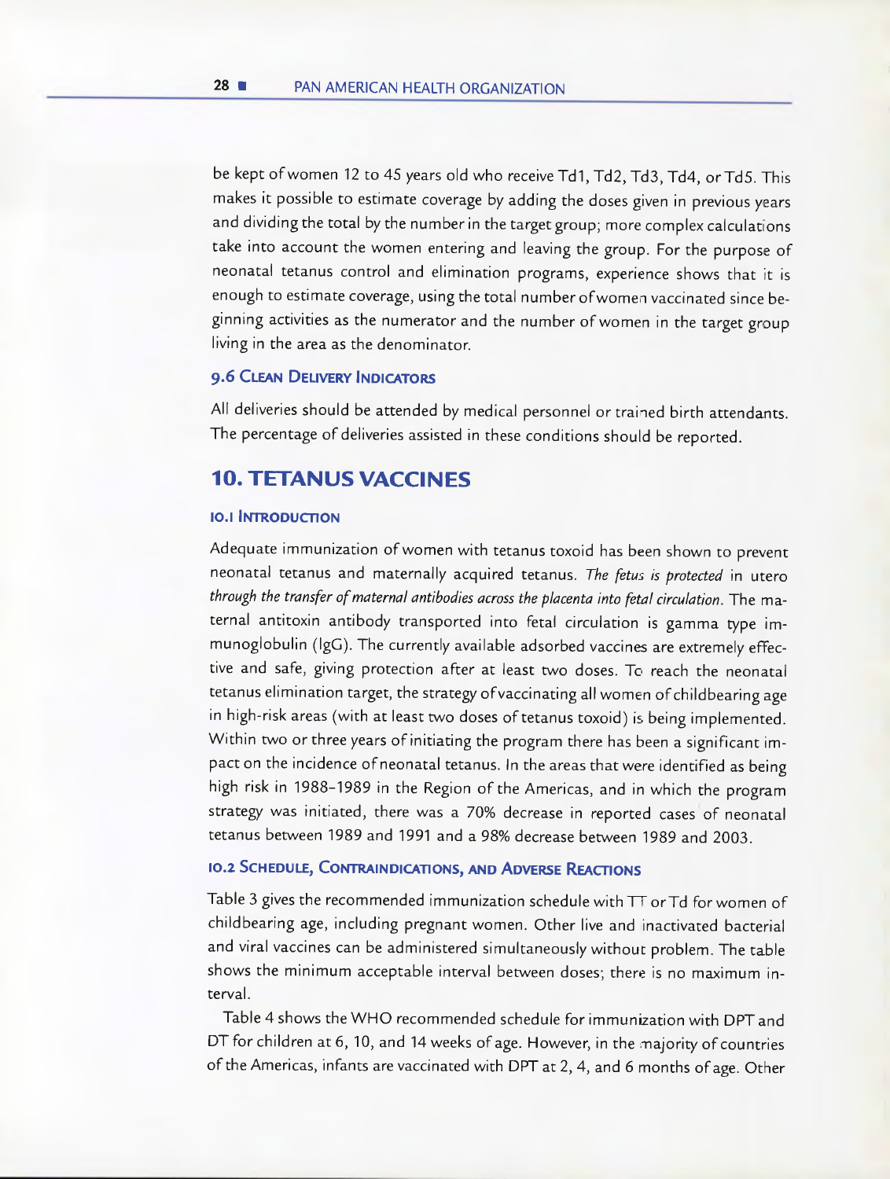be kept of women 12 to 45 years old who receive Td1, Td2, Td3, Td4, or Td5. This makes it possible to estimate coverage by adding the doses given in previous years and dividing the total by the number in the target group; more complex calculations take into account the women entering and leaving the group. For the purpose of neonatal tetanus control and elimination programs, experience shows that it is enough to estimate coverage, using the total number of women vaccinated since beginning activities as the numerator and the number of women in the target group living in the area as the denominator.

### 9.6 Clean Delivery Indicators

All deliveries should be attended by medical personnel or trained birth attendants. The percentage of deliveries assisted in these conditions should be reported.

## 10. TETANUS VACCINES

### 10.1 Introduction

Adequate immunization of women with tetanus toxoid has been shown to prevent neonatal tetanus and maternally acquired tetanus. *The fetus is protected* in utero *through the transfer of maternal antibodies across the placenta into fetal circulation*. The maternal antitoxin antibody transported into fetal circulation is gamma type immunoglobulin (IgG). The currently available adsorbed vaccines are extremely effective and safe, giving protection after at least two doses. To reach the neonatal tetanus elimination target, the strategy of vaccinating all women of childbearing age in high-risk areas (with at least two doses of tetanus toxoid) is being implemented. Within two or three years of initiating the program there has been a significant impact on the incidence of neonatal tetanus. In the areas that were identified as being high risk in 1988–1989 in the Region of the Americas, and in which the program strategy was initiated, there was a 70% decrease in reported cases of neonatal tetanus between 1989 and 1991 and a 98% decrease between 1989 and 2003.

### 10.2 Schedule, Contraindications, and Adverse Reactions

Table 3 gives the recommended immunization schedule with TT or Td for women of childbearing age, including pregnant women. Other live and inactivated bacterial and viral vaccines can be administered simultaneously without problem. The table shows the minimum acceptable interval between doses; there is no maximum interval.

Table 4 shows the WHO recommended schedule for immunization with DPT and DT for children at 6, 10, and 14 weeks of age. However, in the majority of countries of the Americas, infants are vaccinated with DPT at 2, 4, and 6 months of age. Other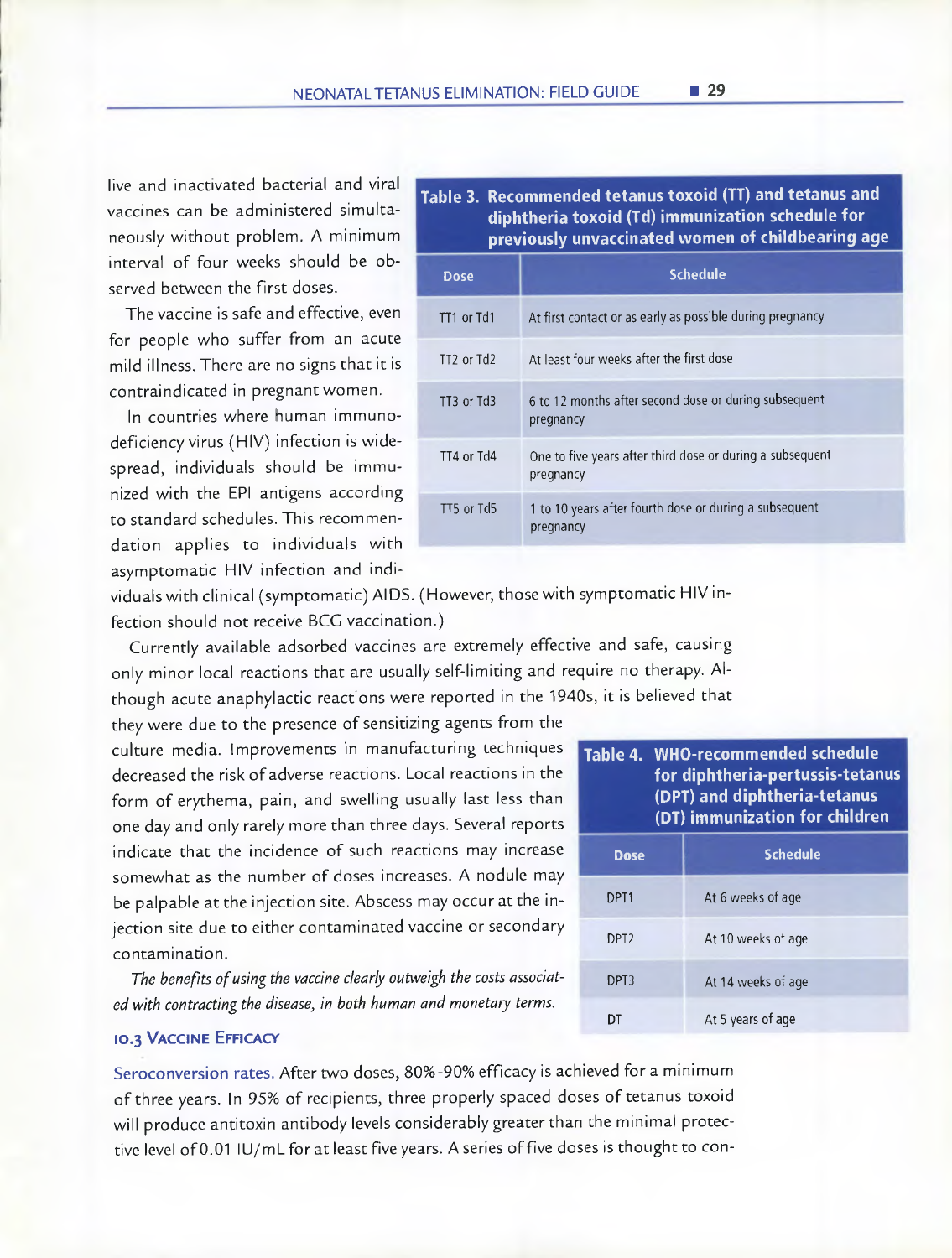live and inactivated bacterial and viral vaccines can be administered simultaneously without problem. A minimum interval of four weeks should be observed between the first doses.

The vaccine is safe and effective, even for people who suffer from an acute mild illness. There are no signs that it is contraindicated in pregnant women.

In countries where human immunodeficiency virus (HIV) infection is widespread, individuals should be immunized with the EPI antigens according to standard schedules. This recommendation applies to individuals with asymptomatic HIV infection and individuals with clinical (symptomatic) AIDS. (However, those with symptomatic HIV infection should not receive BCG vaccination.)

**Table 3. Recommended tetanus toxoid (TT) and tetanus and diphtheria toxoid (Td) immunization schedule for previously unvaccinated women of childbearing age**

| Dose | Schedule |
|---|---|
| TT1 or Td1 | At first contact or as early as possible during pregnancy |
| TT2 or Td2 | At least four weeks after the first dose |
| TT3 or Td3 | 6 to 12 months after second dose or during subsequent pregnancy |
| TT4 or Td4 | One to five years after third dose or during a subsequent pregnancy |
| TT5 or Td5 | 1 to 10 years after fourth dose or during a subsequent pregnancy |

Currently available adsorbed vaccines are extremely effective and safe, causing only minor local reactions that are usually self-limiting and require no therapy. Although acute anaphylactic reactions were reported in the 1940s, it is believed that they were due to the presence of sensitizing agents from the culture media. Improvements in manufacturing techniques decreased the risk of adverse reactions. Local reactions in the form of erythema, pain, and swelling usually last less than one day and only rarely more than three days. Several reports indicate that the incidence of such reactions may increase somewhat as the number of doses increases. A nodule may be palpable at the injection site. Abscess may occur at the injection site due to either contaminated vaccine or secondary contamination.

*The benefits of using the vaccine clearly outweigh the costs associated with contracting the disease, in both human and monetary terms.*

**Table 4. WHO-recommended schedule for diphtheria-pertussis-tetanus (DPT) and diphtheria-tetanus (DT) immunization for children**

| Dose | Schedule |
|---|---|
| DPT1 | At 6 weeks of age |
| DPT2 | At 10 weeks of age |
| DPT3 | At 14 weeks of age |
| DT | At 5 years of age |

### 10.3 Vaccine Efficacy

Seroconversion rates. After two doses, 80%–90% efficacy is achieved for a minimum of three years. In 95% of recipients, three properly spaced doses of tetanus toxoid will produce antitoxin antibody levels considerably greater than the minimal protective level of 0.01 IU/mL for at least five years. A series of five doses is thought to con-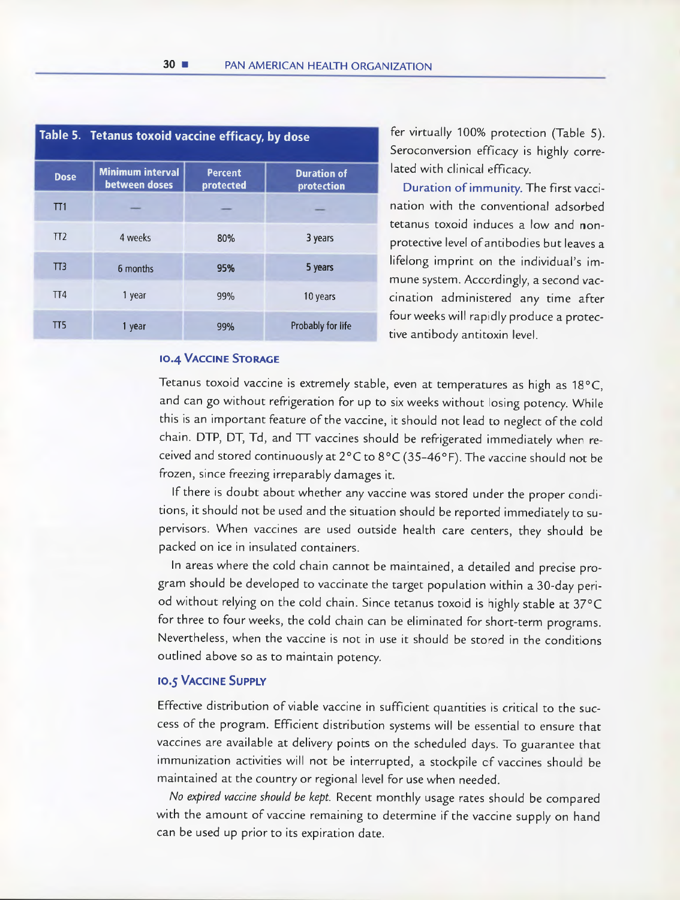**Table 5. Tetanus toxoid vaccine efficacy, by dose**

| Dose | Minimum interval between doses | Percent protected | Duration of protection |
|---|---|---|---|
| TT1 | — | — | — |
| TT2 | 4 weeks | 80% | 3 years |
| TT3 | 6 months | 95% | 5 years |
| TT4 | 1 year | 99% | 10 years |
| TT5 | 1 year | 99% | Probably for life |

fer virtually 100% protection (Table 5). Seroconversion efficacy is highly correlated with clinical efficacy.

Duration of immunity. The first vaccination with the conventional adsorbed tetanus toxoid induces a low and nonprotective level of antibodies but leaves a lifelong imprint on the individual's immune system. Accordingly, a second vaccination administered any time after four weeks will rapidly produce a protective antibody antitoxin level.

### 10.4 Vaccine Storage

Tetanus toxoid vaccine is extremely stable, even at temperatures as high as 18°C, and can go without refrigeration for up to six weeks without losing potency. While this is an important feature of the vaccine, it should not lead to neglect of the cold chain. DTP, DT, Td, and TT vaccines should be refrigerated immediately when received and stored continuously at 2°C to 8°C (35–46°F). The vaccine should not be frozen, since freezing irreparably damages it.

If there is doubt about whether any vaccine was stored under the proper conditions, it should not be used and the situation should be reported immediately to supervisors. When vaccines are used outside health care centers, they should be packed on ice in insulated containers.

In areas where the cold chain cannot be maintained, a detailed and precise program should be developed to vaccinate the target population within a 30-day period without relying on the cold chain. Since tetanus toxoid is highly stable at 37°C for three to four weeks, the cold chain can be eliminated for short-term programs. Nevertheless, when the vaccine is not in use it should be stored in the conditions outlined above so as to maintain potency.

### 10.5 Vaccine Supply

Effective distribution of viable vaccine in sufficient quantities is critical to the success of the program. Efficient distribution systems will be essential to ensure that vaccines are available at delivery points on the scheduled days. To guarantee that immunization activities will not be interrupted, a stockpile of vaccines should be maintained at the country or regional level for use when needed.

*No expired vaccine should be kept.* Recent monthly usage rates should be compared with the amount of vaccine remaining to determine if the vaccine supply on hand can be used up prior to its expiration date.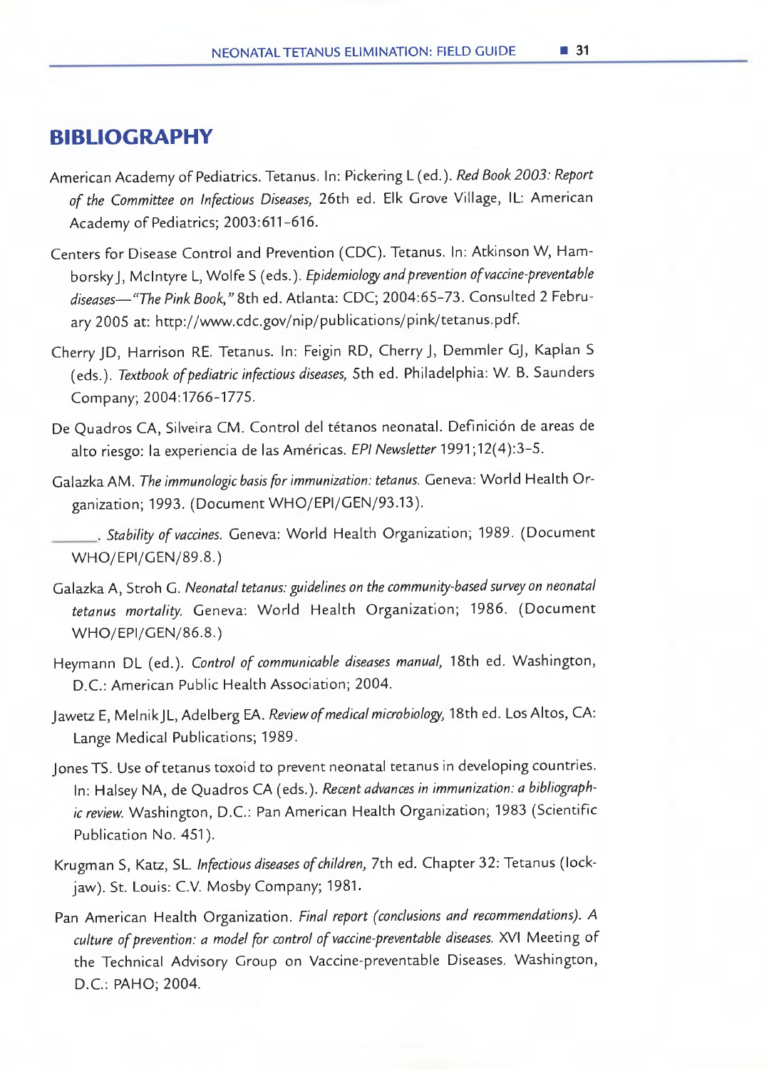## BIBLIOGRAPHY

American Academy of Pediatrics. Tetanus. In: Pickering L (ed.). *Red Book 2003: Report of the Committee on Infectious Diseases,* 26th ed. Elk Grove Village, IL: American Academy of Pediatrics; 2003:611–616.

Centers for Disease Control and Prevention (CDC). Tetanus. In: Atkinson W, Hamborsky J, McIntyre L, Wolfe S (eds.). *Epidemiology and prevention of vaccine-preventable diseases—"The Pink Book,"* 8th ed. Atlanta: CDC; 2004:65–73. Consulted 2 February 2005 at: http://www.cdc.gov/nip/publications/pink/tetanus.pdf.

Cherry JD, Harrison RE. Tetanus. In: Feigin RD, Cherry J, Demmler GJ, Kaplan S (eds.). *Textbook of pediatric infectious diseases,* 5th ed. Philadelphia: W. B. Saunders Company; 2004:1766–1775.

De Quadros CA, Silveira CM. Control del tétanos neonatal. Definición de areas de alto riesgo: la experiencia de las Américas. *EPI Newsletter* 1991;12(4):3–5.

Galazka AM. *The immunologic basis for immunization: tetanus.* Geneva: World Health Organization; 1993. (Document WHO/EPI/GEN/93.13).

______. *Stability of vaccines.* Geneva: World Health Organization; 1989. (Document WHO/EPI/GEN/89.8.)

Galazka A, Stroh G. *Neonatal tetanus: guidelines on the community-based survey on neonatal tetanus mortality.* Geneva: World Health Organization; 1986. (Document WHO/EPI/GEN/86.8.)

Heymann DL (ed.). *Control of communicable diseases manual,* 18th ed. Washington, D.C.: American Public Health Association; 2004.

Jawetz E, Melnik JL, Adelberg EA. *Review of medical microbiology,* 18th ed. Los Altos, CA: Lange Medical Publications; 1989.

Jones TS. Use of tetanus toxoid to prevent neonatal tetanus in developing countries. In: Halsey NA, de Quadros CA (eds.). *Recent advances in immunization: a bibliographic review.* Washington, D.C.: Pan American Health Organization; 1983 (Scientific Publication No. 451).

Krugman S, Katz, SL. *Infectious diseases of children,* 7th ed. Chapter 32: Tetanus (lockjaw). St. Louis: C.V. Mosby Company; 1981.

Pan American Health Organization. *Final report (conclusions and recommendations). A culture of prevention: a model for control of vaccine-preventable diseases.* XVI Meeting of the Technical Advisory Group on Vaccine-preventable Diseases. Washington, D.C.: PAHO; 2004.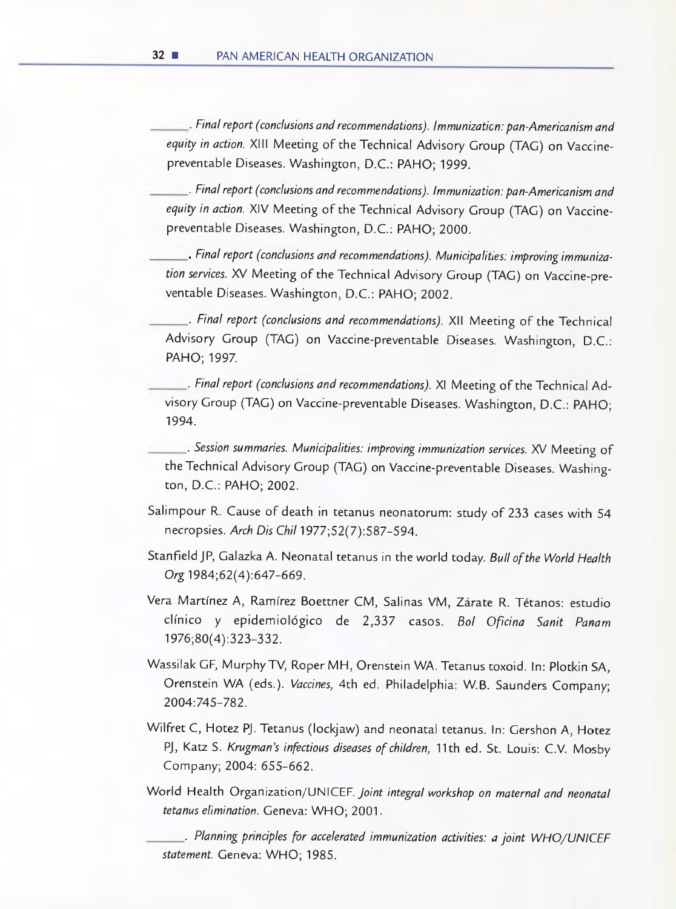\_\_\_\_\_\_. *Final report (conclusions and recommendations). Immunization: pan-Americanism and equity in action.* XIII Meeting of the Technical Advisory Group (TAG) on Vaccine-preventable Diseases. Washington, D.C.: PAHO; 1999.

\_\_\_\_\_\_. *Final report (conclusions and recommendations). Immunization: pan-Americanism and equity in action.* XIV Meeting of the Technical Advisory Group (TAG) on Vaccine-preventable Diseases. Washington, D.C.: PAHO; 2000.

\_\_\_\_\_\_. *Final report (conclusions and recommendations). Municipalities: improving immunization services.* XV Meeting of the Technical Advisory Group (TAG) on Vaccine-preventable Diseases. Washington, D.C.: PAHO; 2002.

\_\_\_\_\_\_. *Final report (conclusions and recommendations).* XII Meeting of the Technical Advisory Group (TAG) on Vaccine-preventable Diseases. Washington, D.C.: PAHO; 1997.

\_\_\_\_\_\_. *Final report (conclusions and recommendations).* XI Meeting of the Technical Advisory Group (TAG) on Vaccine-preventable Diseases. Washington, D.C.: PAHO; 1994.

\_\_\_\_\_\_. *Session summaries. Municipalities: improving immunization services.* XV Meeting of the Technical Advisory Group (TAG) on Vaccine-preventable Diseases. Washington, D.C.: PAHO; 2002.

Salimpour R. Cause of death in tetanus neonatorum: study of 233 cases with 54 necropsies. *Arch Dis Chil* 1977;52(7):587–594.

Stanfield JP, Galazka A. Neonatal tetanus in the world today. *Bull of the World Health Org* 1984;62(4):647–669.

Vera Martínez A, Ramírez Boettner CM, Salinas VM, Zárate R. Tétanos: estudio clínico y epidemiológico de 2,337 casos. *Bol Oficina Sanit Panam* 1976;80(4):323–332.

Wassilak GF, Murphy TV, Roper MH, Orenstein WA. Tetanus toxoid. In: Plotkin SA, Orenstein WA (eds.). *Vaccines,* 4th ed. Philadelphia: W.B. Saunders Company; 2004:745–782.

Wilfret C, Hotez PJ. Tetanus (lockjaw) and neonatal tetanus. In: Gershon A, Hotez PJ, Katz S. *Krugman's infectious diseases of children,* 11th ed. St. Louis: C.V. Mosby Company; 2004: 655–662.

World Health Organization/UNICEF. *Joint integral workshop on maternal and neonatal tetanus elimination.* Geneva: WHO; 2001.

\_\_\_\_\_\_. *Planning principles for accelerated immunization activities: a joint WHO/UNICEF statement.* Geneva: WHO; 1985.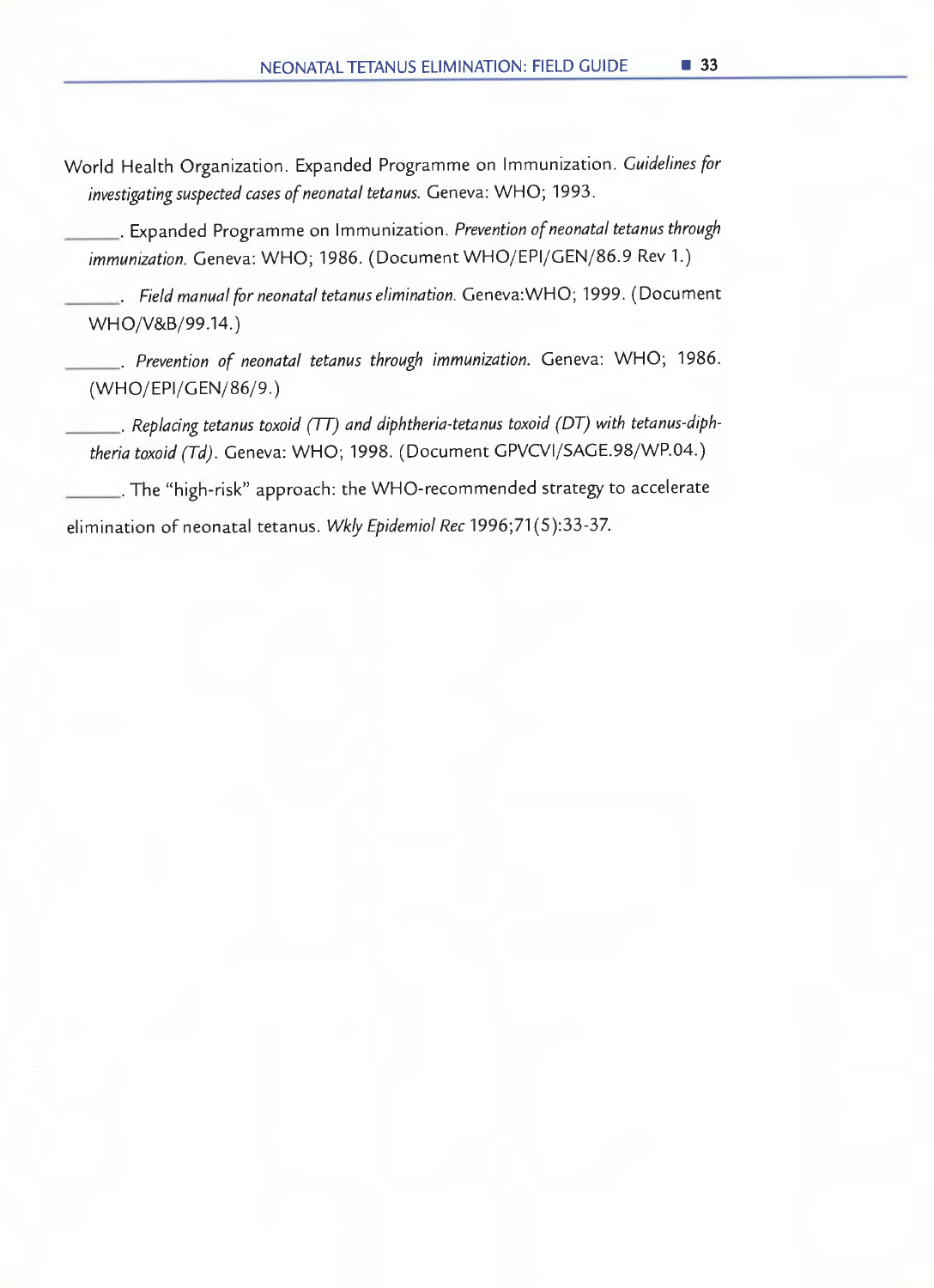World Health Organization. Expanded Programme on Immunization. *Guidelines for investigating suspected cases of neonatal tetanus.* Geneva: WHO; 1993.

______. Expanded Programme on Immunization. *Prevention of neonatal tetanus through immunization.* Geneva: WHO; 1986. (Document WHO/EPI/GEN/86.9 Rev 1.)

______. *Field manual for neonatal tetanus elimination.* Geneva:WHO; 1999. (Document WHO/V&B/99.14.)

______. *Prevention of neonatal tetanus through immunization.* Geneva: WHO; 1986. (WHO/EPI/GEN/86/9.)

______. *Replacing tetanus toxoid (TT) and diphtheria-tetanus toxoid (DT) with tetanus-diphtheria toxoid (Td).* Geneva: WHO; 1998. (Document GPVCVI/SAGE.98/WP.04.)

______. The "high-risk" approach: the WHO-recommended strategy to accelerate elimination of neonatal tetanus. *Wkly Epidemiol Rec* 1996;71(5):33-37.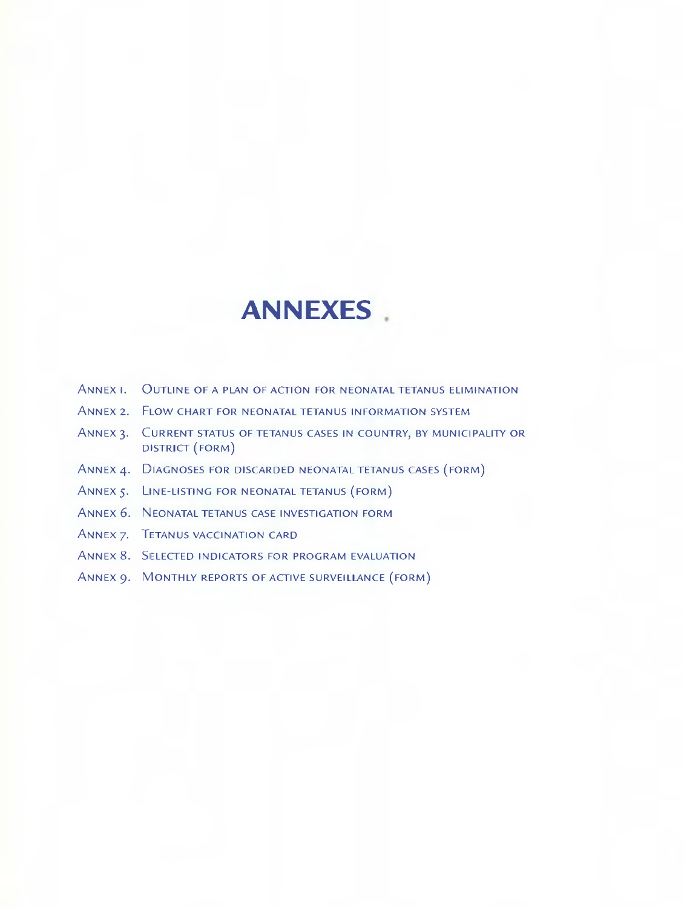# ANNEXES

- Annex 1. Outline of a plan of action for neonatal tetanus elimination
- Annex 2. Flow chart for neonatal tetanus information system
- Annex 3. Current status of tetanus cases in country, by municipality or district (form)
- Annex 4. Diagnoses for discarded neonatal tetanus cases (form)
- Annex 5. Line-listing for neonatal tetanus (form)
- Annex 6. Neonatal tetanus case investigation form
- Annex 7. Tetanus vaccination card
- Annex 8. Selected indicators for program evaluation
- Annex 9. Monthly reports of active surveillance (form)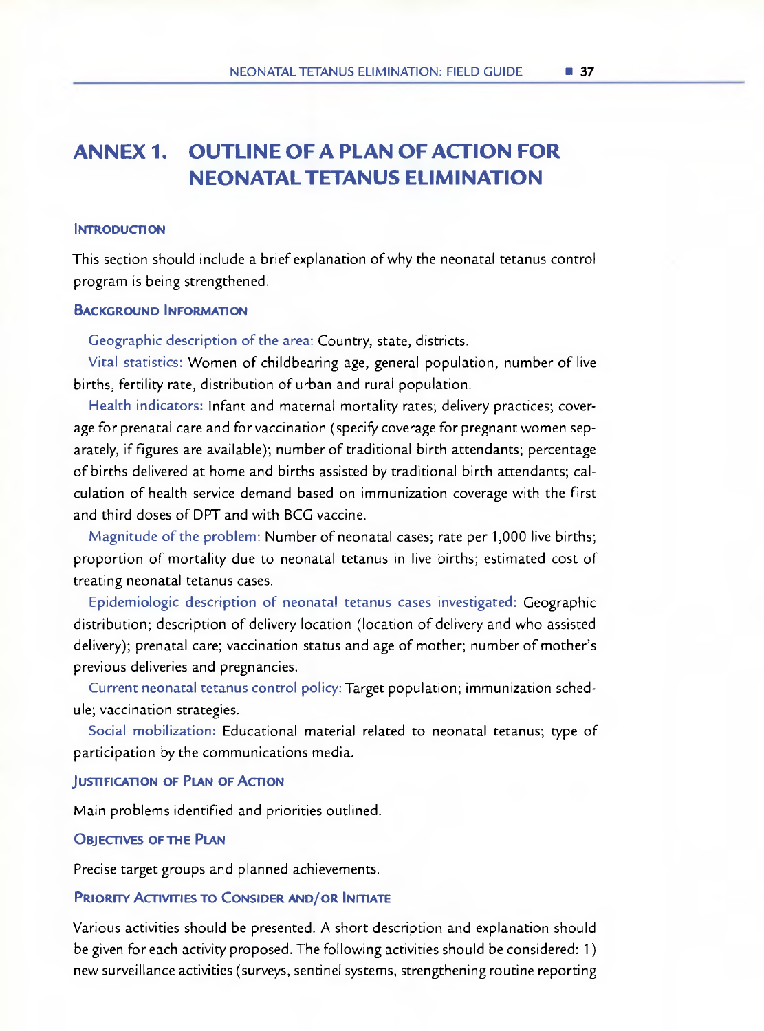# ANNEX 1. OUTLINE OF A PLAN OF ACTION FOR NEONATAL TETANUS ELIMINATION

### Introduction

This section should include a brief explanation of why the neonatal tetanus control program is being strengthened.

### Background Information

Geographic description of the area: Country, state, districts.

Vital statistics: Women of childbearing age, general population, number of live births, fertility rate, distribution of urban and rural population.

Health indicators: Infant and maternal mortality rates; delivery practices; coverage for prenatal care and for vaccination (specify coverage for pregnant women separately, if figures are available); number of traditional birth attendants; percentage of births delivered at home and births assisted by traditional birth attendants; calculation of health service demand based on immunization coverage with the first and third doses of DPT and with BCG vaccine.

Magnitude of the problem: Number of neonatal cases; rate per 1,000 live births; proportion of mortality due to neonatal tetanus in live births; estimated cost of treating neonatal tetanus cases.

Epidemiologic description of neonatal tetanus cases investigated: Geographic distribution; description of delivery location (location of delivery and who assisted delivery); prenatal care; vaccination status and age of mother; number of mother's previous deliveries and pregnancies.

Current neonatal tetanus control policy: Target population; immunization schedule; vaccination strategies.

Social mobilization: Educational material related to neonatal tetanus; type of participation by the communications media.

### Justification of Plan of Action

Main problems identified and priorities outlined.

### Objectives of the Plan

Precise target groups and planned achievements.

### Priority Activities to Consider and/or Initiate

Various activities should be presented. A short description and explanation should be given for each activity proposed. The following activities should be considered: 1) new surveillance activities (surveys, sentinel systems, strengthening routine reporting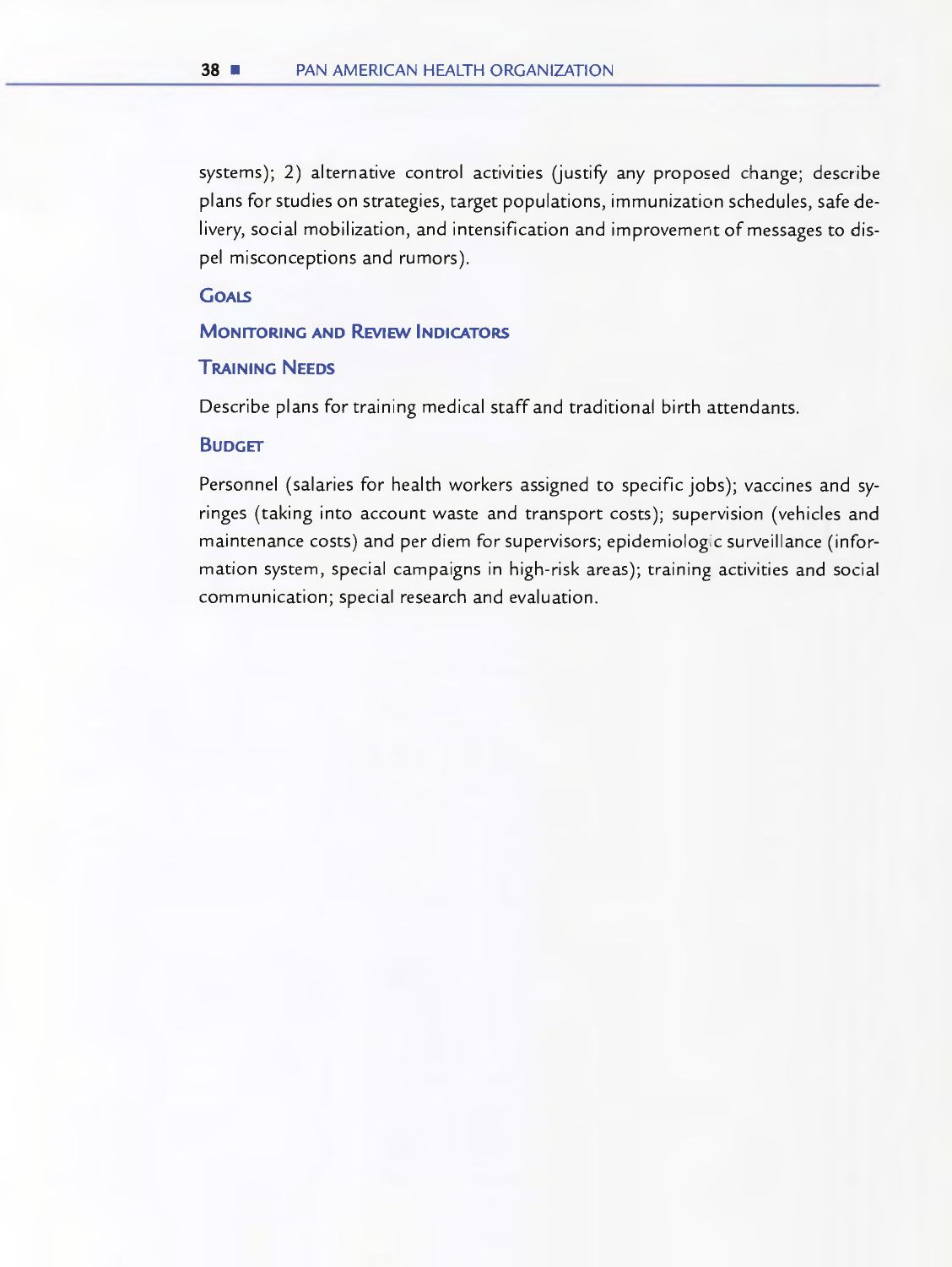systems); 2) alternative control activities (justify any proposed change; describe plans for studies on strategies, target populations, immunization schedules, safe delivery, social mobilization, and intensification and improvement of messages to dispel misconceptions and rumors).

### Goals

### Monitoring and Review Indicators

### Training Needs

Describe plans for training medical staff and traditional birth attendants.

### Budget

Personnel (salaries for health workers assigned to specific jobs); vaccines and syringes (taking into account waste and transport costs); supervision (vehicles and maintenance costs) and per diem for supervisors; epidemiologic surveillance (information system, special campaigns in high-risk areas); training activities and social communication; special research and evaluation.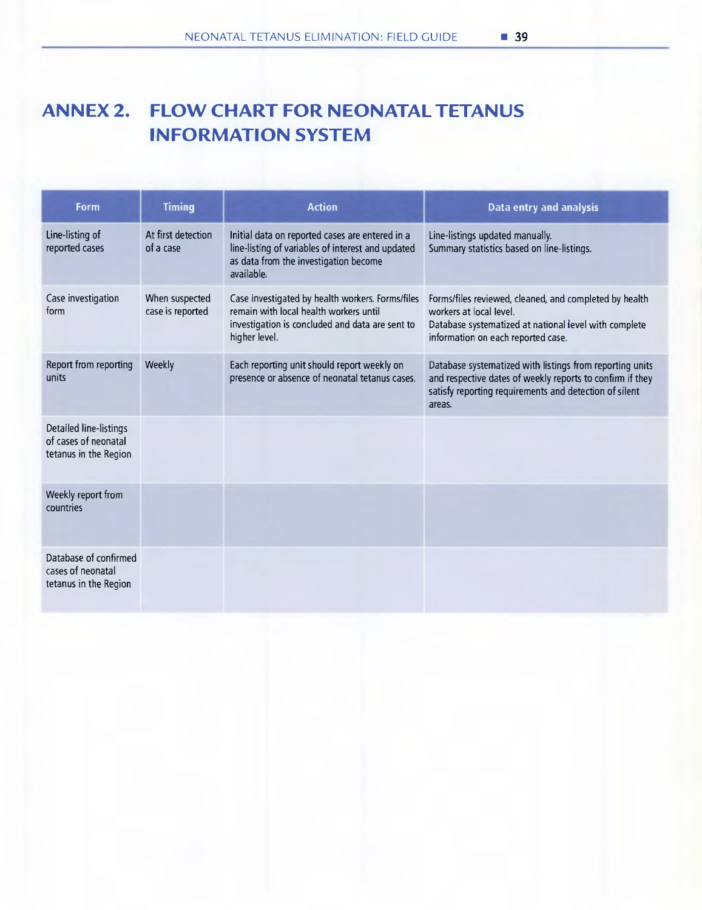# ANNEX 2. FLOW CHART FOR NEONATAL TETANUS INFORMATION SYSTEM

| Form | Timing | Action | Data entry and analysis |
|---|---|---|---|
| Line-listing of reported cases | At first detection of a case | Initial data on reported cases are entered in a line-listing of variables of interest and updated as data from the investigation become available. | Line-listings updated manually. Summary statistics based on line-listings. |
| Case investigation form | When suspected case is reported | Case investigated by health workers. Forms/files remain with local health workers until investigation is concluded and data are sent to higher level. | Forms/files reviewed, cleaned, and completed by health workers at local level. Database systematized at national level with complete information on each reported case. |
| Report from reporting units | Weekly | Each reporting unit should report weekly on presence or absence of neonatal tetanus cases. | Database systematized with listings from reporting units and respective dates of weekly reports to confirm if they satisfy reporting requirements and detection of silent areas. |
| Detailed line-listings of cases of neonatal tetanus in the Region | | | |
| Weekly report from countries | | | |
| Database of confirmed cases of neonatal tetanus in the Region | | | |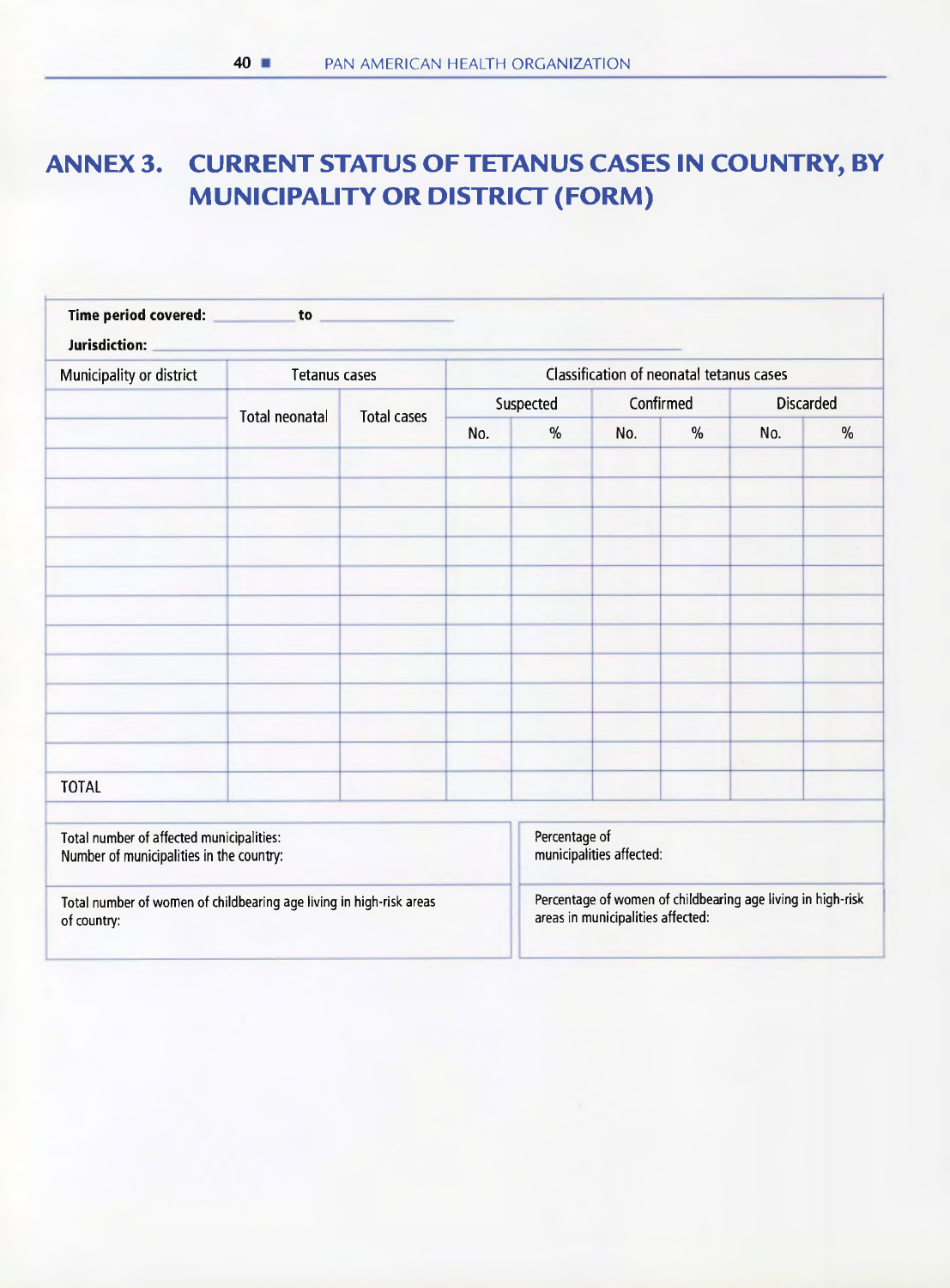# ANNEX 3. CURRENT STATUS OF TETANUS CASES IN COUNTRY, BY MUNICIPALITY OR DISTRICT (FORM)

**Time period covered:** __________ to __________

**Jurisdiction:** __________

| Municipality or district | Tetanus cases | | Classification of neonatal tetanus cases | | | | | |
|---|---|---|---|---|---|---|---|---|
| | Total neonatal | Total cases | Suspected | | Confirmed | | Discarded | |
| | | | No. | % | No. | % | No. | % |
| | | | | | | | | |
| | | | | | | | | |
| | | | | | | | | |
| | | | | | | | | |
| | | | | | | | | |
| | | | | | | | | |
| | | | | | | | | |
| | | | | | | | | |
| | | | | | | | | |
| | | | | | | | | |
| | | | | | | | | |
| TOTAL | | | | | | | | |

| | |
|---|---|
| Total number of affected municipalities:<br>Number of municipalities in the country: | Percentage of municipalities affected: |
| Total number of women of childbearing age living in high-risk areas of country: | Percentage of women of childbearing age living in high-risk areas in municipalities affected: |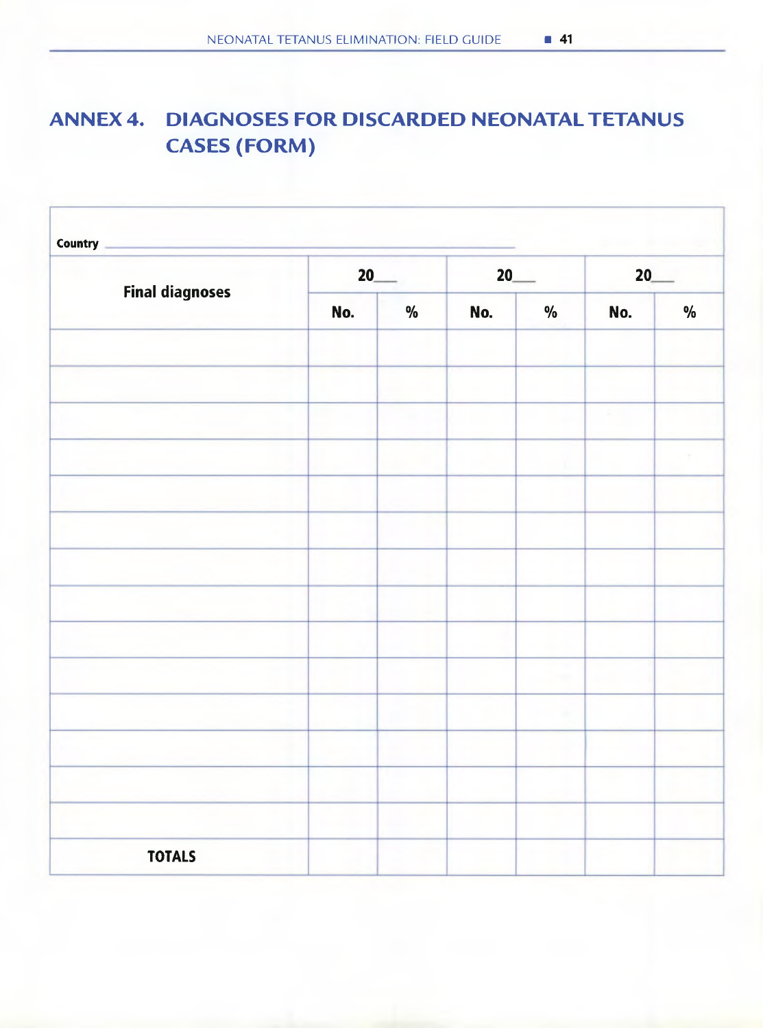# ANNEX 4. DIAGNOSES FOR DISCARDED NEONATAL TETANUS CASES (FORM)

Country ___________________________________________

| Final diagnoses | 20___ | | 20___ | | 20___ | |
|---|---|---|---|---|---|---|
| | No. | % | No. | % | No. | % |
| | | | | | | |
| | | | | | | |
| | | | | | | |
| | | | | | | |
| | | | | | | |
| | | | | | | |
| | | | | | | |
| | | | | | | |
| | | | | | | |
| | | | | | | |
| | | | | | | |
| | | | | | | |
| | | | | | | |
| | | | | | | |
| TOTALS | | | | | | |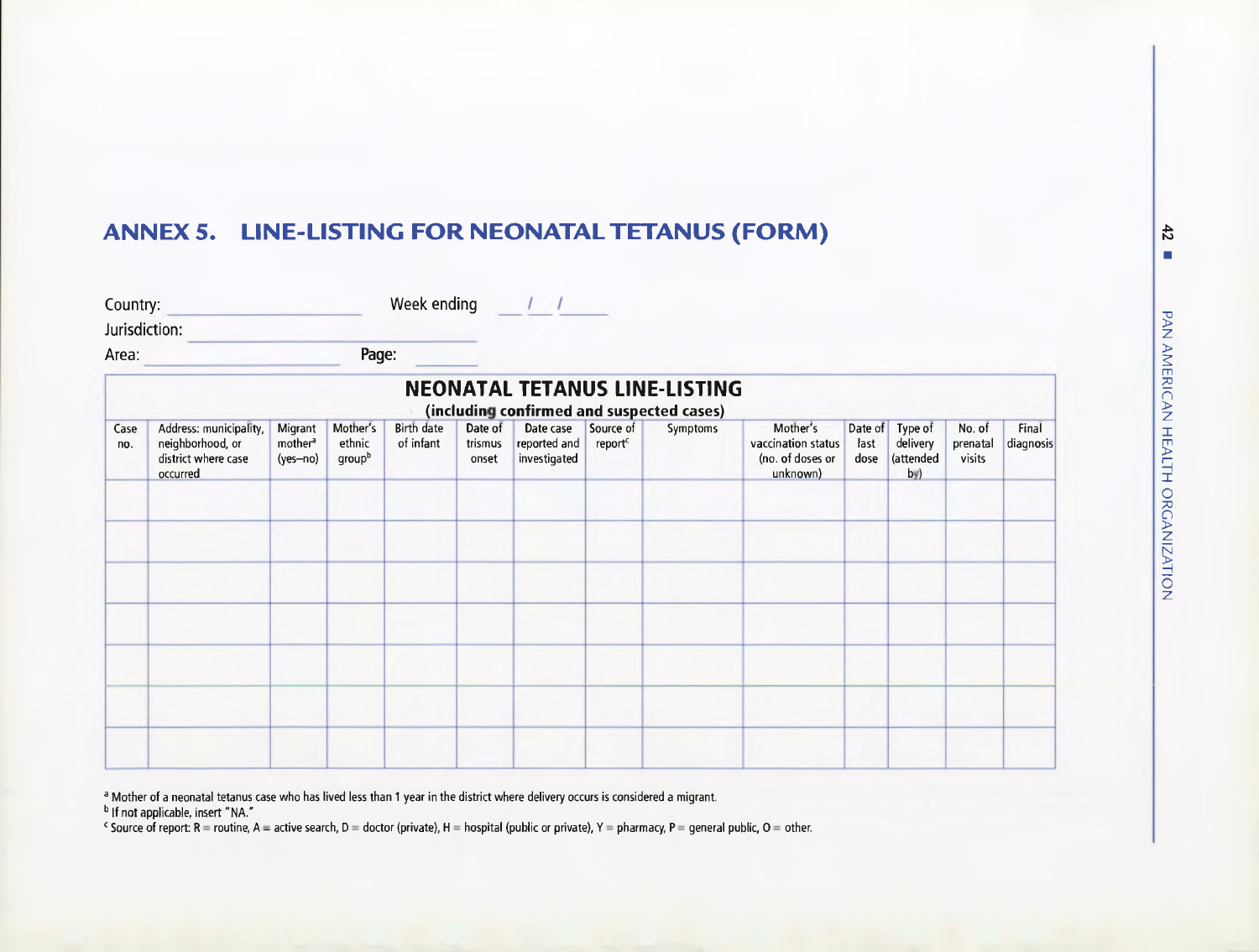# ANNEX 5. LINE-LISTING FOR NEONATAL TETANUS (FORM)

Country: ______________________ Week ending ___/___/_____

Jurisdiction: ______________________

Area: ______________________ Page: ________

| NEONATAL TETANUS LINE-LISTING (including confirmed and suspected cases) | | | | | | | | | | | | | | |
|---|---|---|---|---|---|---|---|---|---|---|---|---|---|---|
| Case no. | Address: municipality, neighborhood, or district where case occurred | Migrant mother[a] (yes–no) | Mother's ethnic group[b] | Birth date of infant | Date of trismus onset | Date case reported and investigated | Source of report[c] | Symptoms | Mother's vaccination status (no. of doses or unknown) | Date of last dose | Type of delivery (attended by) | No. of prenatal visits | Final diagnosis | |
| | | | | | | | | | | | | | | |
| | | | | | | | | | | | | | | |
| | | | | | | | | | | | | | | |
| | | | | | | | | | | | | | | |
| | | | | | | | | | | | | | | |
| | | | | | | | | | | | | | | |
| | | | | | | | | | | | | | | |

[a] Mother of a neonatal tetanus case who has lived less than 1 year in the district where delivery occurs is considered a migrant.

[b] If not applicable, insert "NA."

[c] Source of report: R = routine, A = active search, D = doctor (private), H = hospital (public or private), Y = pharmacy, P = general public, O = other.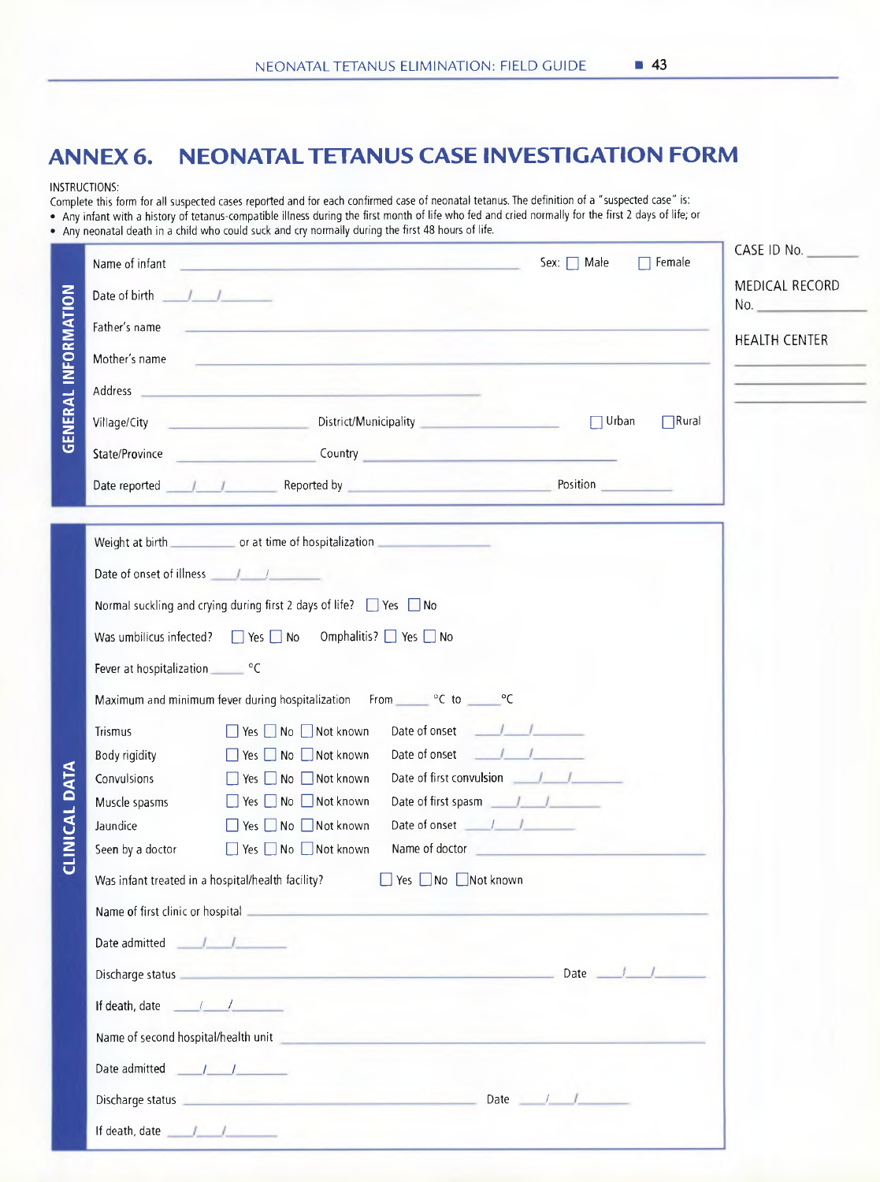# ANNEX 6. NEONATAL TETANUS CASE INVESTIGATION FORM

INSTRUCTIONS:

Complete this form for all suspected cases reported and for each confirmed case of neonatal tetanus. The definition of a "suspected case" is:

- Any infant with a history of tetanus-compatible illness during the first month of life who fed and cried normally for the first 2 days of life; or
- Any neonatal death in a child who could suck and cry normally during the first 48 hours of life.

CASE ID No. ________

MEDICAL RECORD No. ____________

HEALTH CENTER ____________

## GENERAL INFORMATION

Name of infant ______________________________ Sex: ☐ Male ☐ Female

Date of birth ___/___/______

Father's name ______________________________

Mother's name ______________________________

Address ______________________________

Village/City ____________ District/Municipality ____________ ☐ Urban ☐ Rural

State/Province ____________ Country ____________

Date reported ___/___/______ Reported by ____________ Position ____________

## CLINICAL DATA

Weight at birth ________ or at time of hospitalization ____________

Date of onset of illness ___/___/______

Normal suckling and crying during first 2 days of life? ☐ Yes ☐ No

Was umbilicus infected? ☐ Yes ☐ No Omphalitis? ☐ Yes ☐ No

Fever at hospitalization _____ °C

Maximum and minimum fever during hospitalization From _____ °C to _____ °C

| | | | | | |
|---|---|---|---|---|---|
| Trismus | ☐ Yes | ☐ No | ☐ Not known | Date of onset | ___/___/______ |
| Body rigidity | ☐ Yes | ☐ No | ☐ Not known | Date of onset | ___/___/______ |
| Convulsions | ☐ Yes | ☐ No | ☐ Not known | Date of first convulsion | ___/___/______ |
| Muscle spasms | ☐ Yes | ☐ No | ☐ Not known | Date of first spasm | ___/___/______ |
| Jaundice | ☐ Yes | ☐ No | ☐ Not known | Date of onset | ___/___/______ |
| Seen by a doctor | ☐ Yes | ☐ No | ☐ Not known | Name of doctor | ____________ |

Was infant treated in a hospital/health facility? ☐ Yes ☐ No ☐ Not known

Name of first clinic or hospital ______________________________

Date admitted ___/___/______

Discharge status ______________________________ Date ___/___/______

If death, date ___/___/______

Name of second hospital/health unit ______________________________

Date admitted ___/___/______

Discharge status ______________________________ Date ___/___/______

If death, date ___/___/______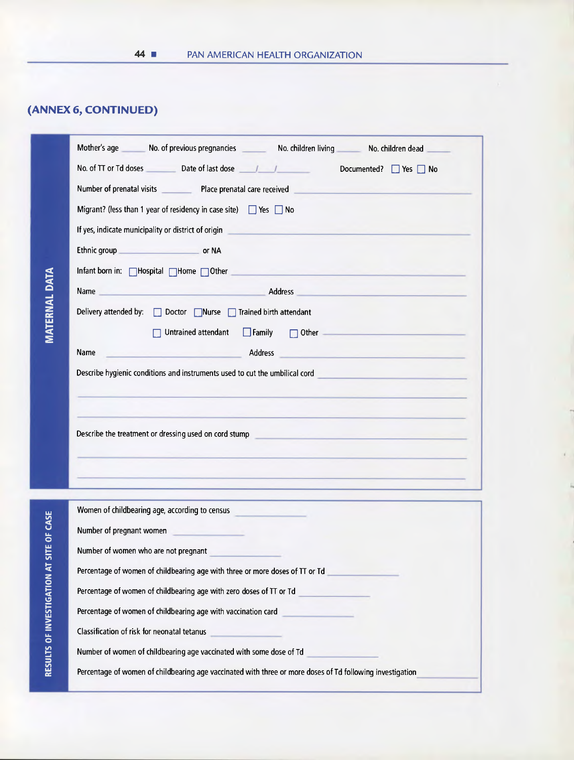## (ANNEX 6, CONTINUED)

**MATERNAL DATA**

Mother's age ______ No. of previous pregnancies ______ No. children living ______ No. children dead ______

No. of TT or Td doses ______ Date of last dose ___/___/______ Documented? ☐ Yes ☐ No

Number of prenatal visits ______ Place prenatal care received ______________________

Migrant? (less than 1 year of residency in case site) ☐ Yes ☐ No

If yes, indicate municipality or district of origin ______________________

Ethnic group ______________ or NA

Infant born in: ☐ Hospital ☐ Home ☐ Other ______________________

Name ______________________ Address ______________________

Delivery attended by: ☐ Doctor ☐ Nurse ☐ Trained birth attendant

☐ Untrained attendant ☐ Family ☐ Other ______________________

Name ______________________ Address ______________________

Describe hygienic conditions and instruments used to cut the umbilical cord ______________________

______________________________________________

______________________________________________

Describe the treatment or dressing used on cord stump ______________________

______________________________________________

______________________________________________

**RESULTS OF INVESTIGATION AT SITE OF CASE**

Women of childbearing age, according to census ______________

Number of pregnant women ______________

Number of women who are not pregnant ______________

Percentage of women of childbearing age with three or more doses of TT or Td ______________

Percentage of women of childbearing age with zero doses of TT or Td ______________

Percentage of women of childbearing age with vaccination card ______________

Classification of risk for neonatal tetanus ______________

Number of women of childbearing age vaccinated with some dose of Td ______________

Percentage of women of childbearing age vaccinated with three or more doses of Td following investigation ______________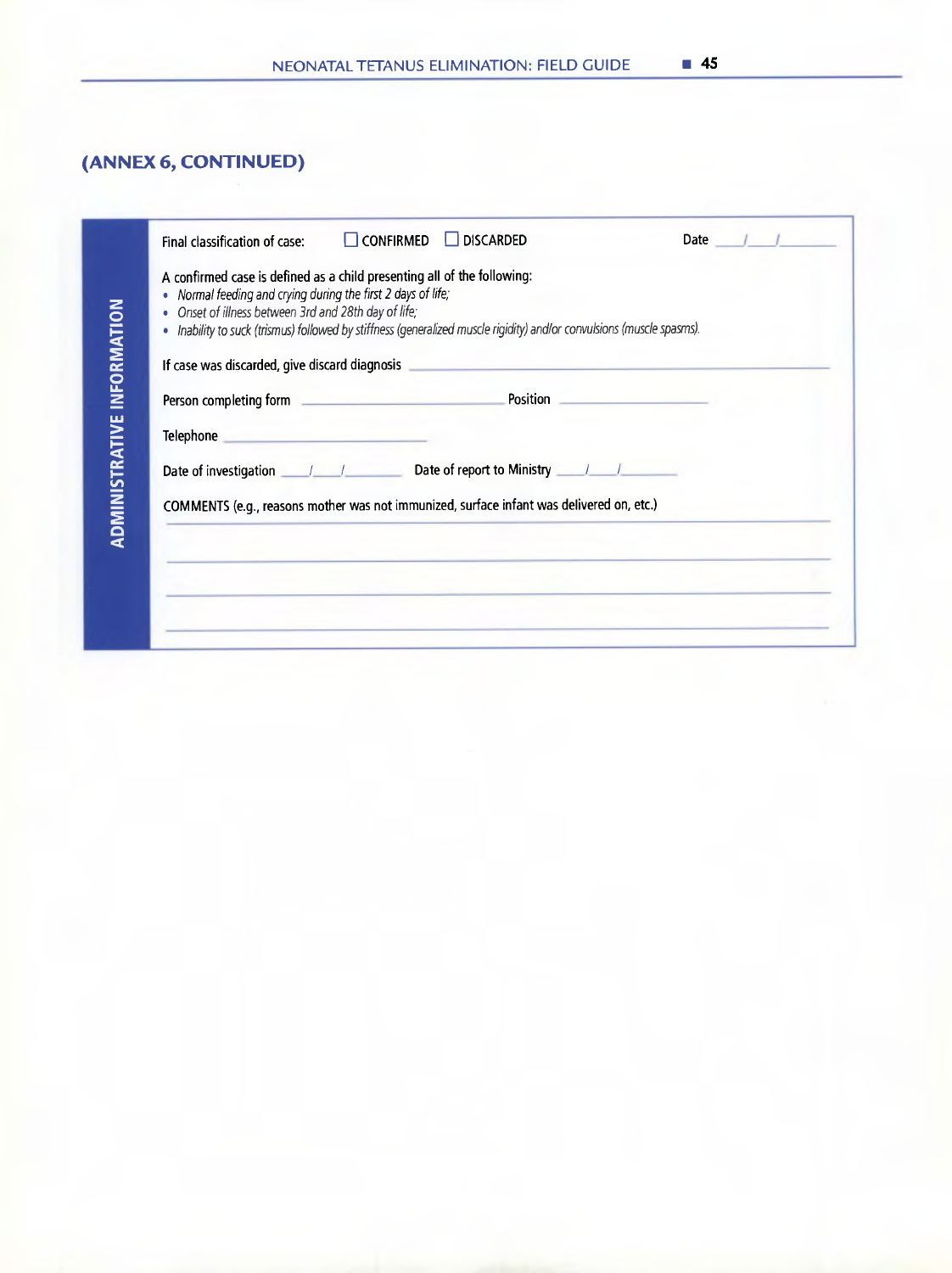## (ANNEX 6, CONTINUED)

**ADMINISTRATIVE INFORMATION**

Final classification of case: ☐ CONFIRMED ☐ DISCARDED Date ____/____/________

A confirmed case is defined as a child presenting all of the following:

- *Normal feeding and crying during the first 2 days of life;*
- *Onset of illness between 3rd and 28th day of life;*
- *Inability to suck (trismus) followed by stiffness (generalized muscle rigidity) and/or convulsions (muscle spasms).*

If case was discarded, give discard diagnosis ________________________________________________

Person completing form ______________________________ Position ____________________

Telephone ______________________________

Date of investigation ____/____/________ Date of report to Ministry ____/____/________

COMMENTS (e.g., reasons mother was not immunized, surface infant was delivered on, etc.)

________________________________________________________________________________

________________________________________________________________________________

________________________________________________________________________________

________________________________________________________________________________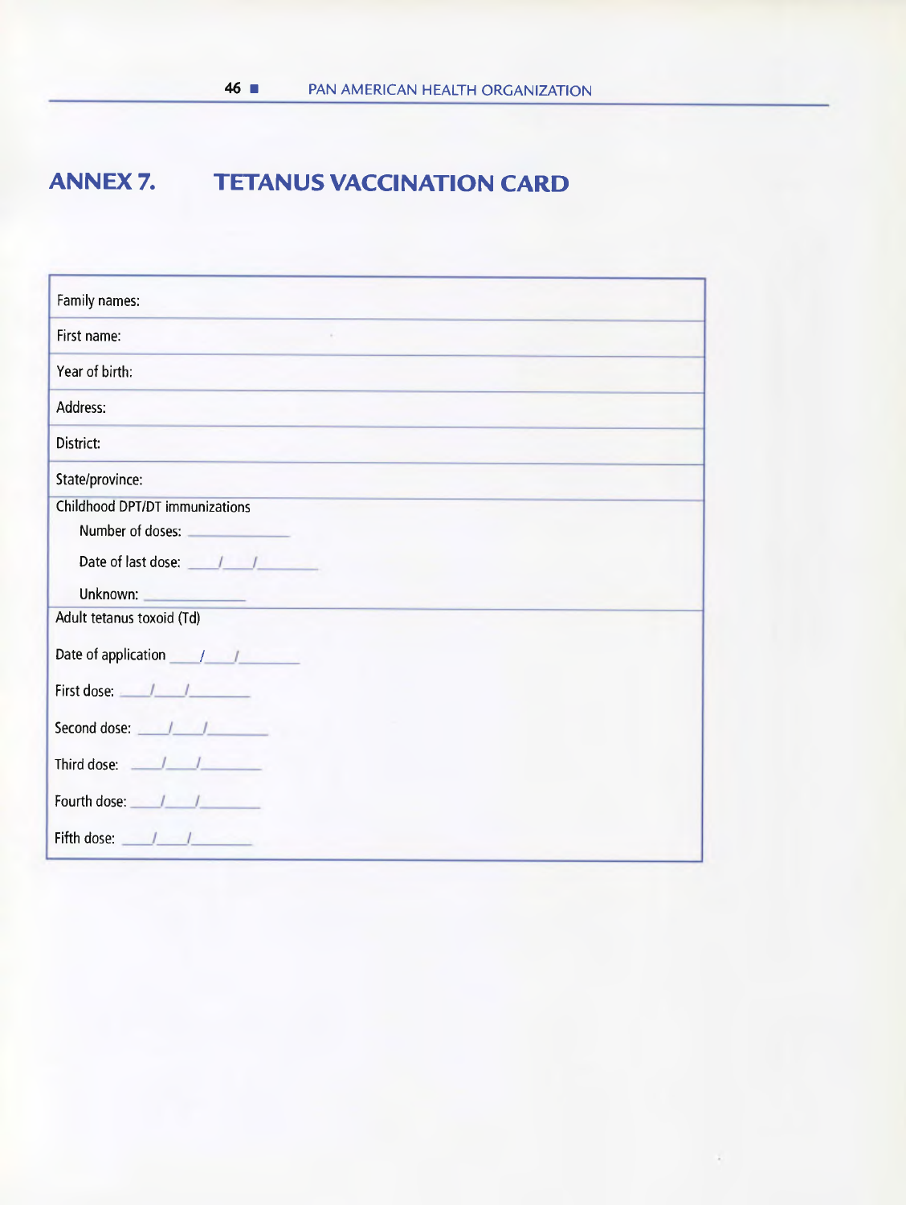# ANNEX 7. TETANUS VACCINATION CARD

| Family names: |
|---|
| First name: |
| Year of birth: |
| Address: |
| District: |
| State/province: |
| Childhood DPT/DT immunizations<br>Number of doses: ___________<br>Date of last dose: ___/___/______<br>Unknown: ___________ |
| Adult tetanus toxoid (Td)<br>Date of application ___/___/______<br>First dose: ___/___/______<br>Second dose: ___/___/______<br>Third dose: ___/___/______<br>Fourth dose: ___/___/______<br>Fifth dose: ___/___/______ |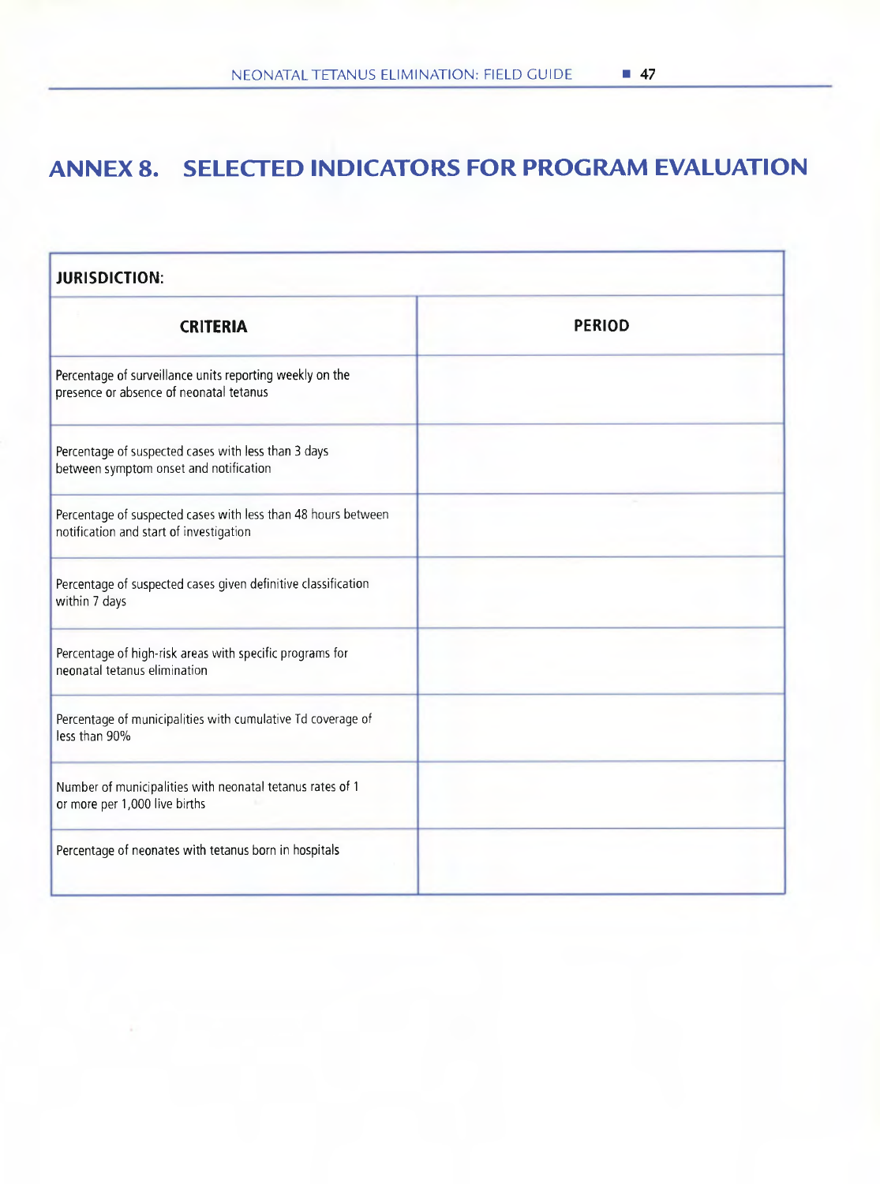# ANNEX 8. SELECTED INDICATORS FOR PROGRAM EVALUATION

| JURISDICTION: | |
|---|---|
| **CRITERIA** | **PERIOD** |
| Percentage of surveillance units reporting weekly on the presence or absence of neonatal tetanus | |
| Percentage of suspected cases with less than 3 days between symptom onset and notification | |
| Percentage of suspected cases with less than 48 hours between notification and start of investigation | |
| Percentage of suspected cases given definitive classification within 7 days | |
| Percentage of high-risk areas with specific programs for neonatal tetanus elimination | |
| Percentage of municipalities with cumulative Td coverage of less than 90% | |
| Number of municipalities with neonatal tetanus rates of 1 or more per 1,000 live births | |
| Percentage of neonates with tetanus born in hospitals | |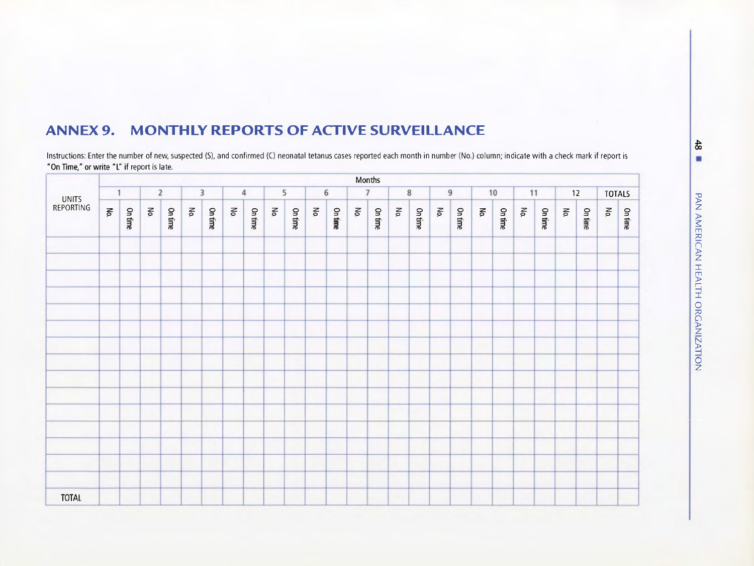## ANNEX 9. MONTHLY REPORTS OF ACTIVE SURVEILLANCE

Instructions: Enter the number of new, suspected (S), and confirmed (C) neonatal tetanus cases reported each month in number (No.) column; indicate with a check mark if report is "On Time," or write "L" if report is late.

| UNITS REPORTING | Months | | | | | | | | | | | | | | | | | | | | | | | | | |
|---|---|---|---|---|---|---|---|---|---|---|---|---|---|---|---|---|---|---|---|---|---|---|---|---|---|---|
| | 1 | | 2 | | 3 | | 4 | | 5 | | 6 | | 7 | | 8 | | 9 | | 10 | | 11 | | 12 | | TOTALS | |
| | No. | On time | No | On time | No. | On time | No | On time | No | On time | No | On time | No | On time | No. | On time | No. | On time | No. | On time | No. | On time | No. | On time | No | On time |
| | | | | | | | | | | | | | | | | | | | | | | | | | | |
| | | | | | | | | | | | | | | | | | | | | | | | | | | |
| | | | | | | | | | | | | | | | | | | | | | | | | | | |
| | | | | | | | | | | | | | | | | | | | | | | | | | | |
| | | | | | | | | | | | | | | | | | | | | | | | | | | |
| | | | | | | | | | | | | | | | | | | | | | | | | | | |
| | | | | | | | | | | | | | | | | | | | | | | | | | | |
| | | | | | | | | | | | | | | | | | | | | | | | | | | |
| | | | | | | | | | | | | | | | | | | | | | | | | | | |
| | | | | | | | | | | | | | | | | | | | | | | | | | | |
| | | | | | | | | | | | | | | | | | | | | | | | | | | |
| | | | | | | | | | | | | | | | | | | | | | | | | | | |
| | | | | | | | | | | | | | | | | | | | | | | | | | | |
| | | | | | | | | | | | | | | | | | | | | | | | | | | |
| | | | | | | | | | | | | | | | | | | | | | | | | | | |
| TOTAL | | | | | | | | | | | | | | | | | | | | | | | | | | |